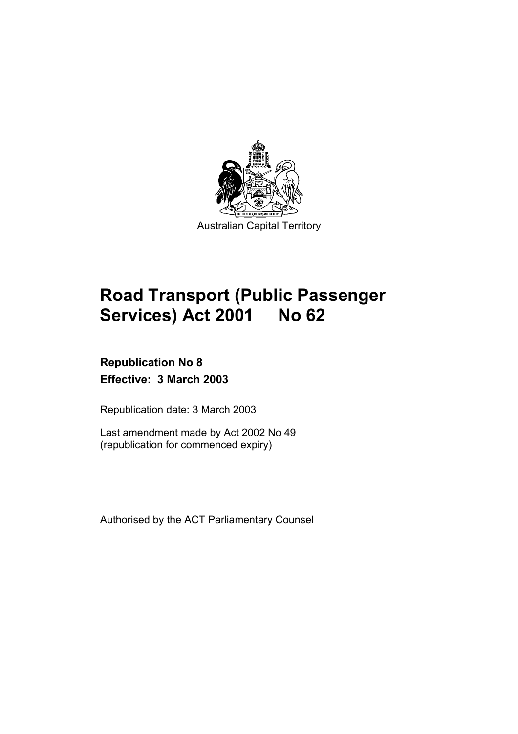Australian Capital Territory

# Road Transport (Public Passenger Services) Act 2001 No 62

**Republication No 8**

**Effective: 3 March 2003**

Republication date: 3 March 2003

Last amendment made by Act 2002 No 49
(republication for commenced expiry)

Authorised by the ACT Parliamentary Counsel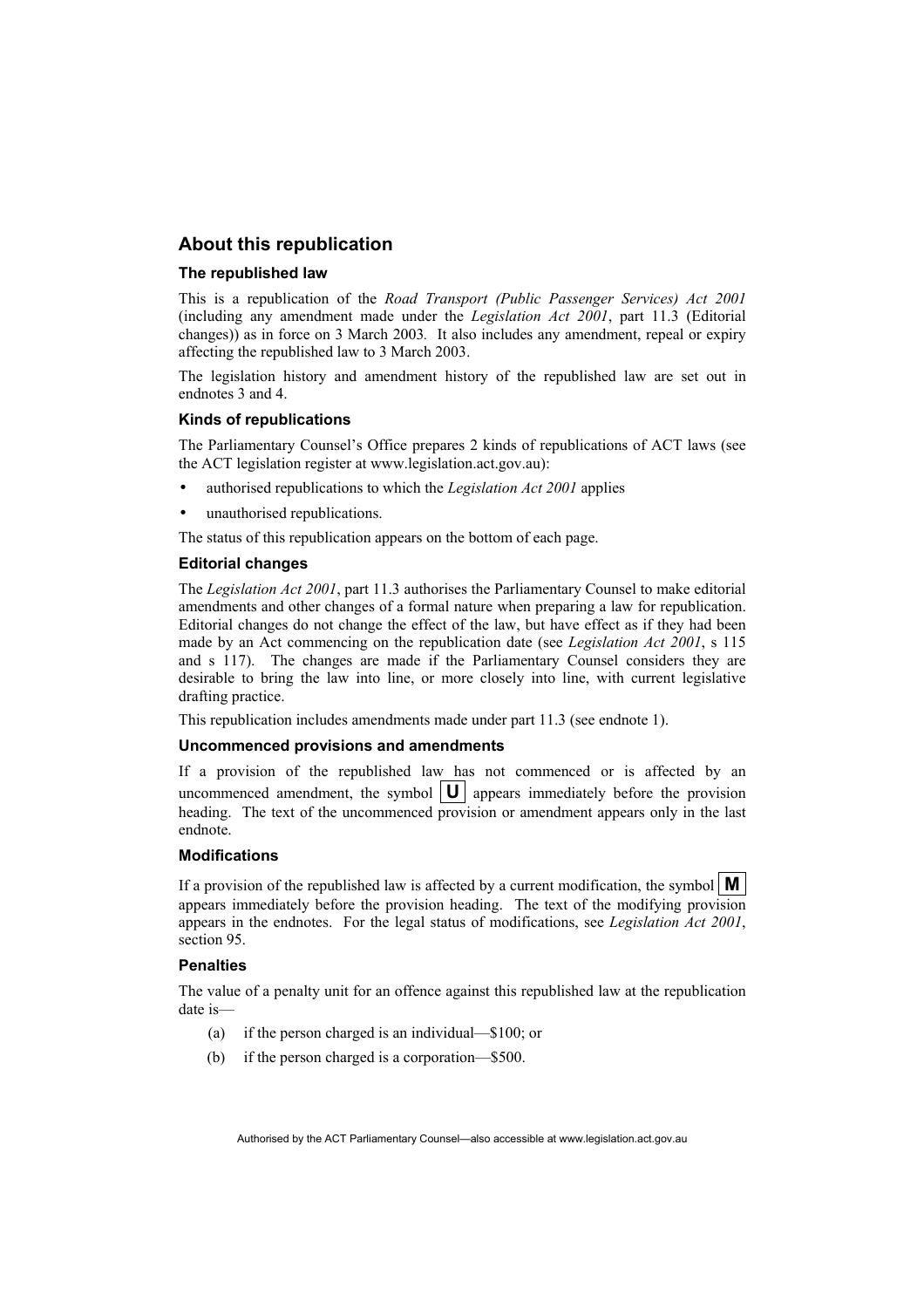## About this republication

### The republished law

This is a republication of the *Road Transport (Public Passenger Services) Act 2001* (including any amendment made under the *Legislation Act 2001*, part 11.3 (Editorial changes)) as in force on 3 March 2003. It also includes any amendment, repeal or expiry affecting the republished law to 3 March 2003.

The legislation history and amendment history of the republished law are set out in endnotes 3 and 4.

### Kinds of republications

The Parliamentary Counsel's Office prepares 2 kinds of republications of ACT laws (see the ACT legislation register at www.legislation.act.gov.au):

- authorised republications to which the *Legislation Act 2001* applies
- unauthorised republications.

The status of this republication appears on the bottom of each page.

### Editorial changes

The *Legislation Act 2001*, part 11.3 authorises the Parliamentary Counsel to make editorial amendments and other changes of a formal nature when preparing a law for republication. Editorial changes do not change the effect of the law, but have effect as if they had been made by an Act commencing on the republication date (see *Legislation Act 2001*, s 115 and s 117). The changes are made if the Parliamentary Counsel considers they are desirable to bring the law into line, or more closely into line, with current legislative drafting practice.

This republication includes amendments made under part 11.3 (see endnote 1).

### Uncommenced provisions and amendments

If a provision of the republished law has not commenced or is affected by an uncommenced amendment, the symbol **U** appears immediately before the provision heading. The text of the uncommenced provision or amendment appears only in the last endnote.

### Modifications

If a provision of the republished law is affected by a current modification, the symbol **M** appears immediately before the provision heading. The text of the modifying provision appears in the endnotes. For the legal status of modifications, see *Legislation Act 2001*, section 95.

### Penalties

The value of a penalty unit for an offence against this republished law at the republication date is—

(a) if the person charged is an individual—$100; or

(b) if the person charged is a corporation—$500.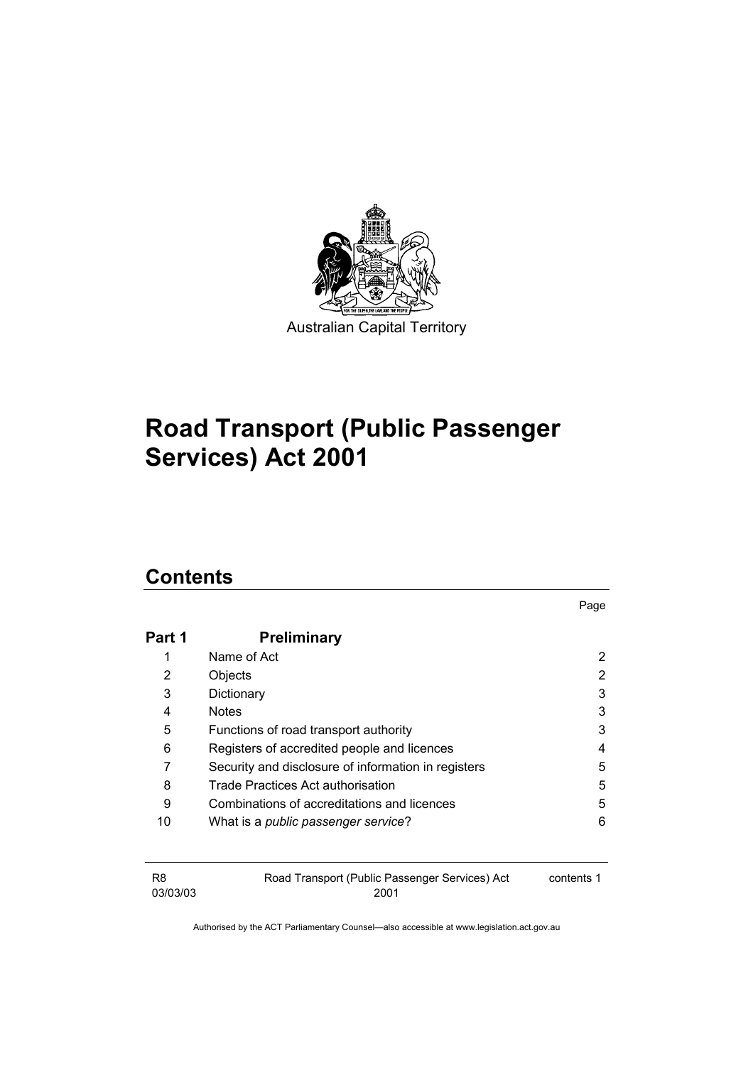Australian Capital Territory

# Road Transport (Public Passenger Services) Act 2001

## Contents

| | | Page |
|---|---|---|
| **Part 1** | **Preliminary** | |
| 1 | Name of Act | 2 |
| 2 | Objects | 2 |
| 3 | Dictionary | 3 |
| 4 | Notes | 3 |
| 5 | Functions of road transport authority | 3 |
| 6 | Registers of accredited people and licences | 4 |
| 7 | Security and disclosure of information in registers | 5 |
| 8 | Trade Practices Act authorisation | 5 |
| 9 | Combinations of accreditations and licences | 5 |
| 10 | What is a *public passenger service*? | 6 |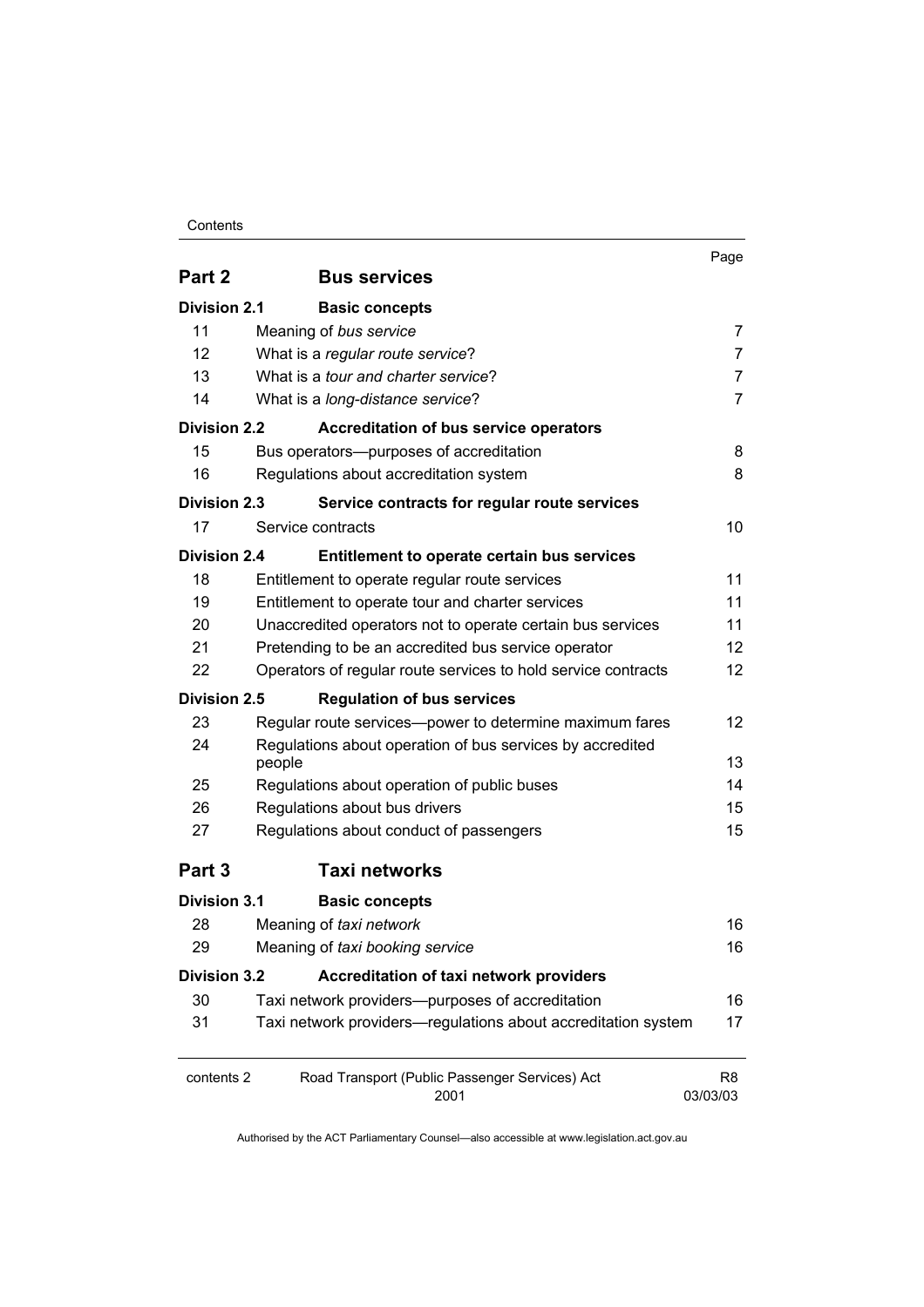| | | Page |
|---|---|---|
| **Part 2** | **Bus services** | |
| **Division 2.1** | **Basic concepts** | |
| 11 | Meaning of *bus service* | 7 |
| 12 | What is a *regular route service*? | 7 |
| 13 | What is a *tour and charter service*? | 7 |
| 14 | What is a *long-distance service*? | 7 |
| **Division 2.2** | **Accreditation of bus service operators** | |
| 15 | Bus operators—purposes of accreditation | 8 |
| 16 | Regulations about accreditation system | 8 |
| **Division 2.3** | **Service contracts for regular route services** | |
| 17 | Service contracts | 10 |
| **Division 2.4** | **Entitlement to operate certain bus services** | |
| 18 | Entitlement to operate regular route services | 11 |
| 19 | Entitlement to operate tour and charter services | 11 |
| 20 | Unaccredited operators not to operate certain bus services | 11 |
| 21 | Pretending to be an accredited bus service operator | 12 |
| 22 | Operators of regular route services to hold service contracts | 12 |
| **Division 2.5** | **Regulation of bus services** | |
| 23 | Regular route services—power to determine maximum fares | 12 |
| 24 | Regulations about operation of bus services by accredited people | 13 |
| 25 | Regulations about operation of public buses | 14 |
| 26 | Regulations about bus drivers | 15 |
| 27 | Regulations about conduct of passengers | 15 |
| **Part 3** | **Taxi networks** | |
| **Division 3.1** | **Basic concepts** | |
| 28 | Meaning of *taxi network* | 16 |
| 29 | Meaning of *taxi booking service* | 16 |
| **Division 3.2** | **Accreditation of taxi network providers** | |
| 30 | Taxi network providers—purposes of accreditation | 16 |
| 31 | Taxi network providers—regulations about accreditation system | 17 |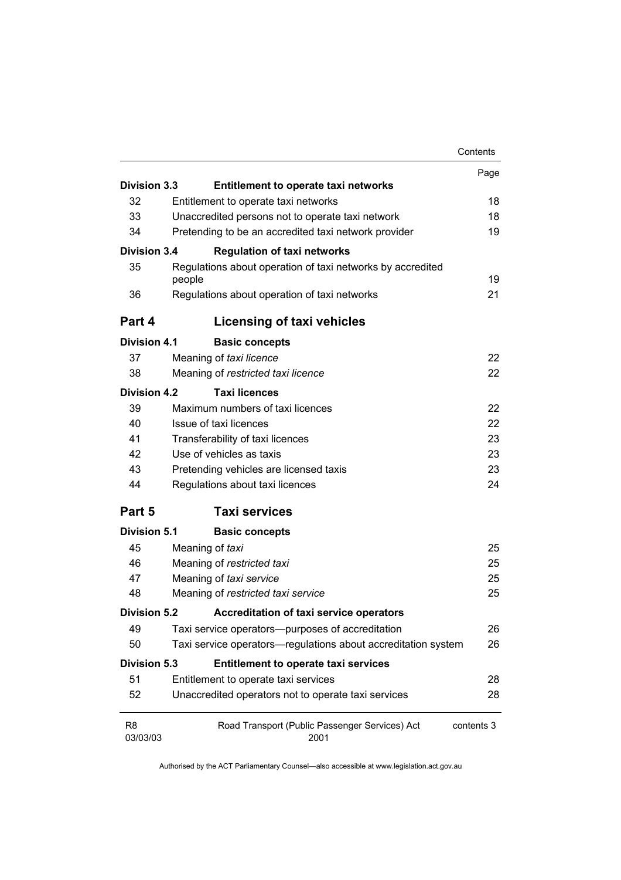| | | Page |
|---|---|---|
| **Division 3.3** | **Entitlement to operate taxi networks** | |
| 32 | Entitlement to operate taxi networks | 18 |
| 33 | Unaccredited persons not to operate taxi network | 18 |
| 34 | Pretending to be an accredited taxi network provider | 19 |
| **Division 3.4** | **Regulation of taxi networks** | |
| 35 | Regulations about operation of taxi networks by accredited people | 19 |
| 36 | Regulations about operation of taxi networks | 21 |
| **Part 4** | **Licensing of taxi vehicles** | |
| **Division 4.1** | **Basic concepts** | |
| 37 | Meaning of *taxi licence* | 22 |
| 38 | Meaning of *restricted taxi licence* | 22 |
| **Division 4.2** | **Taxi licences** | |
| 39 | Maximum numbers of taxi licences | 22 |
| 40 | Issue of taxi licences | 22 |
| 41 | Transferability of taxi licences | 23 |
| 42 | Use of vehicles as taxis | 23 |
| 43 | Pretending vehicles are licensed taxis | 23 |
| 44 | Regulations about taxi licences | 24 |
| **Part 5** | **Taxi services** | |
| **Division 5.1** | **Basic concepts** | |
| 45 | Meaning of *taxi* | 25 |
| 46 | Meaning of *restricted taxi* | 25 |
| 47 | Meaning of *taxi service* | 25 |
| 48 | Meaning of *restricted taxi service* | 25 |
| **Division 5.2** | **Accreditation of taxi service operators** | |
| 49 | Taxi service operators—purposes of accreditation | 26 |
| 50 | Taxi service operators—regulations about accreditation system | 26 |
| **Division 5.3** | **Entitlement to operate taxi services** | |
| 51 | Entitlement to operate taxi services | 28 |
| 52 | Unaccredited operators not to operate taxi services | 28 |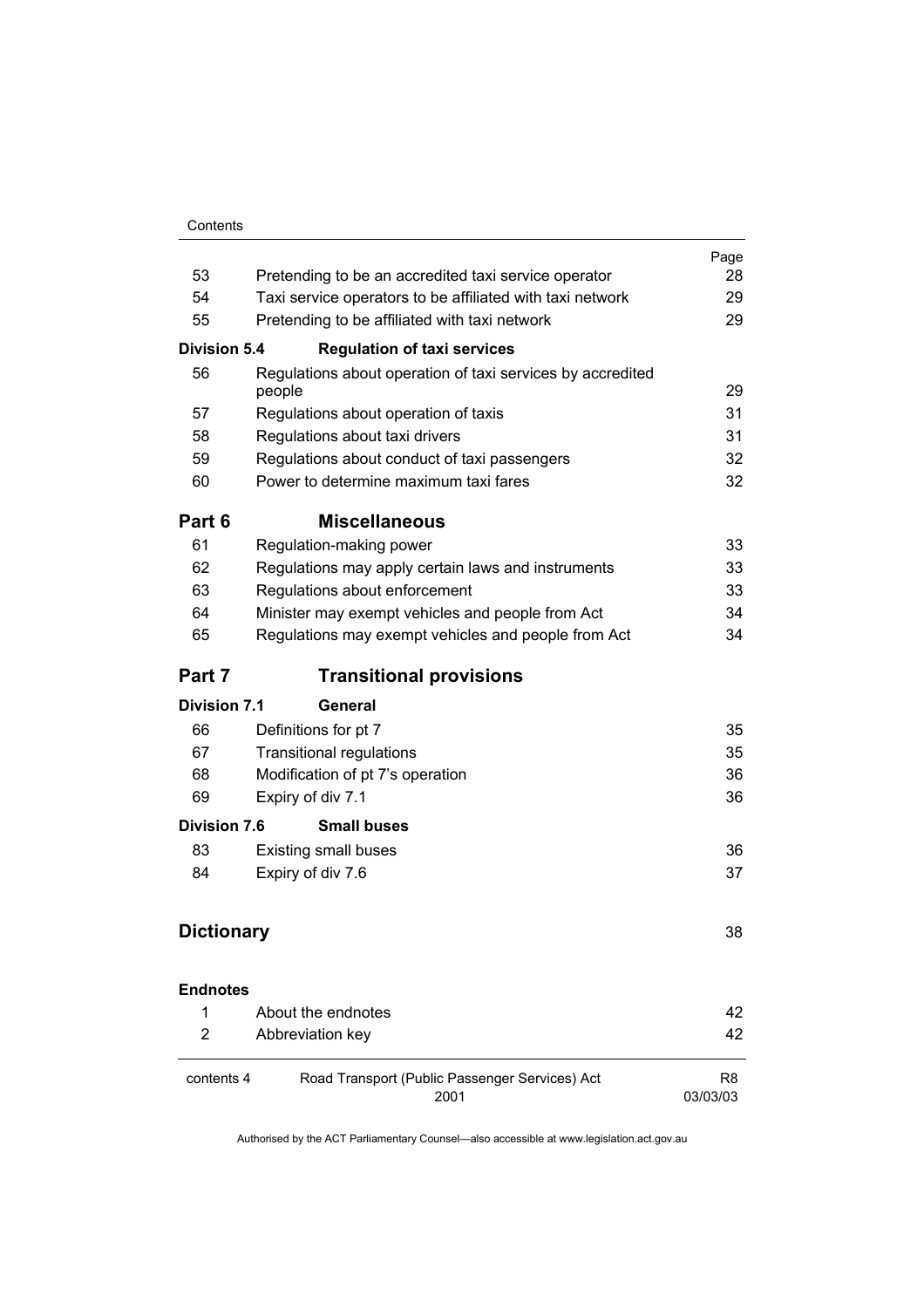| | | Page |
|---|---|---|
| 53 | Pretending to be an accredited taxi service operator | 28 |
| 54 | Taxi service operators to be affiliated with taxi network | 29 |
| 55 | Pretending to be affiliated with taxi network | 29 |
| **Division 5.4** | **Regulation of taxi services** | |
| 56 | Regulations about operation of taxi services by accredited people | 29 |
| 57 | Regulations about operation of taxis | 31 |
| 58 | Regulations about taxi drivers | 31 |
| 59 | Regulations about conduct of taxi passengers | 32 |
| 60 | Power to determine maximum taxi fares | 32 |
| **Part 6** | **Miscellaneous** | |
| 61 | Regulation-making power | 33 |
| 62 | Regulations may apply certain laws and instruments | 33 |
| 63 | Regulations about enforcement | 33 |
| 64 | Minister may exempt vehicles and people from Act | 34 |
| 65 | Regulations may exempt vehicles and people from Act | 34 |
| **Part 7** | **Transitional provisions** | |
| **Division 7.1** | **General** | |
| 66 | Definitions for pt 7 | 35 |
| 67 | Transitional regulations | 35 |
| 68 | Modification of pt 7's operation | 36 |
| 69 | Expiry of div 7.1 | 36 |
| **Division 7.6** | **Small buses** | |
| 83 | Existing small buses | 36 |
| 84 | Expiry of div 7.6 | 37 |
| **Dictionary** | | 38 |
| **Endnotes** | | |
| 1 | About the endnotes | 42 |
| 2 | Abbreviation key | 42 |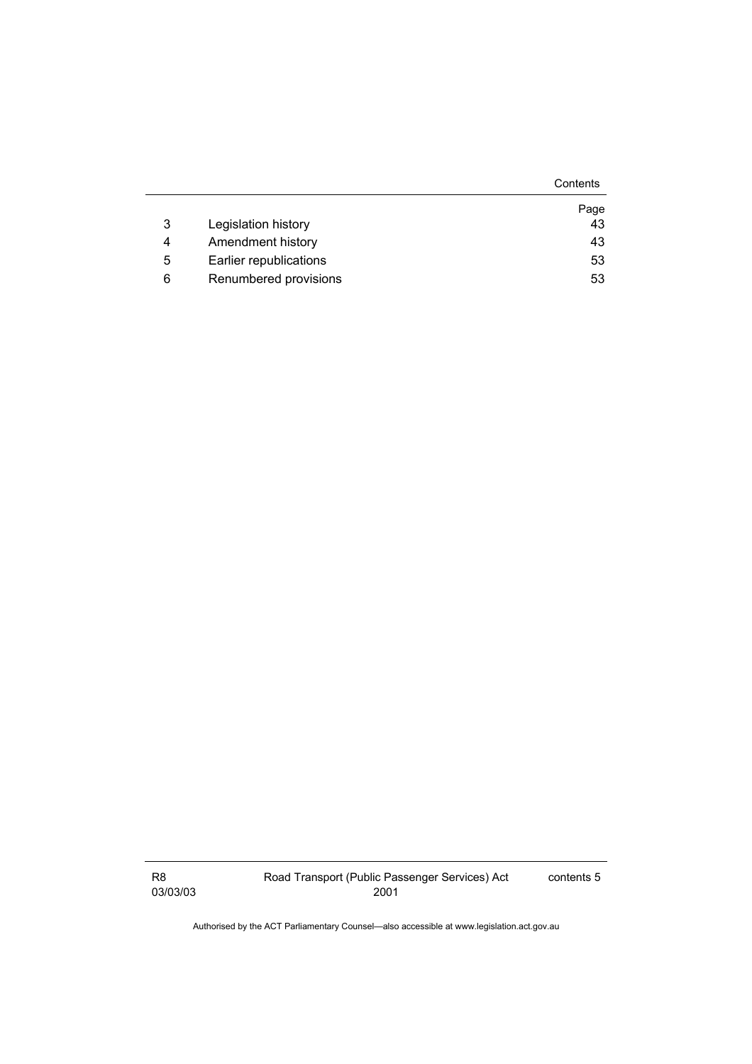| | | Page |
|---|---|---|
| 3 | Legislation history | 43 |
| 4 | Amendment history | 43 |
| 5 | Earlier republications | 53 |
| 6 | Renumbered provisions | 53 |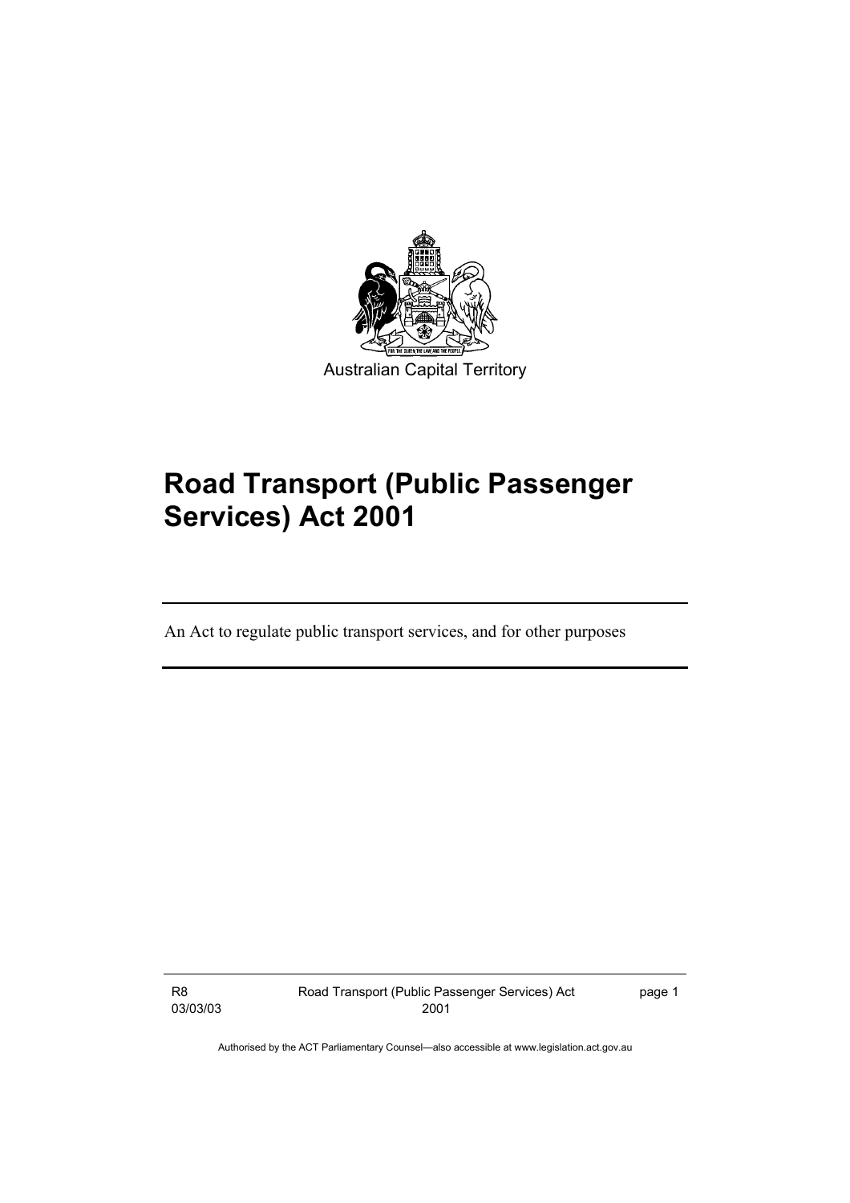Australian Capital Territory

# Road Transport (Public Passenger Services) Act 2001

An Act to regulate public transport services, and for other purposes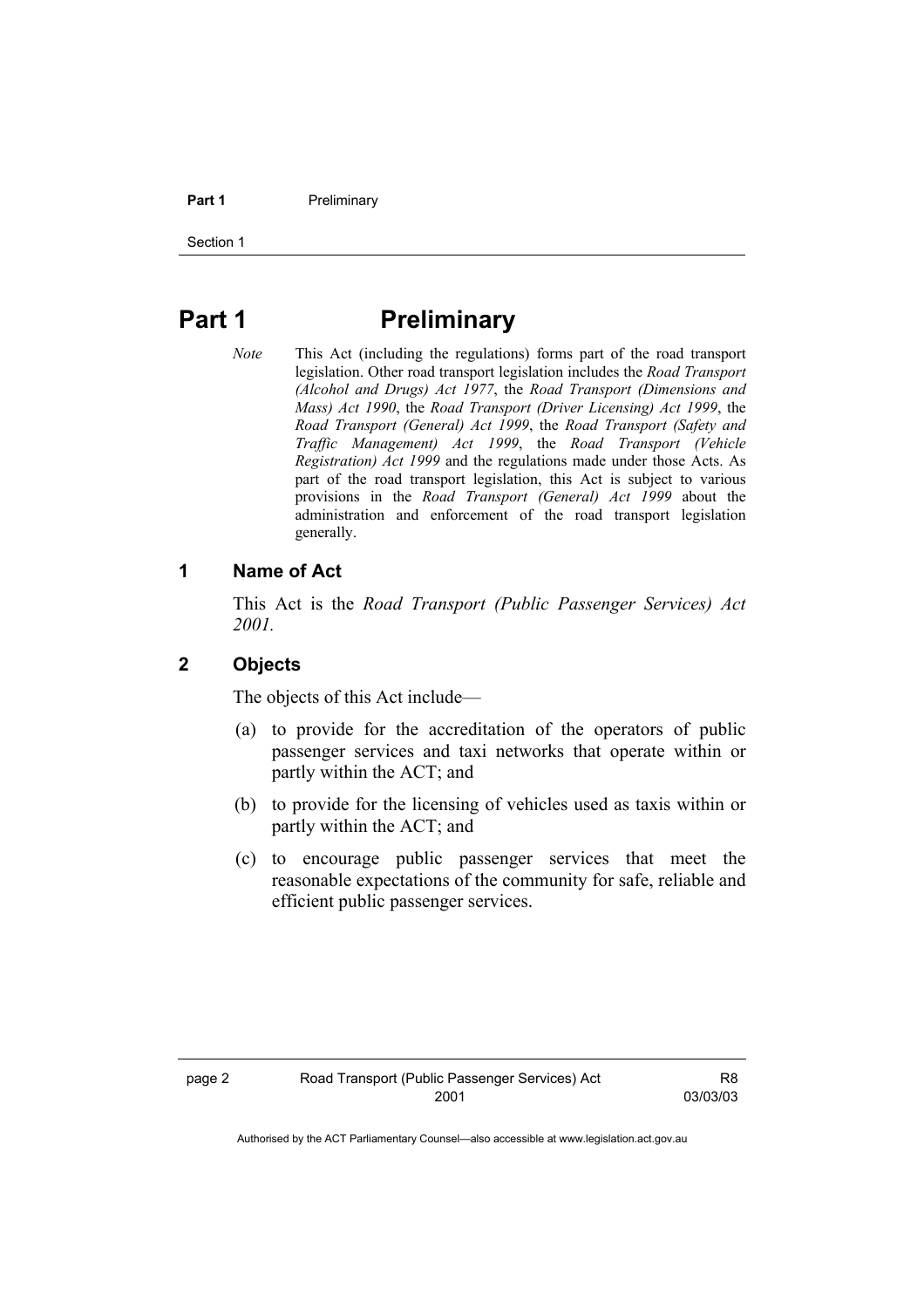# Part 1 Preliminary

*Note* This Act (including the regulations) forms part of the road transport legislation. Other road transport legislation includes the *Road Transport (Alcohol and Drugs) Act 1977*, the *Road Transport (Dimensions and Mass) Act 1990*, the *Road Transport (Driver Licensing) Act 1999*, the *Road Transport (General) Act 1999*, the *Road Transport (Safety and Traffic Management) Act 1999*, the *Road Transport (Vehicle Registration) Act 1999* and the regulations made under those Acts. As part of the road transport legislation, this Act is subject to various provisions in the *Road Transport (General) Act 1999* about the administration and enforcement of the road transport legislation generally.

## 1 Name of Act

This Act is the *Road Transport (Public Passenger Services) Act 2001.*

## 2 Objects

The objects of this Act include—

(a) to provide for the accreditation of the operators of public passenger services and taxi networks that operate within or partly within the ACT; and

(b) to provide for the licensing of vehicles used as taxis within or partly within the ACT; and

(c) to encourage public passenger services that meet the reasonable expectations of the community for safe, reliable and efficient public passenger services.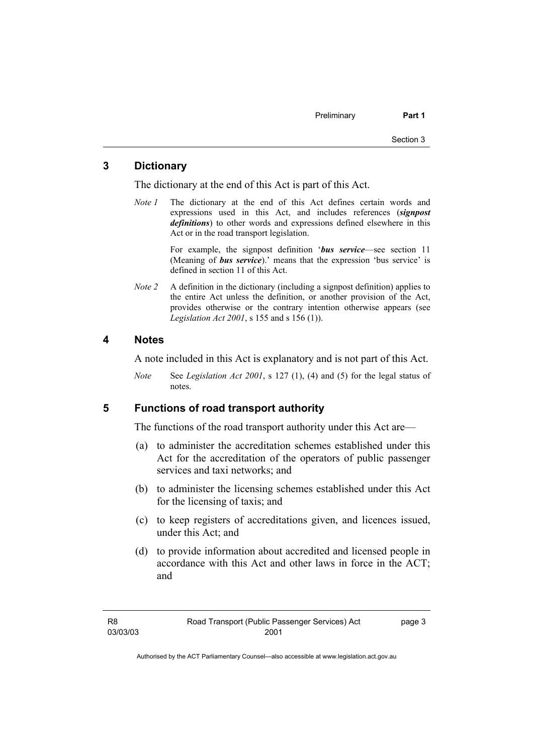## 3 Dictionary

The dictionary at the end of this Act is part of this Act.

*Note 1* The dictionary at the end of this Act defines certain words and expressions used in this Act, and includes references (***signpost definitions***) to other words and expressions defined elsewhere in this Act or in the road transport legislation.

For example, the signpost definition '***bus service***—see section 11 (Meaning of ***bus service***).' means that the expression 'bus service' is defined in section 11 of this Act.

*Note 2* A definition in the dictionary (including a signpost definition) applies to the entire Act unless the definition, or another provision of the Act, provides otherwise or the contrary intention otherwise appears (see *Legislation Act 2001*, s 155 and s 156 (1)).

## 4 Notes

A note included in this Act is explanatory and is not part of this Act.

*Note* See *Legislation Act 2001*, s 127 (1), (4) and (5) for the legal status of notes.

## 5 Functions of road transport authority

The functions of the road transport authority under this Act are—

(a) to administer the accreditation schemes established under this Act for the accreditation of the operators of public passenger services and taxi networks; and

(b) to administer the licensing schemes established under this Act for the licensing of taxis; and

(c) to keep registers of accreditations given, and licences issued, under this Act; and

(d) to provide information about accredited and licensed people in accordance with this Act and other laws in force in the ACT; and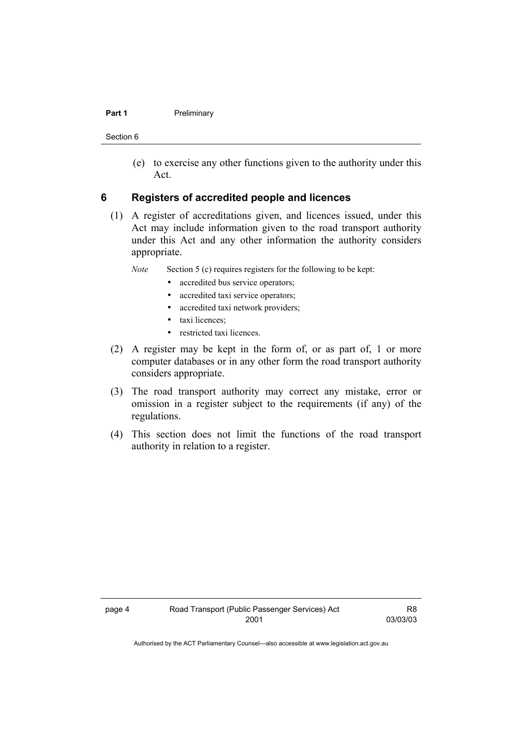(e) to exercise any other functions given to the authority under this Act.

## 6 Registers of accredited people and licences

(1) A register of accreditations given, and licences issued, under this Act may include information given to the road transport authority under this Act and any other information the authority considers appropriate.

*Note* Section 5 (c) requires registers for the following to be kept:

- accredited bus service operators;
- accredited taxi service operators;
- accredited taxi network providers;
- taxi licences;
- restricted taxi licences.

(2) A register may be kept in the form of, or as part of, 1 or more computer databases or in any other form the road transport authority considers appropriate.

(3) The road transport authority may correct any mistake, error or omission in a register subject to the requirements (if any) of the regulations.

(4) This section does not limit the functions of the road transport authority in relation to a register.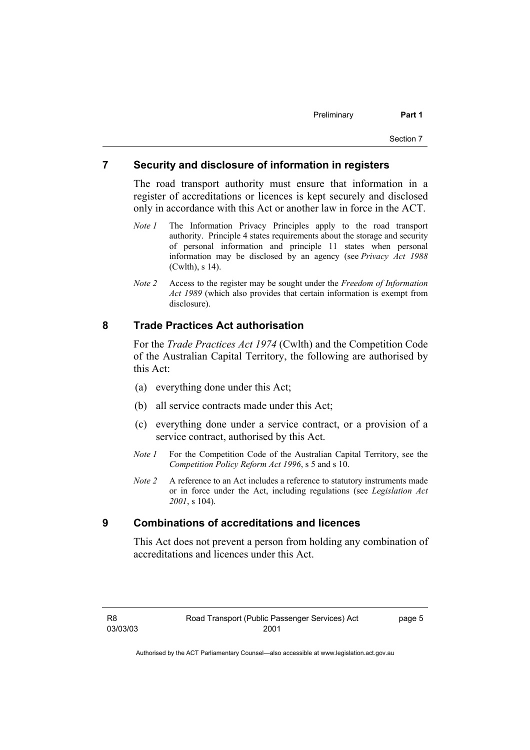## 7 Security and disclosure of information in registers

The road transport authority must ensure that information in a register of accreditations or licences is kept securely and disclosed only in accordance with this Act or another law in force in the ACT.

*Note 1* The Information Privacy Principles apply to the road transport authority. Principle 4 states requirements about the storage and security of personal information and principle 11 states when personal information may be disclosed by an agency (see *Privacy Act 1988* (Cwlth), s 14).

*Note 2* Access to the register may be sought under the *Freedom of Information Act 1989* (which also provides that certain information is exempt from disclosure).

## 8 Trade Practices Act authorisation

For the *Trade Practices Act 1974* (Cwlth) and the Competition Code of the Australian Capital Territory, the following are authorised by this Act:

(a) everything done under this Act;

(b) all service contracts made under this Act;

(c) everything done under a service contract, or a provision of a service contract, authorised by this Act.

*Note 1* For the Competition Code of the Australian Capital Territory, see the *Competition Policy Reform Act 1996*, s 5 and s 10.

*Note 2* A reference to an Act includes a reference to statutory instruments made or in force under the Act, including regulations (see *Legislation Act 2001*, s 104).

## 9 Combinations of accreditations and licences

This Act does not prevent a person from holding any combination of accreditations and licences under this Act.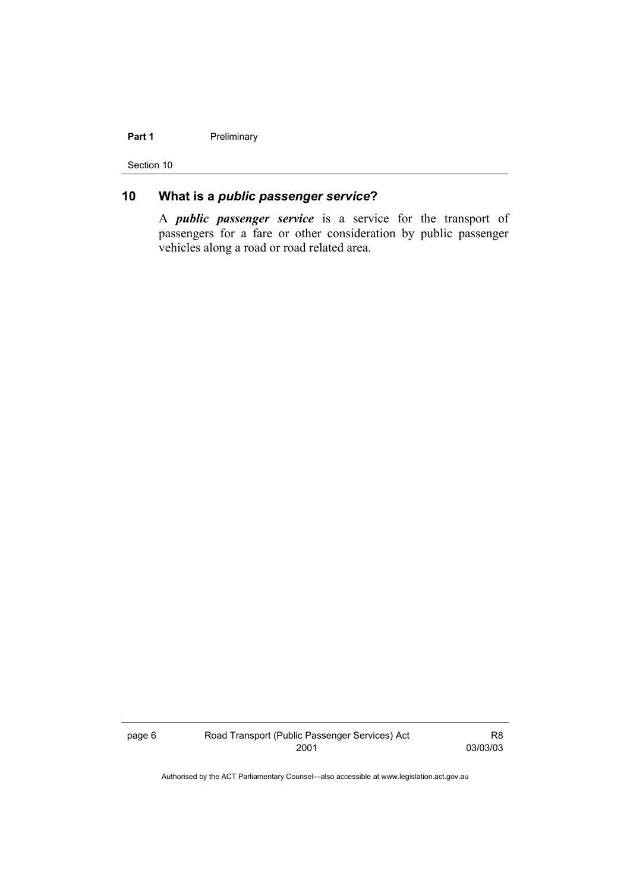## 10 What is a *public passenger service*?

A ***public passenger service*** is a service for the transport of passengers for a fare or other consideration by public passenger vehicles along a road or road related area.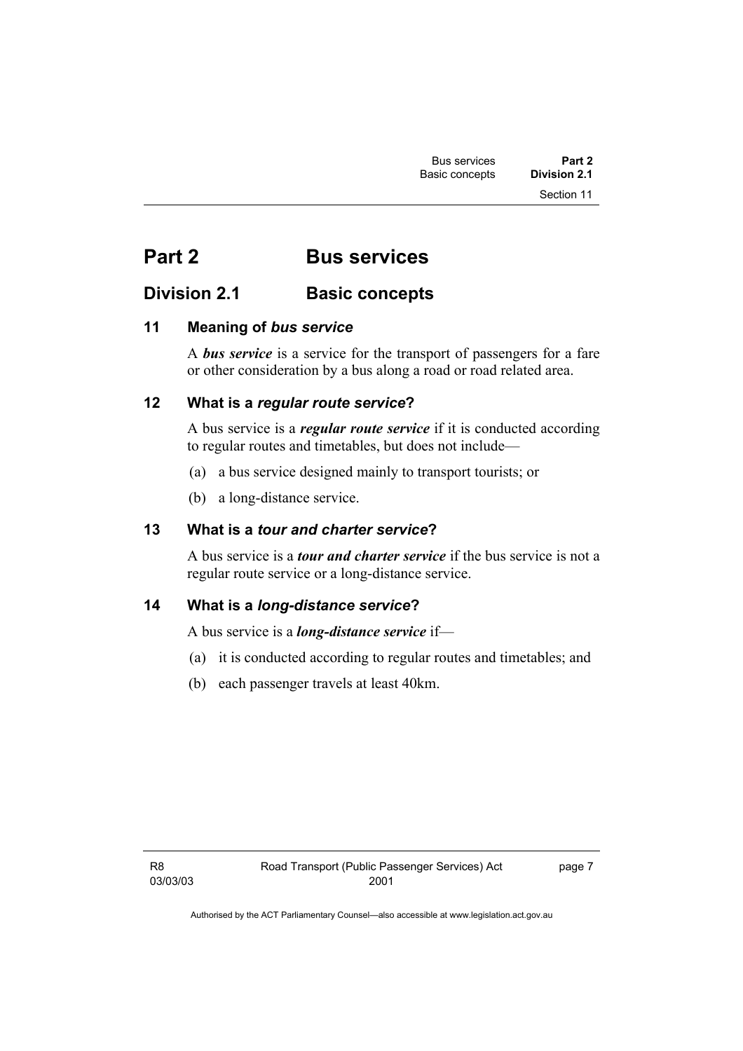# Part 2 Bus services

## Division 2.1 Basic concepts

### 11 Meaning of *bus service*

A ***bus service*** is a service for the transport of passengers for a fare or other consideration by a bus along a road or road related area.

### 12 What is a *regular route service*?

A bus service is a ***regular route service*** if it is conducted according to regular routes and timetables, but does not include—

(a) a bus service designed mainly to transport tourists; or

(b) a long-distance service.

### 13 What is a *tour and charter service*?

A bus service is a ***tour and charter service*** if the bus service is not a regular route service or a long-distance service.

### 14 What is a *long-distance service*?

A bus service is a ***long-distance service*** if—

(a) it is conducted according to regular routes and timetables; and

(b) each passenger travels at least 40km.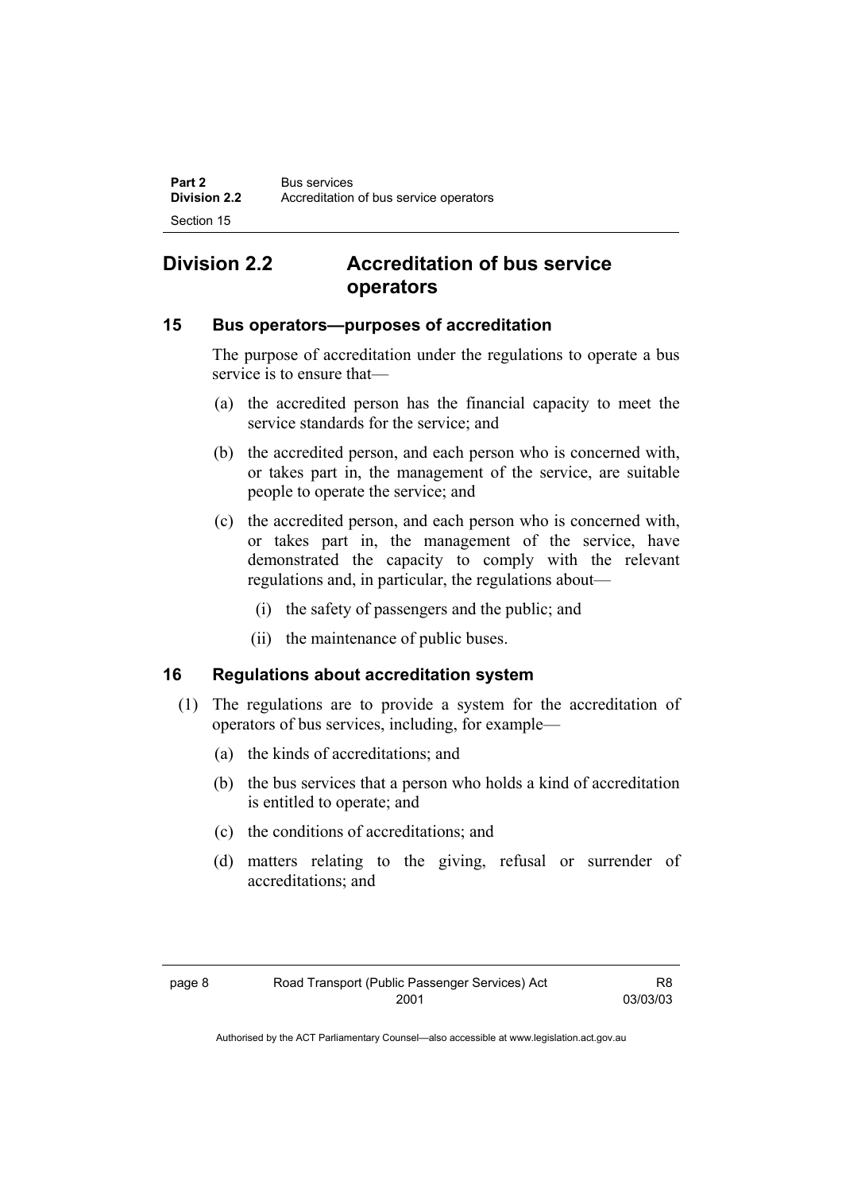## Division 2.2 Accreditation of bus service operators

### 15 Bus operators—purposes of accreditation

The purpose of accreditation under the regulations to operate a bus service is to ensure that—

(a) the accredited person has the financial capacity to meet the service standards for the service; and

(b) the accredited person, and each person who is concerned with, or takes part in, the management of the service, are suitable people to operate the service; and

(c) the accredited person, and each person who is concerned with, or takes part in, the management of the service, have demonstrated the capacity to comply with the relevant regulations and, in particular, the regulations about—

(i) the safety of passengers and the public; and

(ii) the maintenance of public buses.

### 16 Regulations about accreditation system

(1) The regulations are to provide a system for the accreditation of operators of bus services, including, for example—

(a) the kinds of accreditations; and

(b) the bus services that a person who holds a kind of accreditation is entitled to operate; and

(c) the conditions of accreditations; and

(d) matters relating to the giving, refusal or surrender of accreditations; and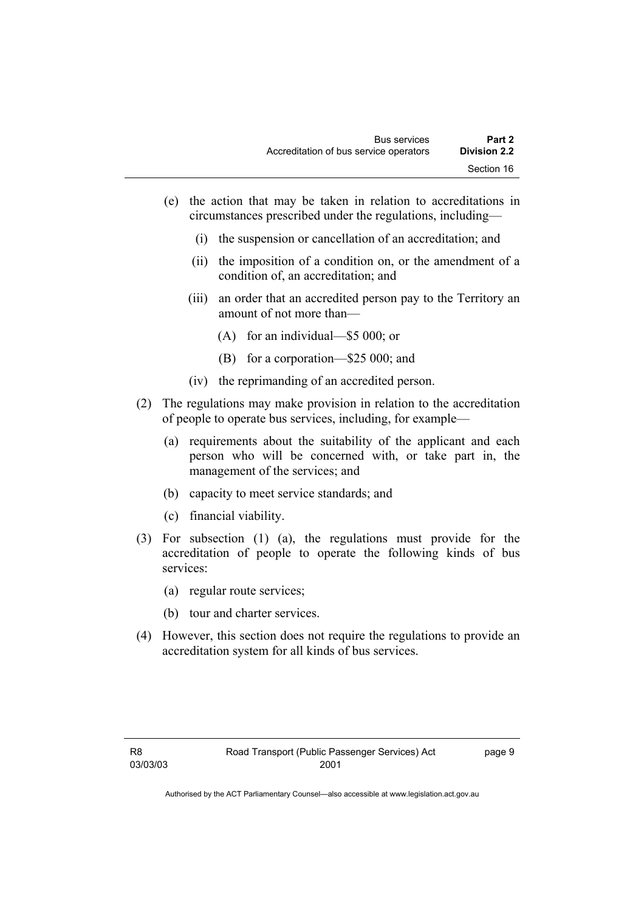(e) the action that may be taken in relation to accreditations in circumstances prescribed under the regulations, including—

  (i) the suspension or cancellation of an accreditation; and

  (ii) the imposition of a condition on, or the amendment of a condition of, an accreditation; and

  (iii) an order that an accredited person pay to the Territory an amount of not more than—

    (A) for an individual—$5 000; or

    (B) for a corporation—$25 000; and

  (iv) the reprimanding of an accredited person.

(2) The regulations may make provision in relation to the accreditation of people to operate bus services, including, for example—

  (a) requirements about the suitability of the applicant and each person who will be concerned with, or take part in, the management of the services; and

  (b) capacity to meet service standards; and

  (c) financial viability.

(3) For subsection (1) (a), the regulations must provide for the accreditation of people to operate the following kinds of bus services:

  (a) regular route services;

  (b) tour and charter services.

(4) However, this section does not require the regulations to provide an accreditation system for all kinds of bus services.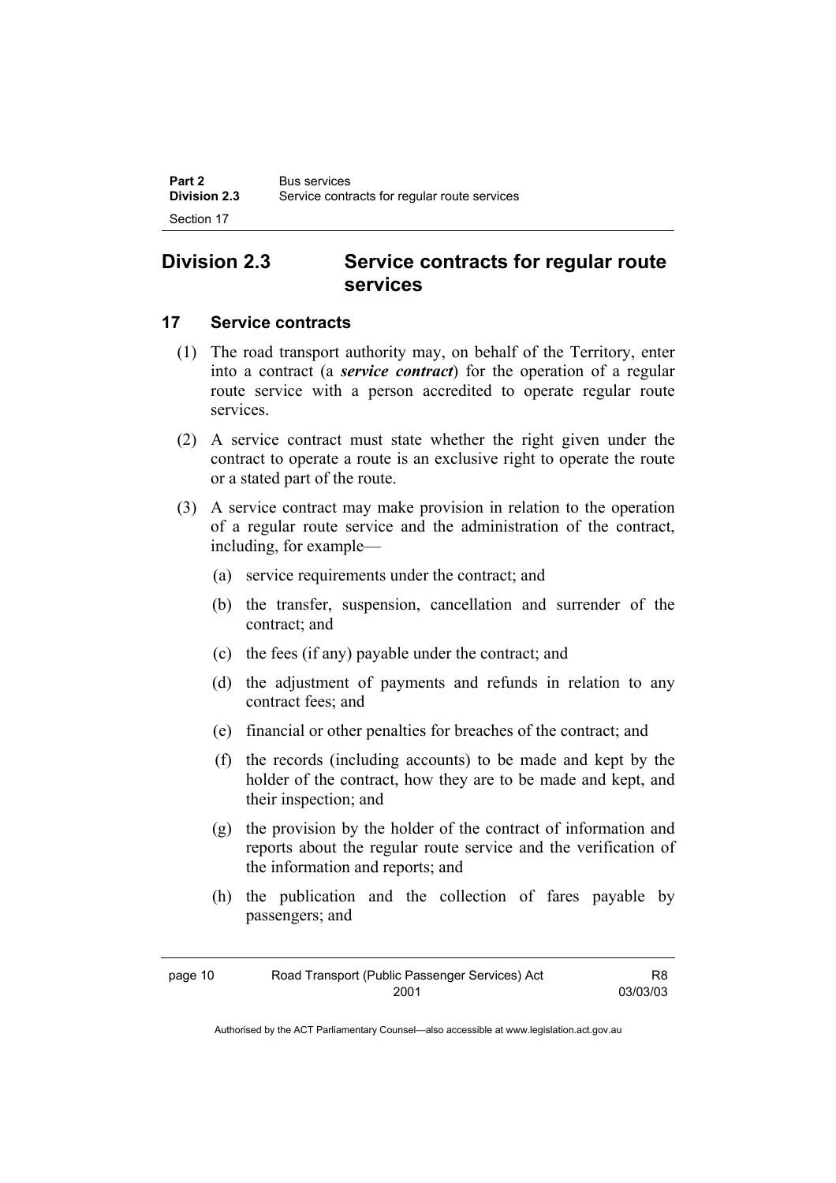## Division 2.3 Service contracts for regular route services

### 17 Service contracts

(1) The road transport authority may, on behalf of the Territory, enter into a contract (a ***service contract***) for the operation of a regular route service with a person accredited to operate regular route services.

(2) A service contract must state whether the right given under the contract to operate a route is an exclusive right to operate the route or a stated part of the route.

(3) A service contract may make provision in relation to the operation of a regular route service and the administration of the contract, including, for example—

(a) service requirements under the contract; and

(b) the transfer, suspension, cancellation and surrender of the contract; and

(c) the fees (if any) payable under the contract; and

(d) the adjustment of payments and refunds in relation to any contract fees; and

(e) financial or other penalties for breaches of the contract; and

(f) the records (including accounts) to be made and kept by the holder of the contract, how they are to be made and kept, and their inspection; and

(g) the provision by the holder of the contract of information and reports about the regular route service and the verification of the information and reports; and

(h) the publication and the collection of fares payable by passengers; and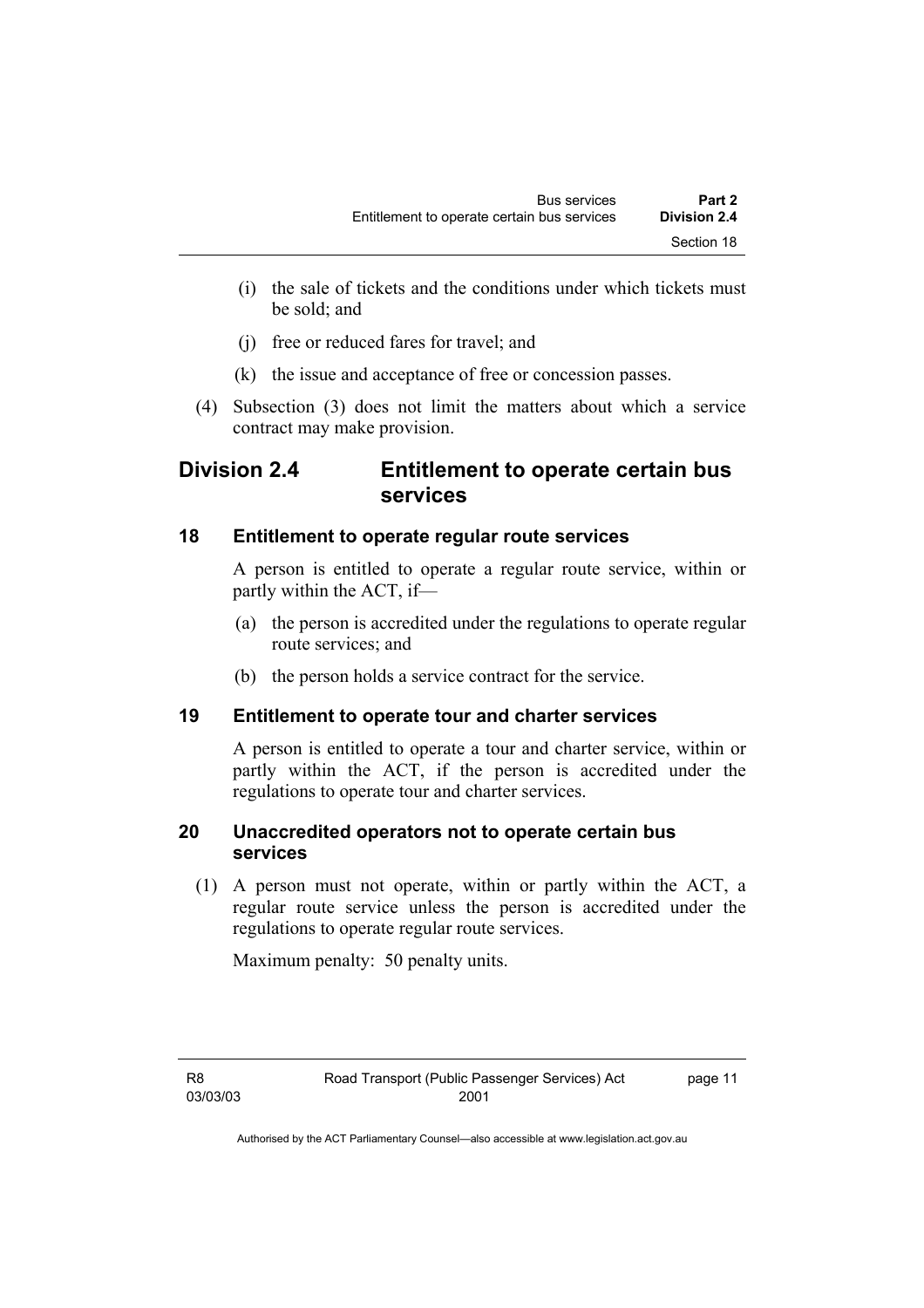(i) the sale of tickets and the conditions under which tickets must be sold; and

(j) free or reduced fares for travel; and

(k) the issue and acceptance of free or concession passes.

(4) Subsection (3) does not limit the matters about which a service contract may make provision.

## Division 2.4 Entitlement to operate certain bus services

### 18 Entitlement to operate regular route services

A person is entitled to operate a regular route service, within or partly within the ACT, if—

(a) the person is accredited under the regulations to operate regular route services; and

(b) the person holds a service contract for the service.

### 19 Entitlement to operate tour and charter services

A person is entitled to operate a tour and charter service, within or partly within the ACT, if the person is accredited under the regulations to operate tour and charter services.

### 20 Unaccredited operators not to operate certain bus services

(1) A person must not operate, within or partly within the ACT, a regular route service unless the person is accredited under the regulations to operate regular route services.

Maximum penalty: 50 penalty units.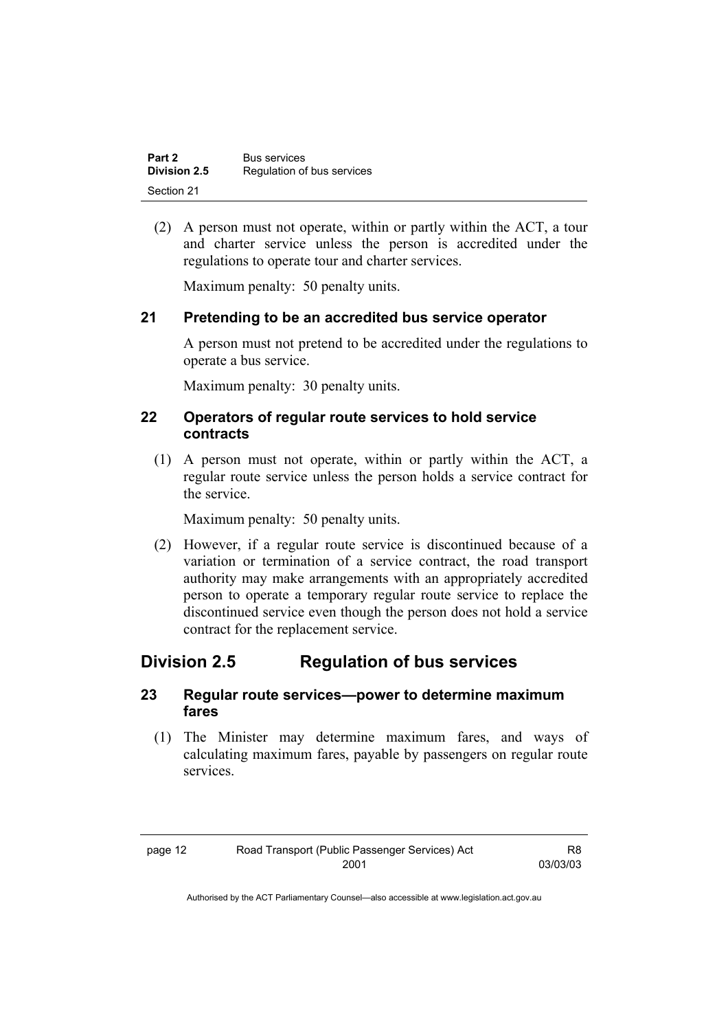(2) A person must not operate, within or partly within the ACT, a tour and charter service unless the person is accredited under the regulations to operate tour and charter services.

Maximum penalty: 50 penalty units.

### 21 Pretending to be an accredited bus service operator

A person must not pretend to be accredited under the regulations to operate a bus service.

Maximum penalty: 30 penalty units.

### 22 Operators of regular route services to hold service contracts

(1) A person must not operate, within or partly within the ACT, a regular route service unless the person holds a service contract for the service.

Maximum penalty: 50 penalty units.

(2) However, if a regular route service is discontinued because of a variation or termination of a service contract, the road transport authority may make arrangements with an appropriately accredited person to operate a temporary regular route service to replace the discontinued service even though the person does not hold a service contract for the replacement service.

## Division 2.5 Regulation of bus services

### 23 Regular route services—power to determine maximum fares

(1) The Minister may determine maximum fares, and ways of calculating maximum fares, payable by passengers on regular route services.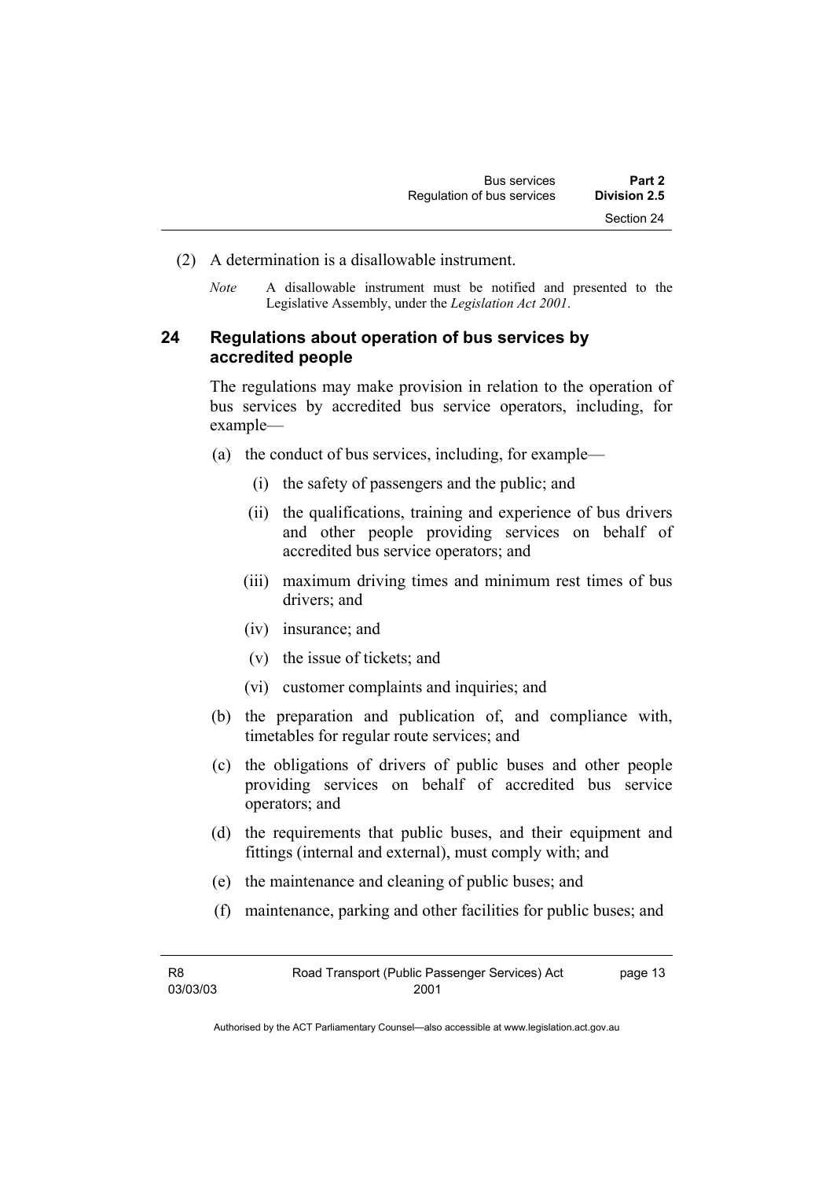(2) A determination is a disallowable instrument.

*Note* A disallowable instrument must be notified and presented to the Legislative Assembly, under the *Legislation Act 2001*.

### 24 Regulations about operation of bus services by accredited people

The regulations may make provision in relation to the operation of bus services by accredited bus service operators, including, for example—

(a) the conduct of bus services, including, for example—

  (i) the safety of passengers and the public; and

  (ii) the qualifications, training and experience of bus drivers and other people providing services on behalf of accredited bus service operators; and

  (iii) maximum driving times and minimum rest times of bus drivers; and

  (iv) insurance; and

  (v) the issue of tickets; and

  (vi) customer complaints and inquiries; and

(b) the preparation and publication of, and compliance with, timetables for regular route services; and

(c) the obligations of drivers of public buses and other people providing services on behalf of accredited bus service operators; and

(d) the requirements that public buses, and their equipment and fittings (internal and external), must comply with; and

(e) the maintenance and cleaning of public buses; and

(f) maintenance, parking and other facilities for public buses; and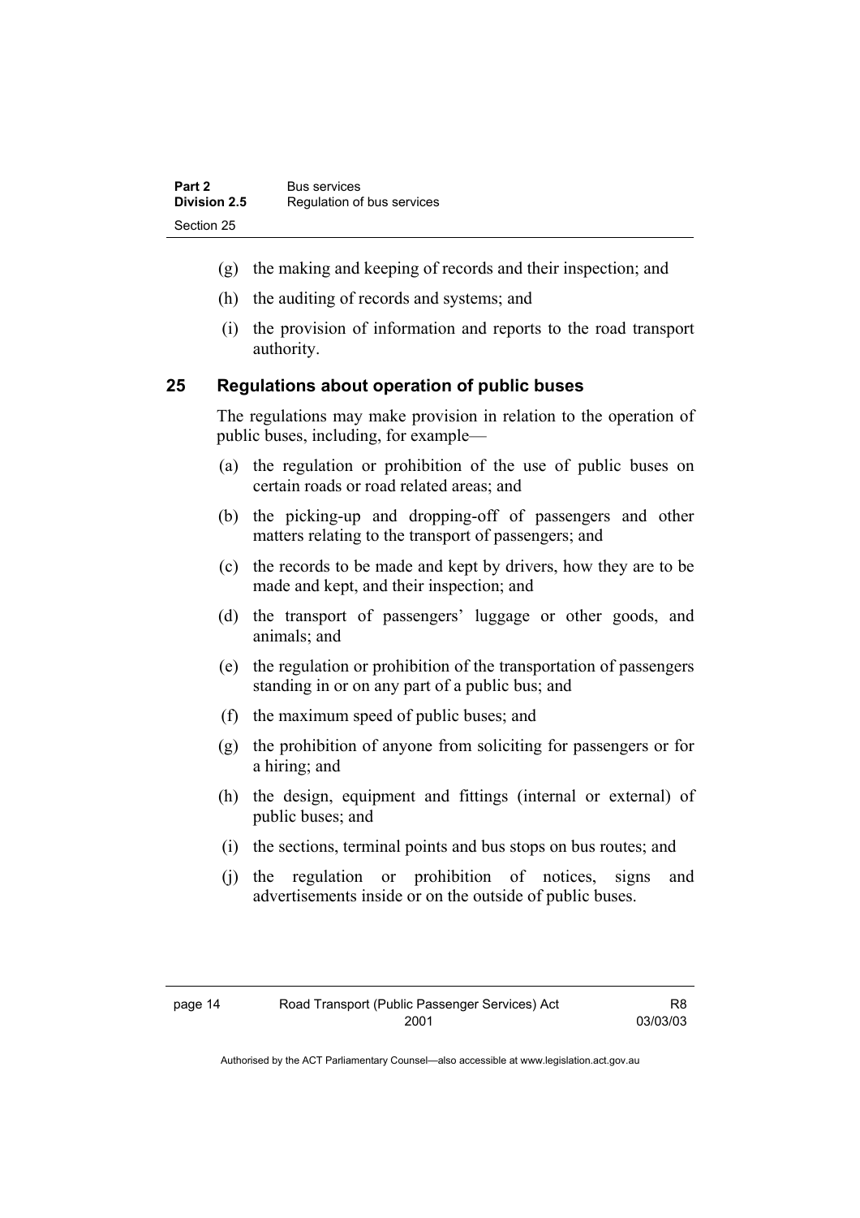(g) the making and keeping of records and their inspection; and

(h) the auditing of records and systems; and

(i) the provision of information and reports to the road transport authority.

### 25 Regulations about operation of public buses

The regulations may make provision in relation to the operation of public buses, including, for example—

(a) the regulation or prohibition of the use of public buses on certain roads or road related areas; and

(b) the picking-up and dropping-off of passengers and other matters relating to the transport of passengers; and

(c) the records to be made and kept by drivers, how they are to be made and kept, and their inspection; and

(d) the transport of passengers' luggage or other goods, and animals; and

(e) the regulation or prohibition of the transportation of passengers standing in or on any part of a public bus; and

(f) the maximum speed of public buses; and

(g) the prohibition of anyone from soliciting for passengers or for a hiring; and

(h) the design, equipment and fittings (internal or external) of public buses; and

(i) the sections, terminal points and bus stops on bus routes; and

(j) the regulation or prohibition of notices, signs and advertisements inside or on the outside of public buses.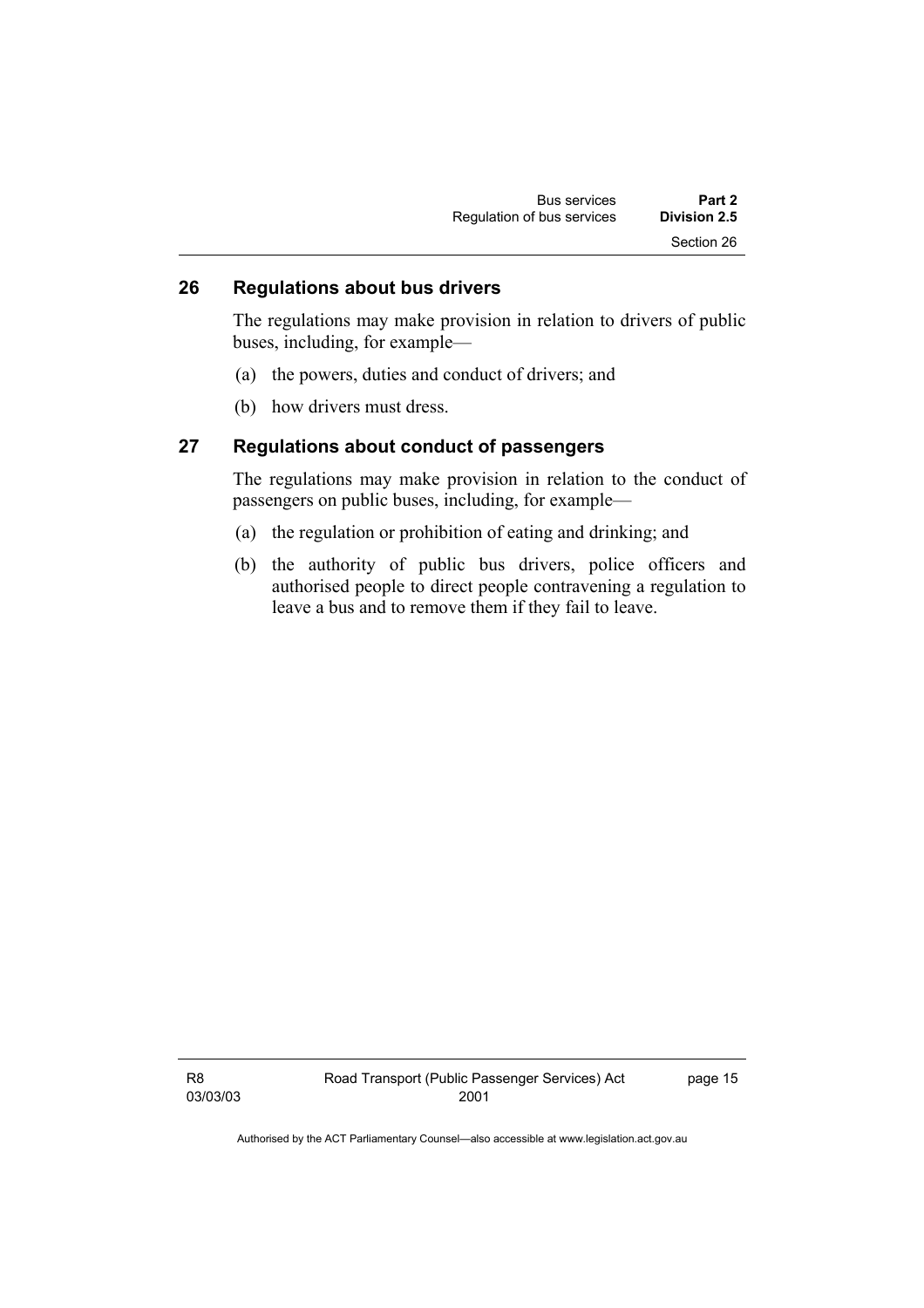## 26 Regulations about bus drivers

The regulations may make provision in relation to drivers of public buses, including, for example—

(a) the powers, duties and conduct of drivers; and

(b) how drivers must dress.

## 27 Regulations about conduct of passengers

The regulations may make provision in relation to the conduct of passengers on public buses, including, for example—

(a) the regulation or prohibition of eating and drinking; and

(b) the authority of public bus drivers, police officers and authorised people to direct people contravening a regulation to leave a bus and to remove them if they fail to leave.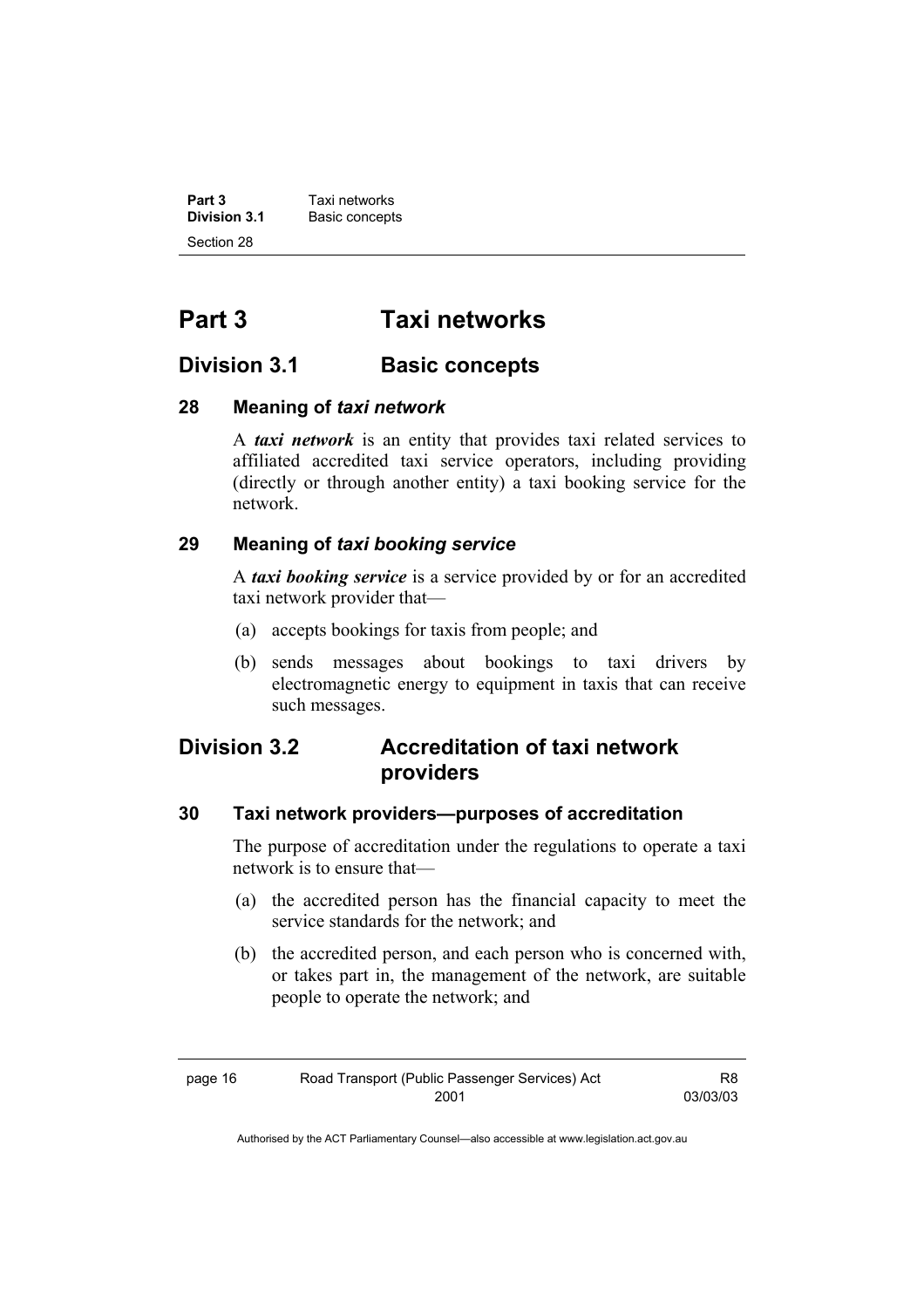# Part 3 Taxi networks

## Division 3.1 Basic concepts

### 28 Meaning of *taxi network*

A ***taxi network*** is an entity that provides taxi related services to affiliated accredited taxi service operators, including providing (directly or through another entity) a taxi booking service for the network.

### 29 Meaning of *taxi booking service*

A ***taxi booking service*** is a service provided by or for an accredited taxi network provider that—

(a) accepts bookings for taxis from people; and

(b) sends messages about bookings to taxi drivers by electromagnetic energy to equipment in taxis that can receive such messages.

## Division 3.2 Accreditation of taxi network providers

### 30 Taxi network providers—purposes of accreditation

The purpose of accreditation under the regulations to operate a taxi network is to ensure that—

(a) the accredited person has the financial capacity to meet the service standards for the network; and

(b) the accredited person, and each person who is concerned with, or takes part in, the management of the network, are suitable people to operate the network; and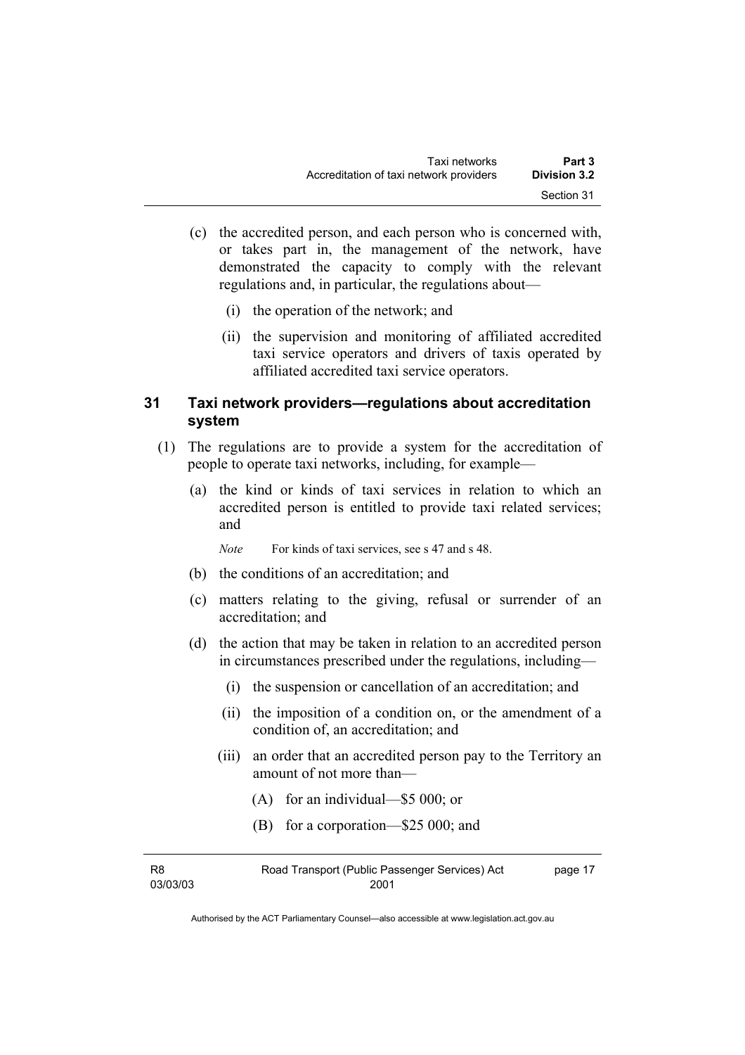(c) the accredited person, and each person who is concerned with, or takes part in, the management of the network, have demonstrated the capacity to comply with the relevant regulations and, in particular, the regulations about—

 (i) the operation of the network; and

 (ii) the supervision and monitoring of affiliated accredited taxi service operators and drivers of taxis operated by affiliated accredited taxi service operators.

## 31 Taxi network providers—regulations about accreditation system

(1) The regulations are to provide a system for the accreditation of people to operate taxi networks, including, for example—

 (a) the kind or kinds of taxi services in relation to which an accredited person is entitled to provide taxi related services; and

 *Note* For kinds of taxi services, see s 47 and s 48.

 (b) the conditions of an accreditation; and

 (c) matters relating to the giving, refusal or surrender of an accreditation; and

 (d) the action that may be taken in relation to an accredited person in circumstances prescribed under the regulations, including—

  (i) the suspension or cancellation of an accreditation; and

  (ii) the imposition of a condition on, or the amendment of a condition of, an accreditation; and

  (iii) an order that an accredited person pay to the Territory an amount of not more than—

   (A) for an individual—$5 000; or

   (B) for a corporation—$25 000; and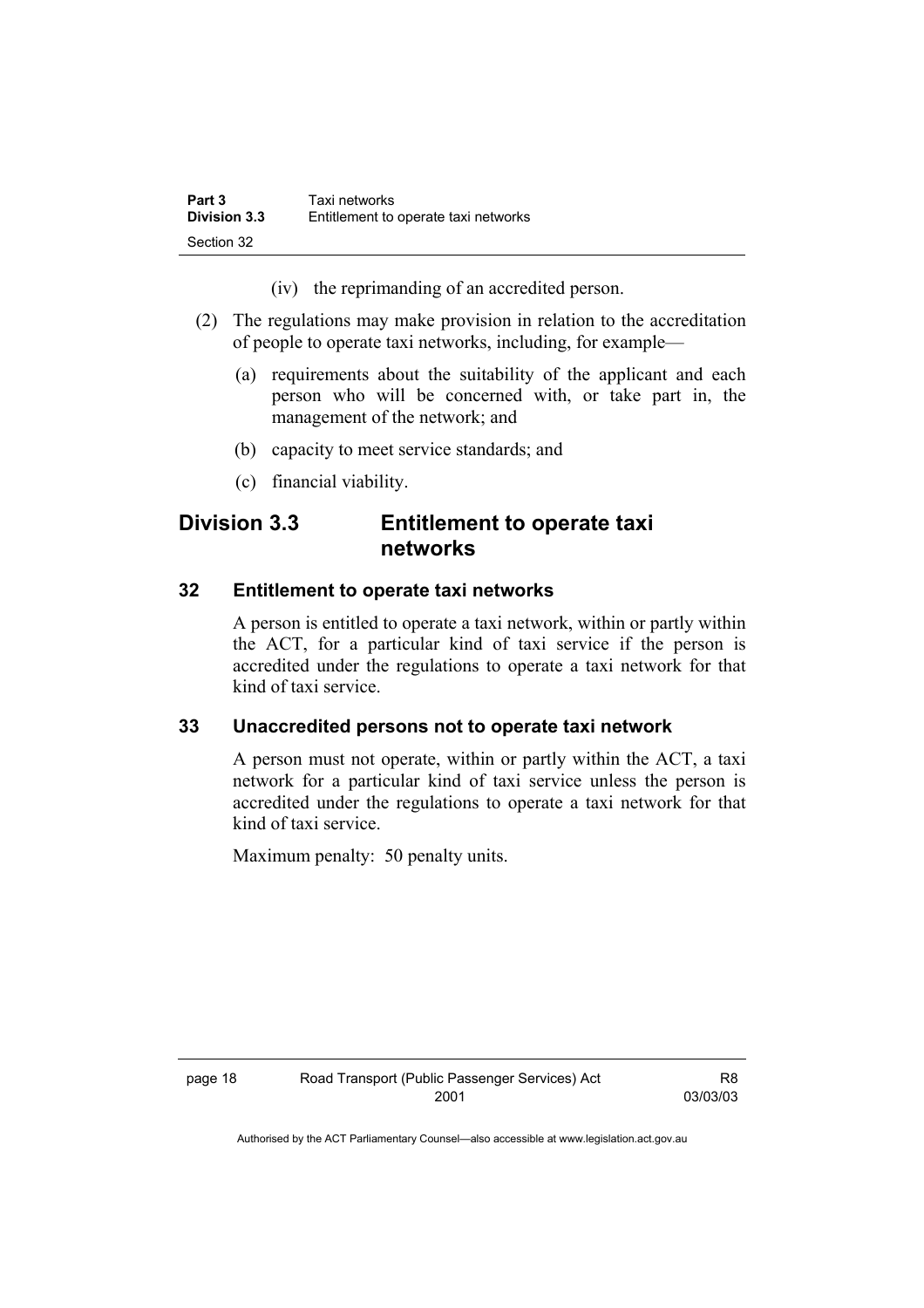(iv) the reprimanding of an accredited person.

(2) The regulations may make provision in relation to the accreditation of people to operate taxi networks, including, for example—

(a) requirements about the suitability of the applicant and each person who will be concerned with, or take part in, the management of the network; and

(b) capacity to meet service standards; and

(c) financial viability.

## Division 3.3 Entitlement to operate taxi networks

### 32 Entitlement to operate taxi networks

A person is entitled to operate a taxi network, within or partly within the ACT, for a particular kind of taxi service if the person is accredited under the regulations to operate a taxi network for that kind of taxi service.

### 33 Unaccredited persons not to operate taxi network

A person must not operate, within or partly within the ACT, a taxi network for a particular kind of taxi service unless the person is accredited under the regulations to operate a taxi network for that kind of taxi service.

Maximum penalty: 50 penalty units.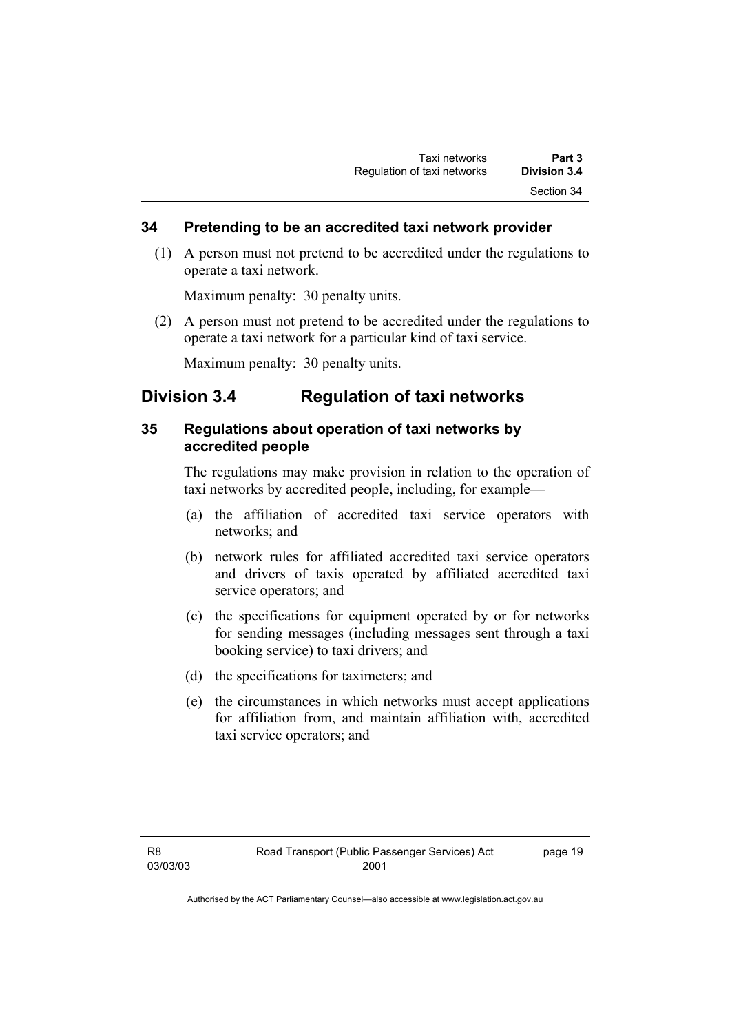### 34 Pretending to be an accredited taxi network provider

(1) A person must not pretend to be accredited under the regulations to operate a taxi network.

Maximum penalty: 30 penalty units.

(2) A person must not pretend to be accredited under the regulations to operate a taxi network for a particular kind of taxi service.

Maximum penalty: 30 penalty units.

## Division 3.4 Regulation of taxi networks

### 35 Regulations about operation of taxi networks by accredited people

The regulations may make provision in relation to the operation of taxi networks by accredited people, including, for example—

(a) the affiliation of accredited taxi service operators with networks; and

(b) network rules for affiliated accredited taxi service operators and drivers of taxis operated by affiliated accredited taxi service operators; and

(c) the specifications for equipment operated by or for networks for sending messages (including messages sent through a taxi booking service) to taxi drivers; and

(d) the specifications for taximeters; and

(e) the circumstances in which networks must accept applications for affiliation from, and maintain affiliation with, accredited taxi service operators; and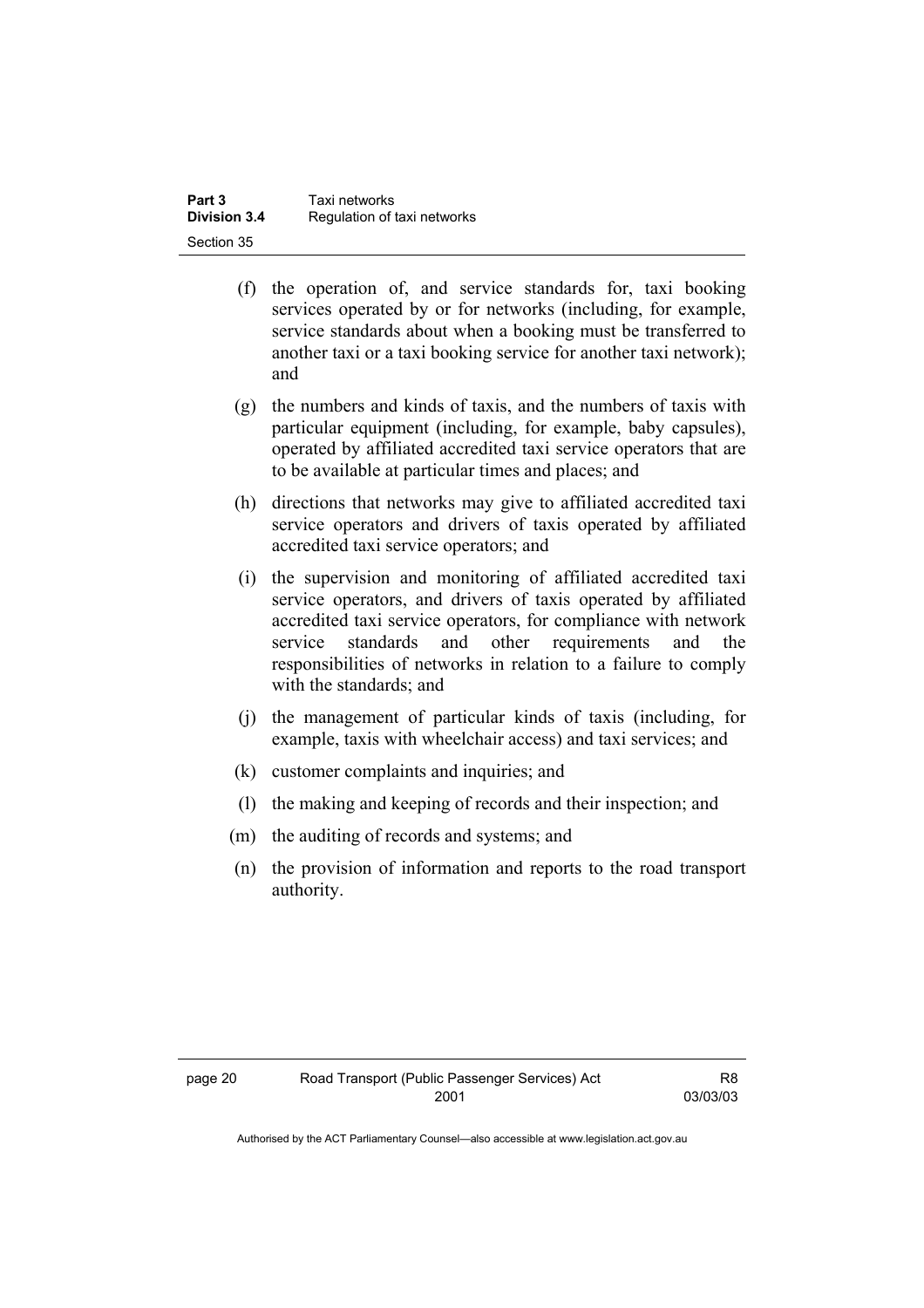(f) the operation of, and service standards for, taxi booking services operated by or for networks (including, for example, service standards about when a booking must be transferred to another taxi or a taxi booking service for another taxi network); and

(g) the numbers and kinds of taxis, and the numbers of taxis with particular equipment (including, for example, baby capsules), operated by affiliated accredited taxi service operators that are to be available at particular times and places; and

(h) directions that networks may give to affiliated accredited taxi service operators and drivers of taxis operated by affiliated accredited taxi service operators; and

(i) the supervision and monitoring of affiliated accredited taxi service operators, and drivers of taxis operated by affiliated accredited taxi service operators, for compliance with network service standards and other requirements and the responsibilities of networks in relation to a failure to comply with the standards; and

(j) the management of particular kinds of taxis (including, for example, taxis with wheelchair access) and taxi services; and

(k) customer complaints and inquiries; and

(l) the making and keeping of records and their inspection; and

(m) the auditing of records and systems; and

(n) the provision of information and reports to the road transport authority.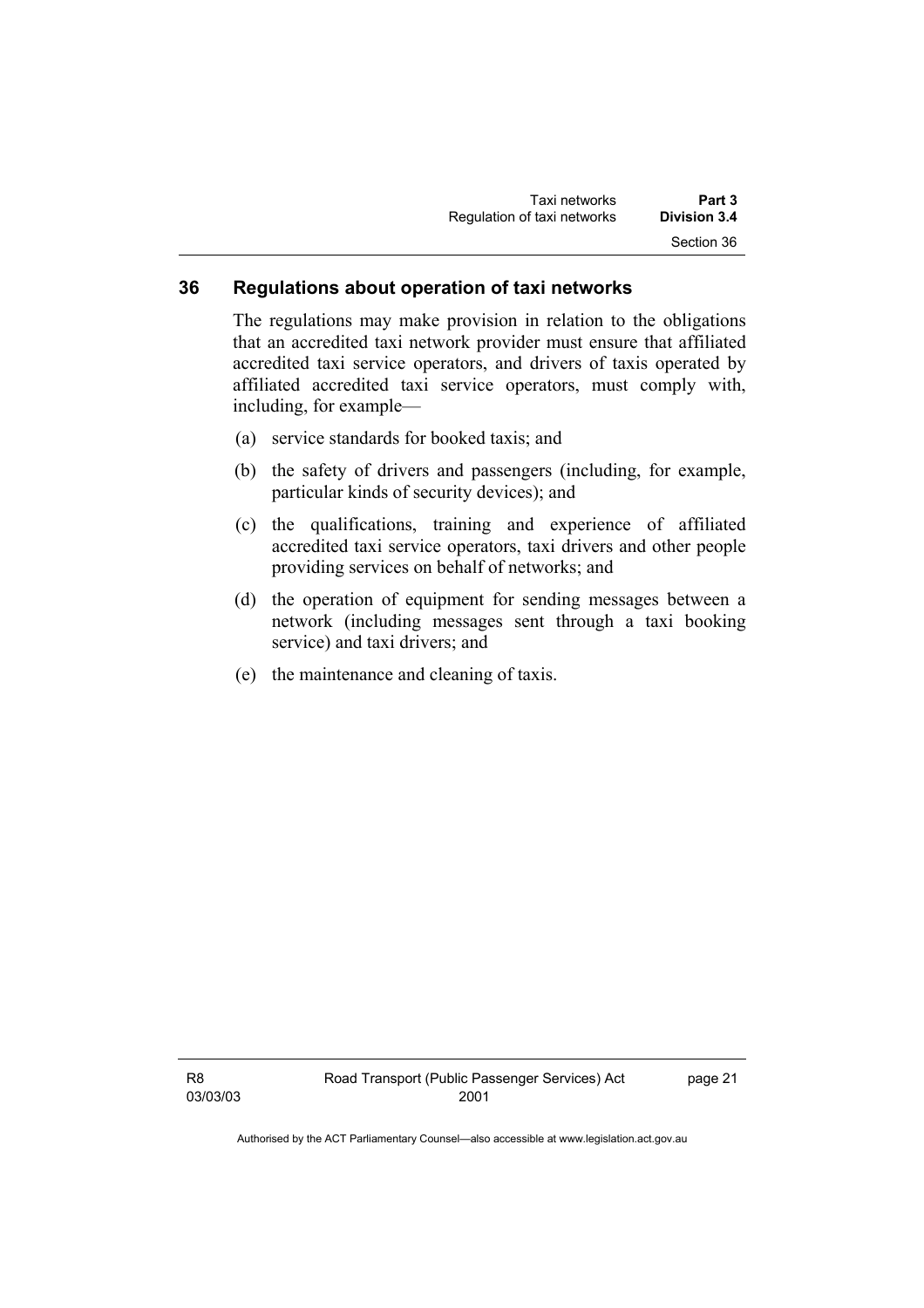## 36 Regulations about operation of taxi networks

The regulations may make provision in relation to the obligations that an accredited taxi network provider must ensure that affiliated accredited taxi service operators, and drivers of taxis operated by affiliated accredited taxi service operators, must comply with, including, for example—

(a) service standards for booked taxis; and

(b) the safety of drivers and passengers (including, for example, particular kinds of security devices); and

(c) the qualifications, training and experience of affiliated accredited taxi service operators, taxi drivers and other people providing services on behalf of networks; and

(d) the operation of equipment for sending messages between a network (including messages sent through a taxi booking service) and taxi drivers; and

(e) the maintenance and cleaning of taxis.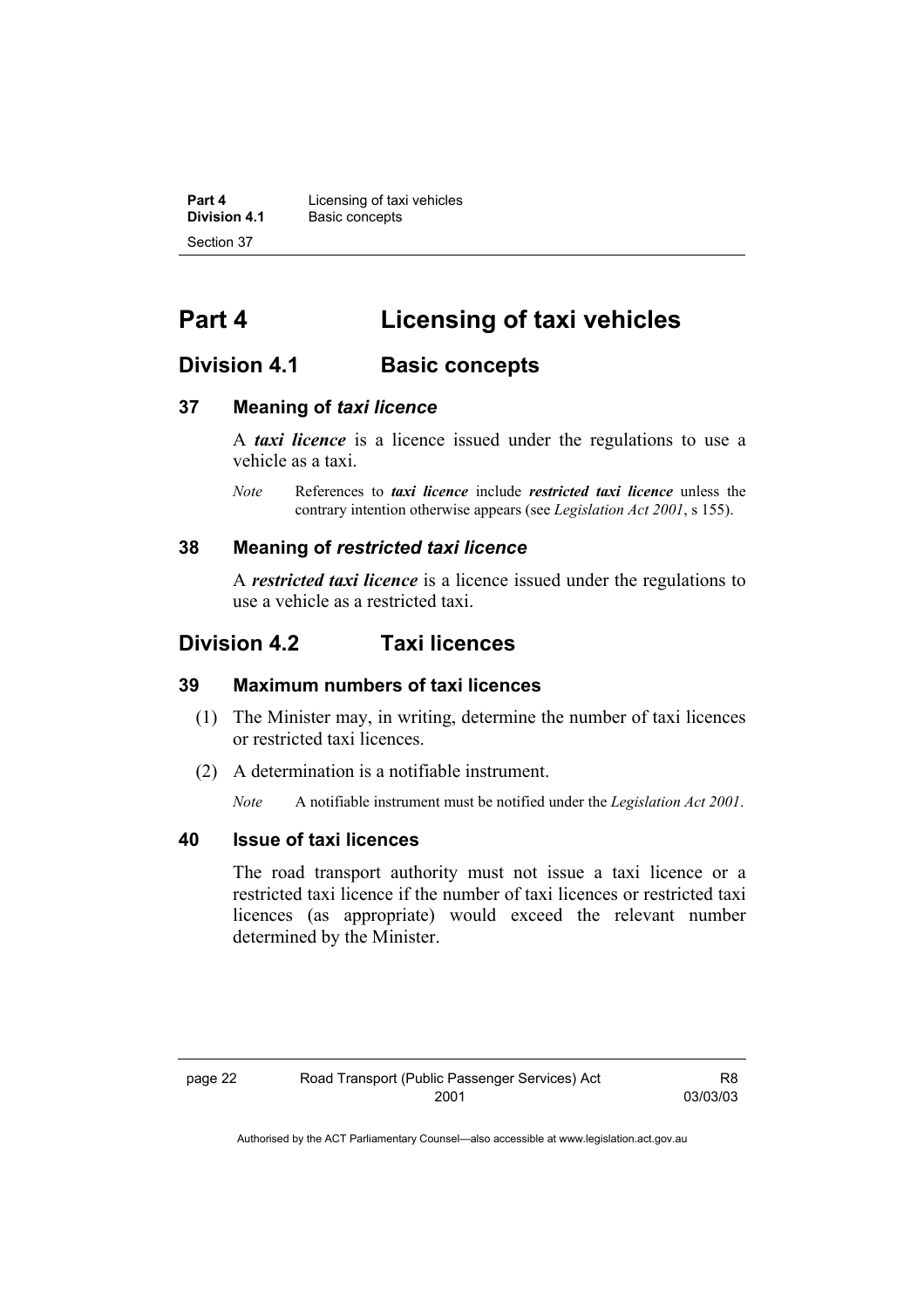# Part 4 Licensing of taxi vehicles

## Division 4.1 Basic concepts

### 37 Meaning of *taxi licence*

A ***taxi licence*** is a licence issued under the regulations to use a vehicle as a taxi.

*Note* References to ***taxi licence*** include ***restricted taxi licence*** unless the contrary intention otherwise appears (see *Legislation Act 2001*, s 155).

### 38 Meaning of *restricted taxi licence*

A ***restricted taxi licence*** is a licence issued under the regulations to use a vehicle as a restricted taxi.

## Division 4.2 Taxi licences

### 39 Maximum numbers of taxi licences

(1) The Minister may, in writing, determine the number of taxi licences or restricted taxi licences.

(2) A determination is a notifiable instrument.

*Note* A notifiable instrument must be notified under the *Legislation Act 2001*.

### 40 Issue of taxi licences

The road transport authority must not issue a taxi licence or a restricted taxi licence if the number of taxi licences or restricted taxi licences (as appropriate) would exceed the relevant number determined by the Minister.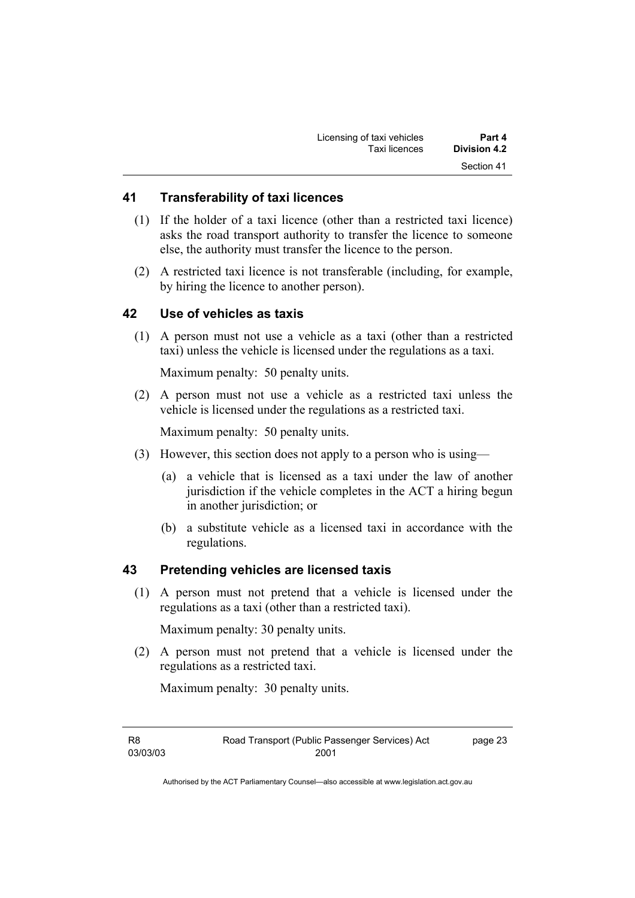### 41 Transferability of taxi licences

(1) If the holder of a taxi licence (other than a restricted taxi licence) asks the road transport authority to transfer the licence to someone else, the authority must transfer the licence to the person.

(2) A restricted taxi licence is not transferable (including, for example, by hiring the licence to another person).

### 42 Use of vehicles as taxis

(1) A person must not use a vehicle as a taxi (other than a restricted taxi) unless the vehicle is licensed under the regulations as a taxi.

Maximum penalty: 50 penalty units.

(2) A person must not use a vehicle as a restricted taxi unless the vehicle is licensed under the regulations as a restricted taxi.

Maximum penalty: 50 penalty units.

(3) However, this section does not apply to a person who is using—

(a) a vehicle that is licensed as a taxi under the law of another jurisdiction if the vehicle completes in the ACT a hiring begun in another jurisdiction; or

(b) a substitute vehicle as a licensed taxi in accordance with the regulations.

### 43 Pretending vehicles are licensed taxis

(1) A person must not pretend that a vehicle is licensed under the regulations as a taxi (other than a restricted taxi).

Maximum penalty: 30 penalty units.

(2) A person must not pretend that a vehicle is licensed under the regulations as a restricted taxi.

Maximum penalty: 30 penalty units.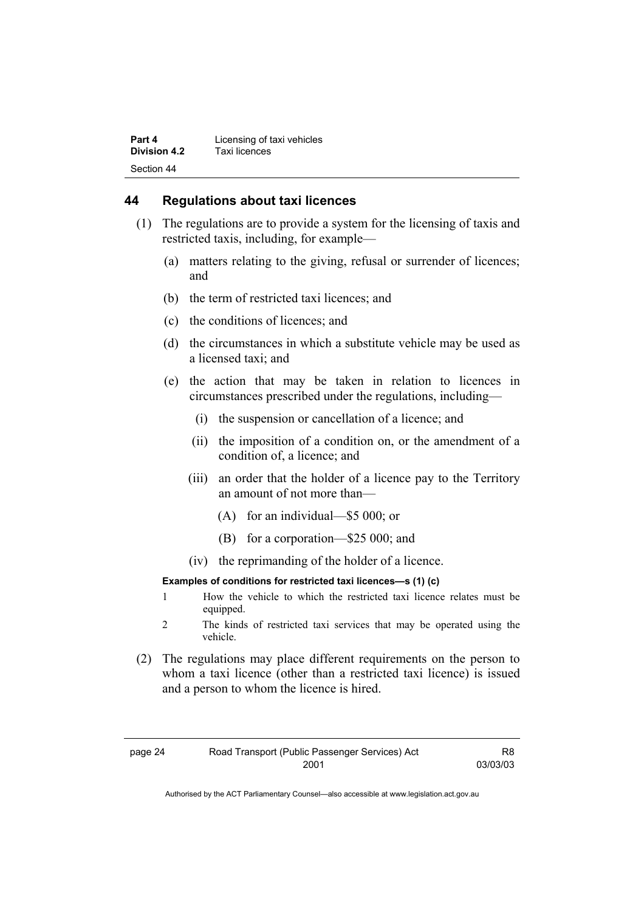## 44 Regulations about taxi licences

(1) The regulations are to provide a system for the licensing of taxis and restricted taxis, including, for example—

(a) matters relating to the giving, refusal or surrender of licences; and

(b) the term of restricted taxi licences; and

(c) the conditions of licences; and

(d) the circumstances in which a substitute vehicle may be used as a licensed taxi; and

(e) the action that may be taken in relation to licences in circumstances prescribed under the regulations, including—

(i) the suspension or cancellation of a licence; and

(ii) the imposition of a condition on, or the amendment of a condition of, a licence; and

(iii) an order that the holder of a licence pay to the Territory an amount of not more than—

(A) for an individual—$5 000; or

(B) for a corporation—$25 000; and

(iv) the reprimanding of the holder of a licence.

**Examples of conditions for restricted taxi licences—s (1) (c)**

1 How the vehicle to which the restricted taxi licence relates must be equipped.

2 The kinds of restricted taxi services that may be operated using the vehicle.

(2) The regulations may place different requirements on the person to whom a taxi licence (other than a restricted taxi licence) is issued and a person to whom the licence is hired.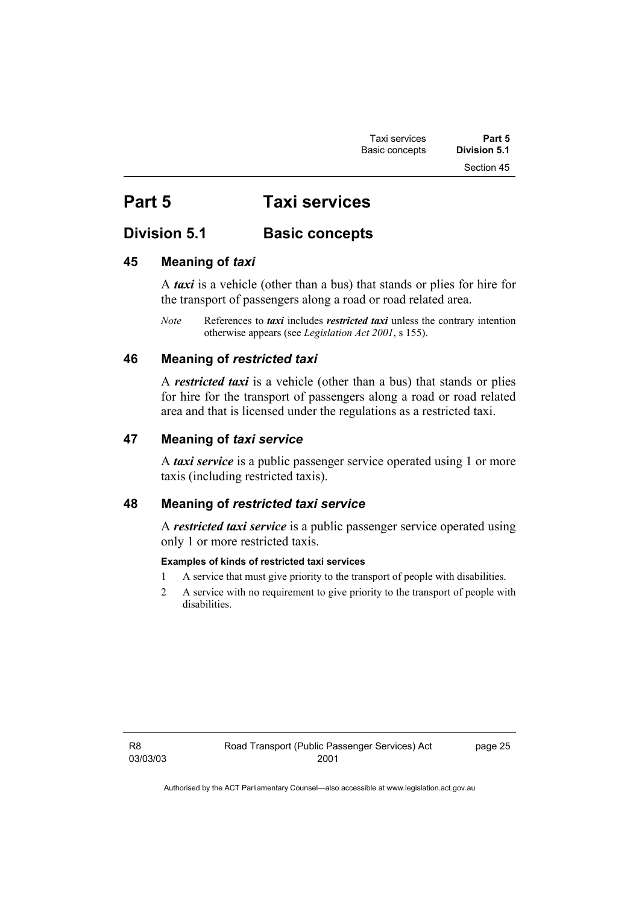# Part 5 Taxi services

## Division 5.1 Basic concepts

### 45 Meaning of *taxi*

A ***taxi*** is a vehicle (other than a bus) that stands or plies for hire for the transport of passengers along a road or road related area.

*Note* References to ***taxi*** includes ***restricted taxi*** unless the contrary intention otherwise appears (see *Legislation Act 2001*, s 155).

### 46 Meaning of *restricted taxi*

A ***restricted taxi*** is a vehicle (other than a bus) that stands or plies for hire for the transport of passengers along a road or road related area and that is licensed under the regulations as a restricted taxi.

### 47 Meaning of *taxi service*

A ***taxi service*** is a public passenger service operated using 1 or more taxis (including restricted taxis).

### 48 Meaning of *restricted taxi service*

A ***restricted taxi service*** is a public passenger service operated using only 1 or more restricted taxis.

**Examples of kinds of restricted taxi services**

1 A service that must give priority to the transport of people with disabilities.

2 A service with no requirement to give priority to the transport of people with disabilities.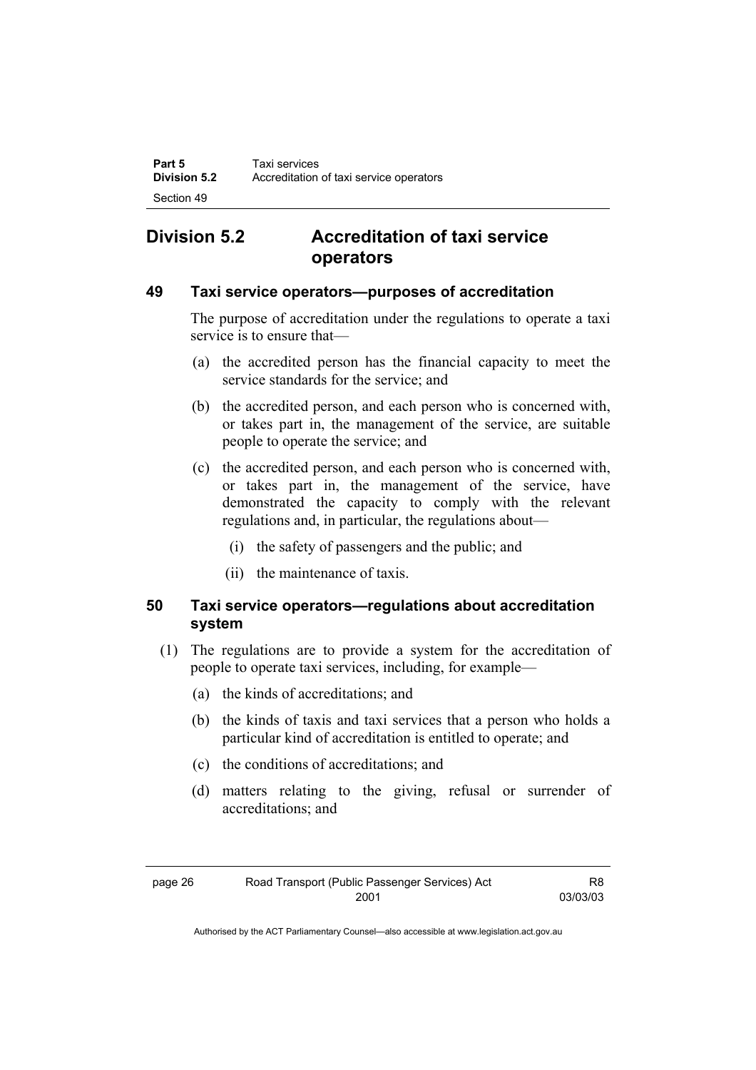## Division 5.2 Accreditation of taxi service operators

### 49 Taxi service operators—purposes of accreditation

The purpose of accreditation under the regulations to operate a taxi service is to ensure that—

(a) the accredited person has the financial capacity to meet the service standards for the service; and

(b) the accredited person, and each person who is concerned with, or takes part in, the management of the service, are suitable people to operate the service; and

(c) the accredited person, and each person who is concerned with, or takes part in, the management of the service, have demonstrated the capacity to comply with the relevant regulations and, in particular, the regulations about—

(i) the safety of passengers and the public; and

(ii) the maintenance of taxis.

### 50 Taxi service operators—regulations about accreditation system

(1) The regulations are to provide a system for the accreditation of people to operate taxi services, including, for example—

(a) the kinds of accreditations; and

(b) the kinds of taxis and taxi services that a person who holds a particular kind of accreditation is entitled to operate; and

(c) the conditions of accreditations; and

(d) matters relating to the giving, refusal or surrender of accreditations; and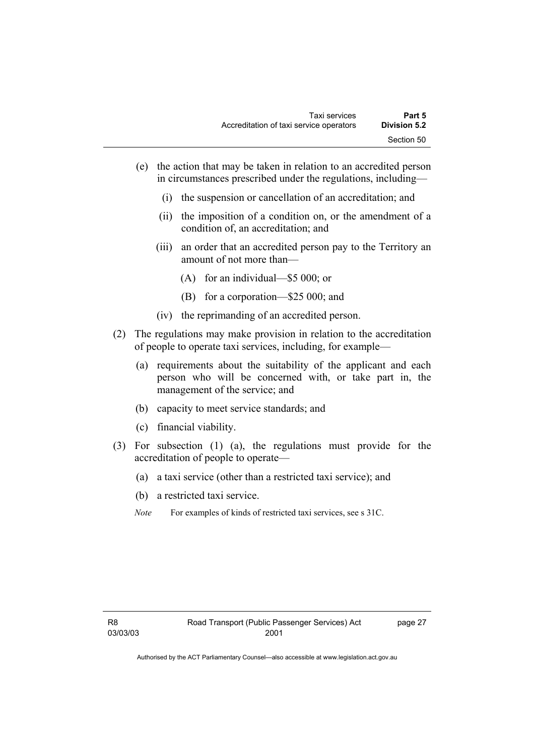(e) the action that may be taken in relation to an accredited person in circumstances prescribed under the regulations, including—

  (i) the suspension or cancellation of an accreditation; and

  (ii) the imposition of a condition on, or the amendment of a condition of, an accreditation; and

  (iii) an order that an accredited person pay to the Territory an amount of not more than—

    (A) for an individual—$5 000; or

    (B) for a corporation—$25 000; and

  (iv) the reprimanding of an accredited person.

(2) The regulations may make provision in relation to the accreditation of people to operate taxi services, including, for example—

  (a) requirements about the suitability of the applicant and each person who will be concerned with, or take part in, the management of the service; and

  (b) capacity to meet service standards; and

  (c) financial viability.

(3) For subsection (1) (a), the regulations must provide for the accreditation of people to operate—

  (a) a taxi service (other than a restricted taxi service); and

  (b) a restricted taxi service.

*Note* For examples of kinds of restricted taxi services, see s 31C.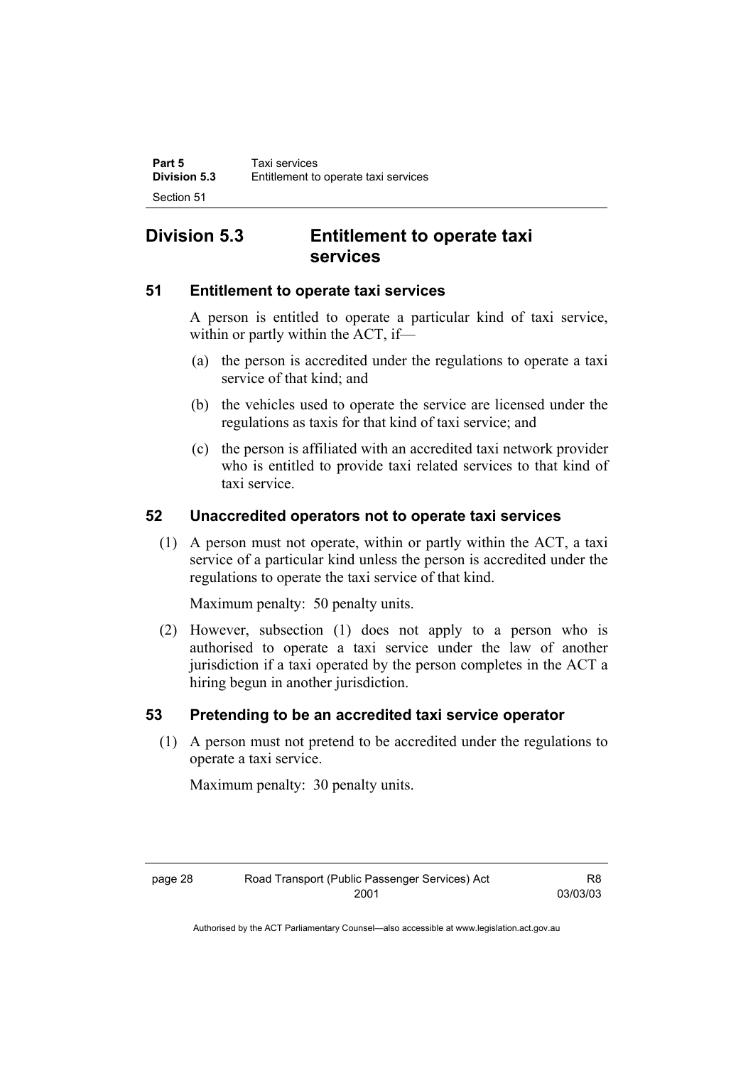## Division 5.3 Entitlement to operate taxi services

### 51 Entitlement to operate taxi services

A person is entitled to operate a particular kind of taxi service, within or partly within the ACT, if—

(a) the person is accredited under the regulations to operate a taxi service of that kind; and

(b) the vehicles used to operate the service are licensed under the regulations as taxis for that kind of taxi service; and

(c) the person is affiliated with an accredited taxi network provider who is entitled to provide taxi related services to that kind of taxi service.

### 52 Unaccredited operators not to operate taxi services

(1) A person must not operate, within or partly within the ACT, a taxi service of a particular kind unless the person is accredited under the regulations to operate the taxi service of that kind.

Maximum penalty: 50 penalty units.

(2) However, subsection (1) does not apply to a person who is authorised to operate a taxi service under the law of another jurisdiction if a taxi operated by the person completes in the ACT a hiring begun in another jurisdiction.

### 53 Pretending to be an accredited taxi service operator

(1) A person must not pretend to be accredited under the regulations to operate a taxi service.

Maximum penalty: 30 penalty units.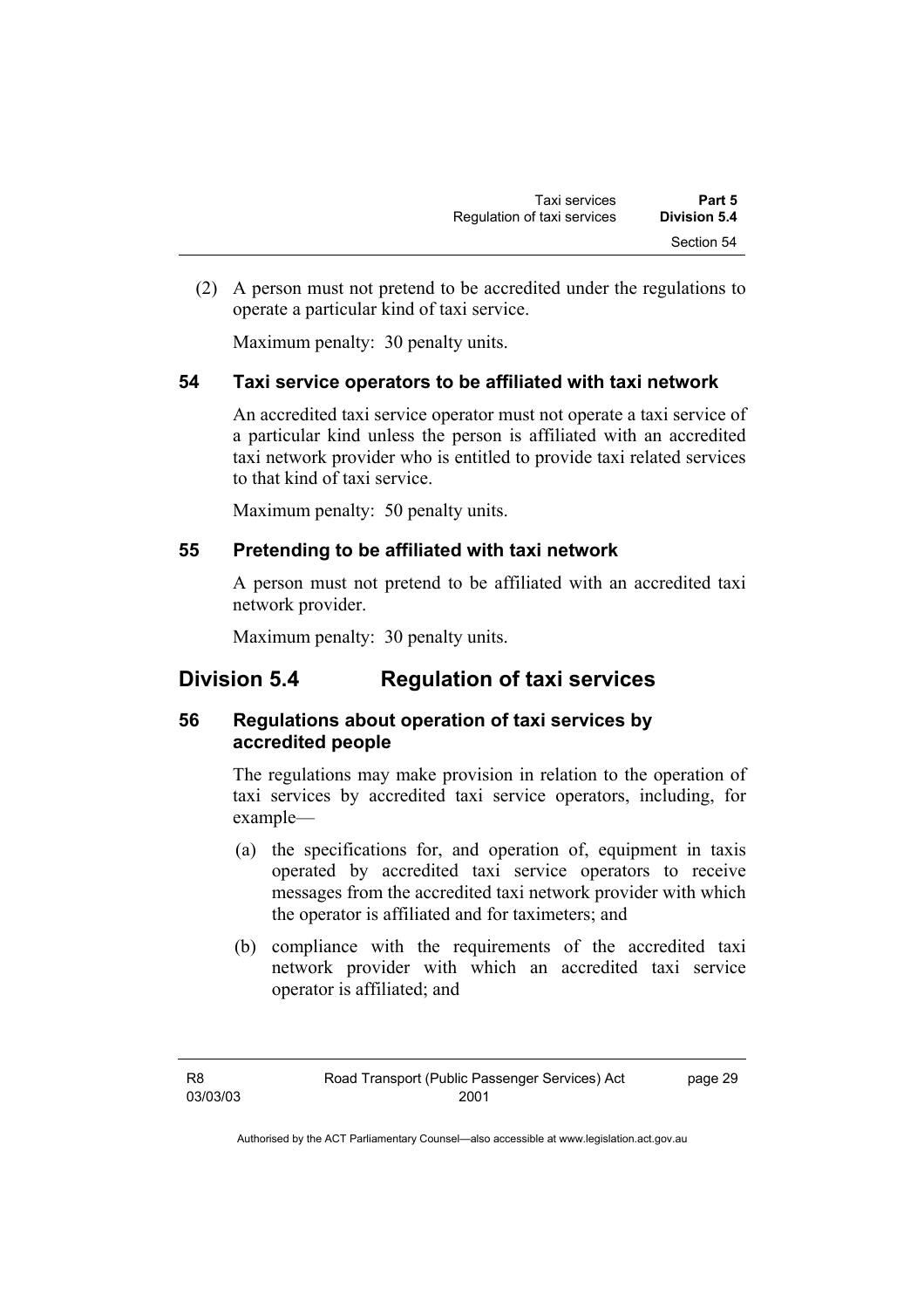(2) A person must not pretend to be accredited under the regulations to operate a particular kind of taxi service.

Maximum penalty: 30 penalty units.

### 54 Taxi service operators to be affiliated with taxi network

An accredited taxi service operator must not operate a taxi service of a particular kind unless the person is affiliated with an accredited taxi network provider who is entitled to provide taxi related services to that kind of taxi service.

Maximum penalty: 50 penalty units.

### 55 Pretending to be affiliated with taxi network

A person must not pretend to be affiliated with an accredited taxi network provider.

Maximum penalty: 30 penalty units.

## Division 5.4 Regulation of taxi services

### 56 Regulations about operation of taxi services by accredited people

The regulations may make provision in relation to the operation of taxi services by accredited taxi service operators, including, for example—

(a) the specifications for, and operation of, equipment in taxis operated by accredited taxi service operators to receive messages from the accredited taxi network provider with which the operator is affiliated and for taximeters; and

(b) compliance with the requirements of the accredited taxi network provider with which an accredited taxi service operator is affiliated; and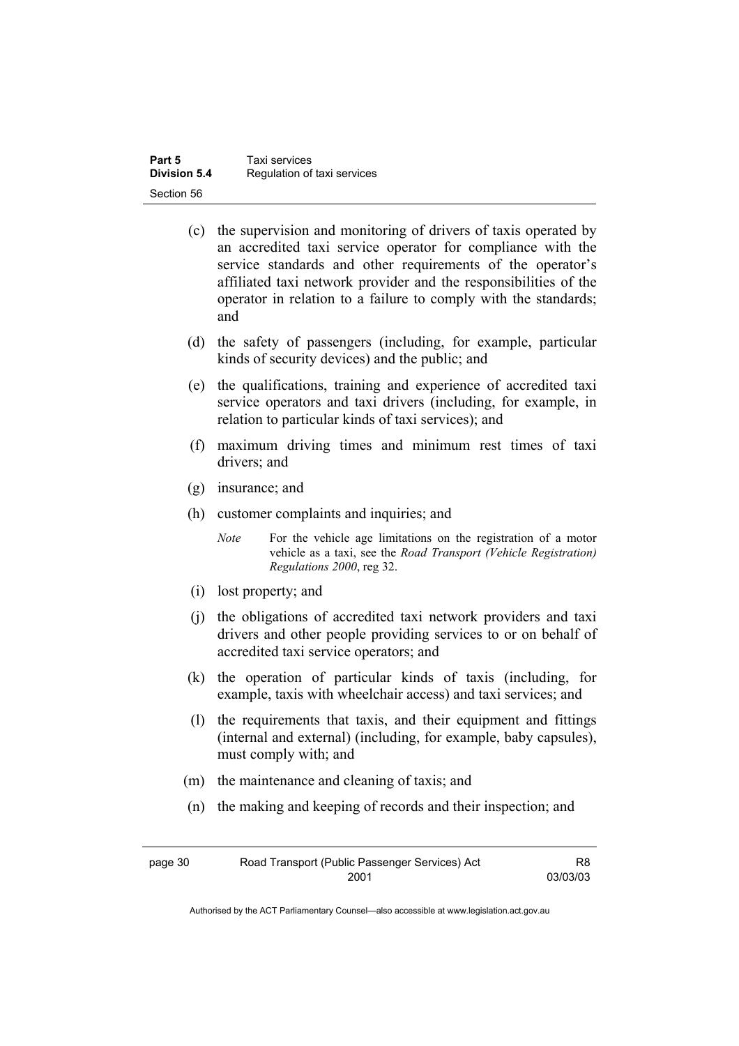(c) the supervision and monitoring of drivers of taxis operated by an accredited taxi service operator for compliance with the service standards and other requirements of the operator's affiliated taxi network provider and the responsibilities of the operator in relation to a failure to comply with the standards; and

(d) the safety of passengers (including, for example, particular kinds of security devices) and the public; and

(e) the qualifications, training and experience of accredited taxi service operators and taxi drivers (including, for example, in relation to particular kinds of taxi services); and

(f) maximum driving times and minimum rest times of taxi drivers; and

(g) insurance; and

(h) customer complaints and inquiries; and

*Note* For the vehicle age limitations on the registration of a motor vehicle as a taxi, see the *Road Transport (Vehicle Registration) Regulations 2000*, reg 32.

(i) lost property; and

(j) the obligations of accredited taxi network providers and taxi drivers and other people providing services to or on behalf of accredited taxi service operators; and

(k) the operation of particular kinds of taxis (including, for example, taxis with wheelchair access) and taxi services; and

(l) the requirements that taxis, and their equipment and fittings (internal and external) (including, for example, baby capsules), must comply with; and

(m) the maintenance and cleaning of taxis; and

(n) the making and keeping of records and their inspection; and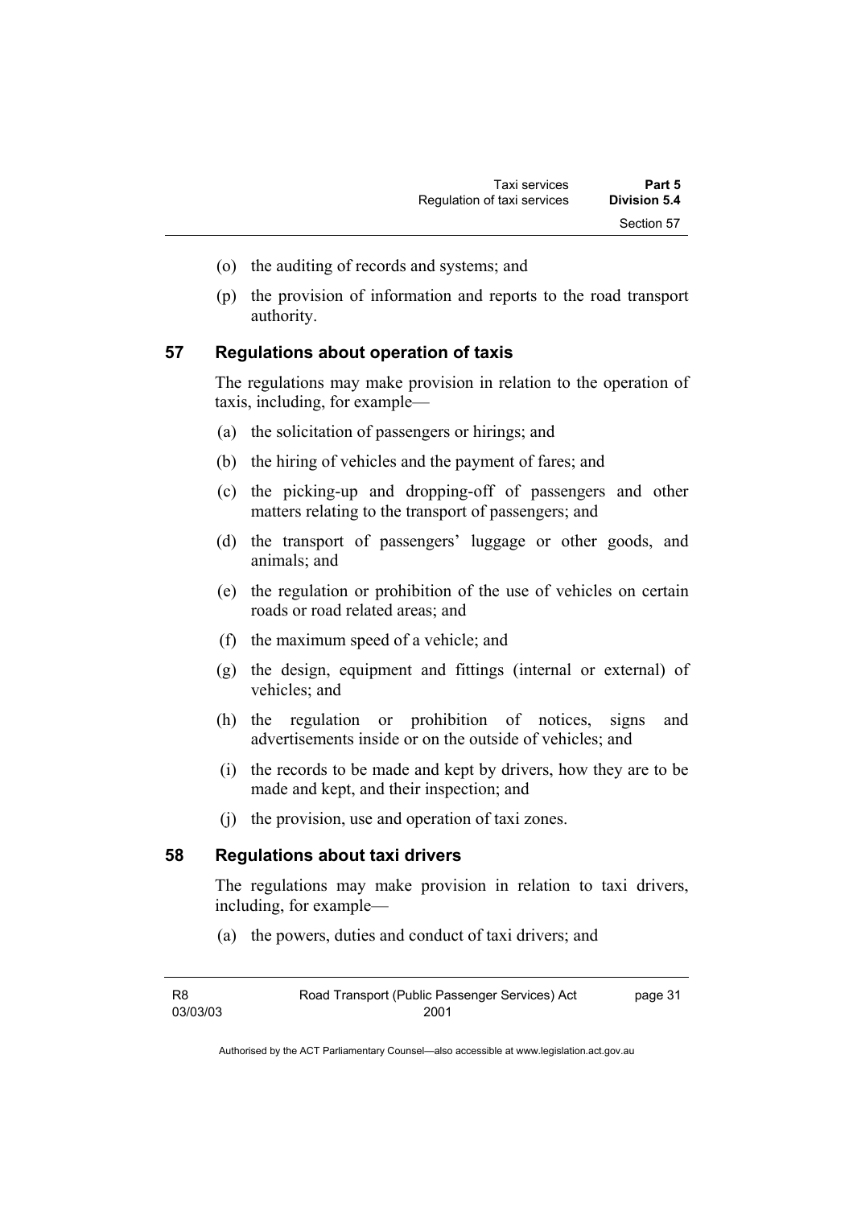(o) the auditing of records and systems; and

(p) the provision of information and reports to the road transport authority.

## 57 Regulations about operation of taxis

The regulations may make provision in relation to the operation of taxis, including, for example—

(a) the solicitation of passengers or hirings; and

(b) the hiring of vehicles and the payment of fares; and

(c) the picking-up and dropping-off of passengers and other matters relating to the transport of passengers; and

(d) the transport of passengers' luggage or other goods, and animals; and

(e) the regulation or prohibition of the use of vehicles on certain roads or road related areas; and

(f) the maximum speed of a vehicle; and

(g) the design, equipment and fittings (internal or external) of vehicles; and

(h) the regulation or prohibition of notices, signs and advertisements inside or on the outside of vehicles; and

(i) the records to be made and kept by drivers, how they are to be made and kept, and their inspection; and

(j) the provision, use and operation of taxi zones.

## 58 Regulations about taxi drivers

The regulations may make provision in relation to taxi drivers, including, for example—

(a) the powers, duties and conduct of taxi drivers; and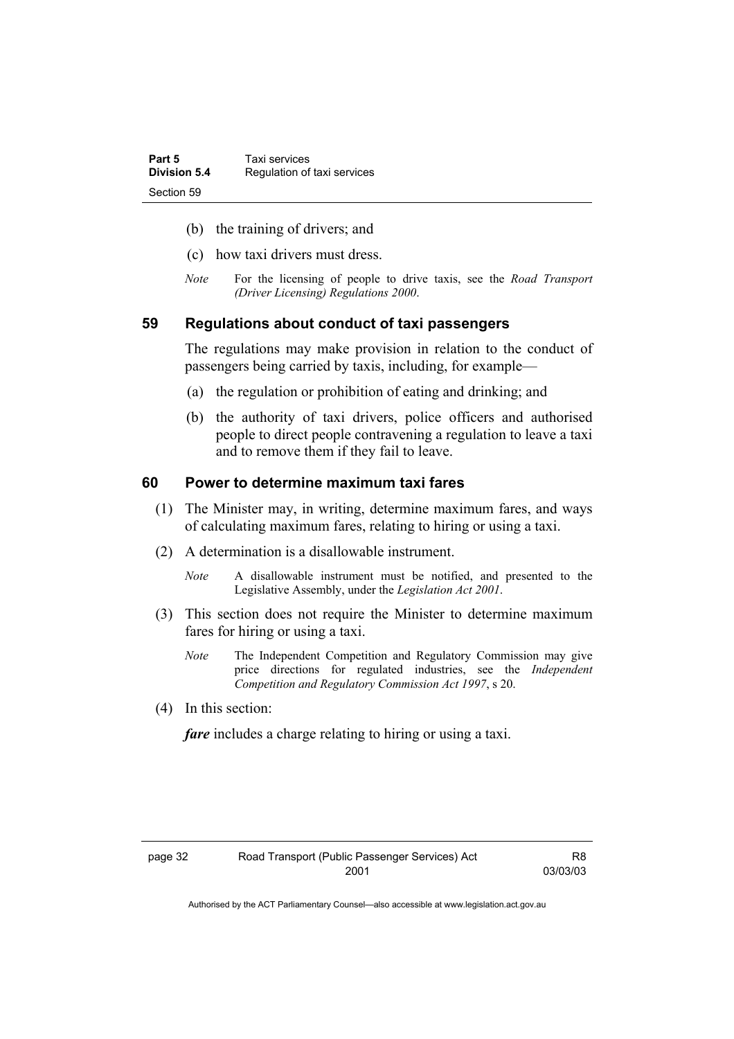(b) the training of drivers; and

(c) how taxi drivers must dress.

*Note* For the licensing of people to drive taxis, see the *Road Transport (Driver Licensing) Regulations 2000*.

## 59 Regulations about conduct of taxi passengers

The regulations may make provision in relation to the conduct of passengers being carried by taxis, including, for example—

(a) the regulation or prohibition of eating and drinking; and

(b) the authority of taxi drivers, police officers and authorised people to direct people contravening a regulation to leave a taxi and to remove them if they fail to leave.

## 60 Power to determine maximum taxi fares

(1) The Minister may, in writing, determine maximum fares, and ways of calculating maximum fares, relating to hiring or using a taxi.

(2) A determination is a disallowable instrument.

*Note* A disallowable instrument must be notified, and presented to the Legislative Assembly, under the *Legislation Act 2001*.

(3) This section does not require the Minister to determine maximum fares for hiring or using a taxi.

*Note* The Independent Competition and Regulatory Commission may give price directions for regulated industries, see the *Independent Competition and Regulatory Commission Act 1997*, s 20.

(4) In this section:

***fare*** includes a charge relating to hiring or using a taxi.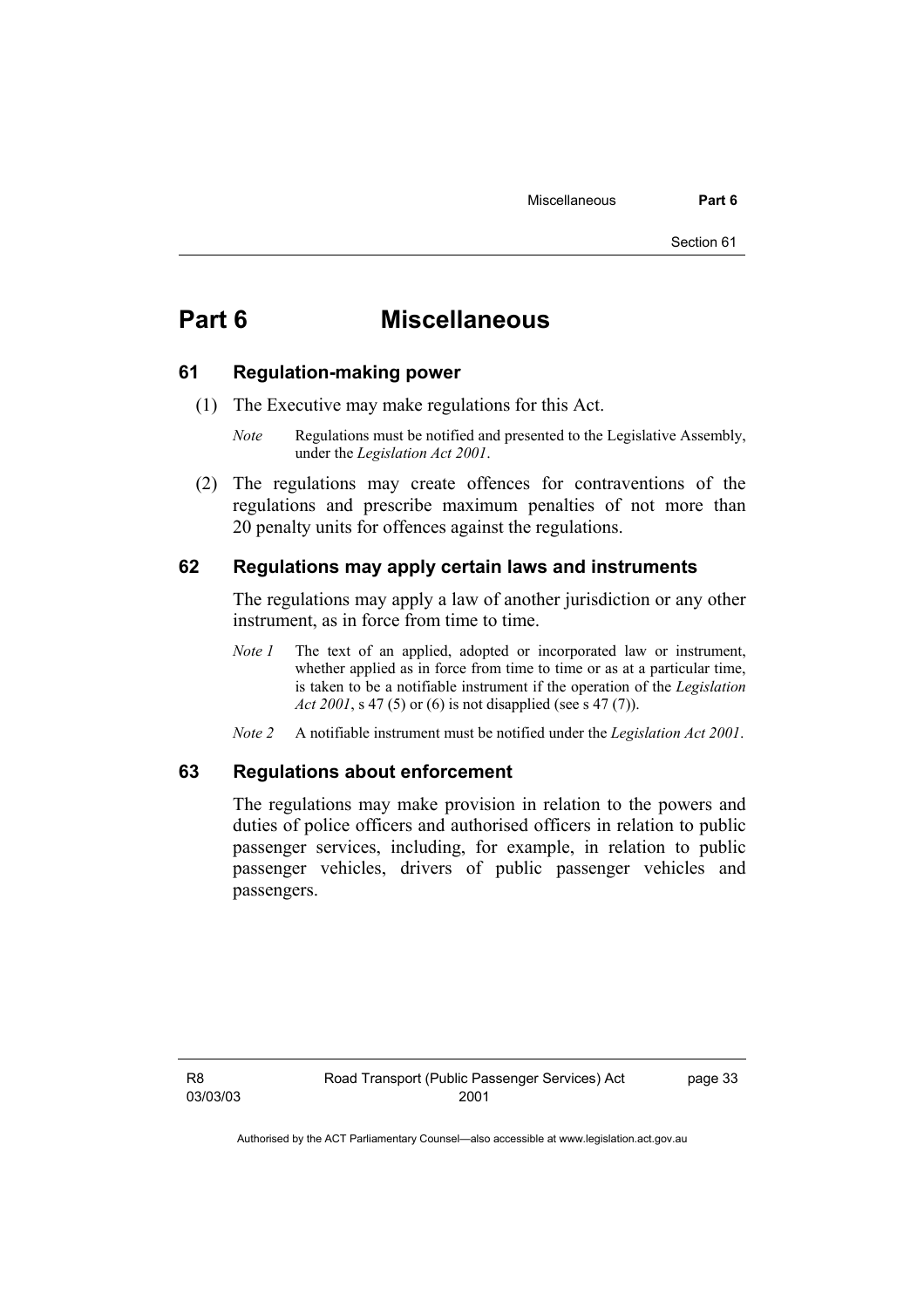# Part 6 Miscellaneous

## 61 Regulation-making power

(1) The Executive may make regulations for this Act.

*Note* Regulations must be notified and presented to the Legislative Assembly, under the *Legislation Act 2001*.

(2) The regulations may create offences for contraventions of the regulations and prescribe maximum penalties of not more than 20 penalty units for offences against the regulations.

## 62 Regulations may apply certain laws and instruments

The regulations may apply a law of another jurisdiction or any other instrument, as in force from time to time.

*Note 1* The text of an applied, adopted or incorporated law or instrument, whether applied as in force from time to time or as at a particular time, is taken to be a notifiable instrument if the operation of the *Legislation Act 2001*, s 47 (5) or (6) is not disapplied (see s 47 (7)).

*Note 2* A notifiable instrument must be notified under the *Legislation Act 2001*.

## 63 Regulations about enforcement

The regulations may make provision in relation to the powers and duties of police officers and authorised officers in relation to public passenger services, including, for example, in relation to public passenger vehicles, drivers of public passenger vehicles and passengers.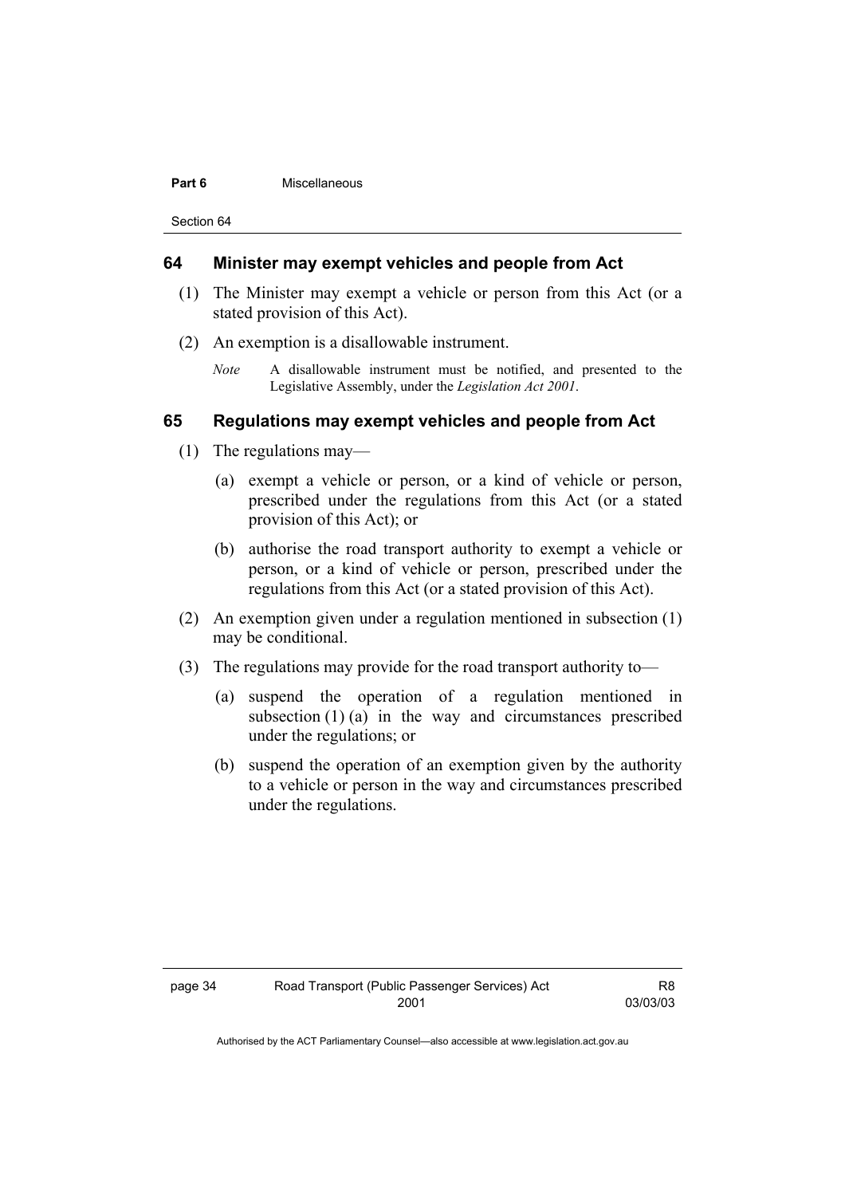## 64 Minister may exempt vehicles and people from Act

(1) The Minister may exempt a vehicle or person from this Act (or a stated provision of this Act).

(2) An exemption is a disallowable instrument.

*Note* A disallowable instrument must be notified, and presented to the Legislative Assembly, under the *Legislation Act 2001*.

## 65 Regulations may exempt vehicles and people from Act

(1) The regulations may—

(a) exempt a vehicle or person, or a kind of vehicle or person, prescribed under the regulations from this Act (or a stated provision of this Act); or

(b) authorise the road transport authority to exempt a vehicle or person, or a kind of vehicle or person, prescribed under the regulations from this Act (or a stated provision of this Act).

(2) An exemption given under a regulation mentioned in subsection (1) may be conditional.

(3) The regulations may provide for the road transport authority to—

(a) suspend the operation of a regulation mentioned in subsection (1) (a) in the way and circumstances prescribed under the regulations; or

(b) suspend the operation of an exemption given by the authority to a vehicle or person in the way and circumstances prescribed under the regulations.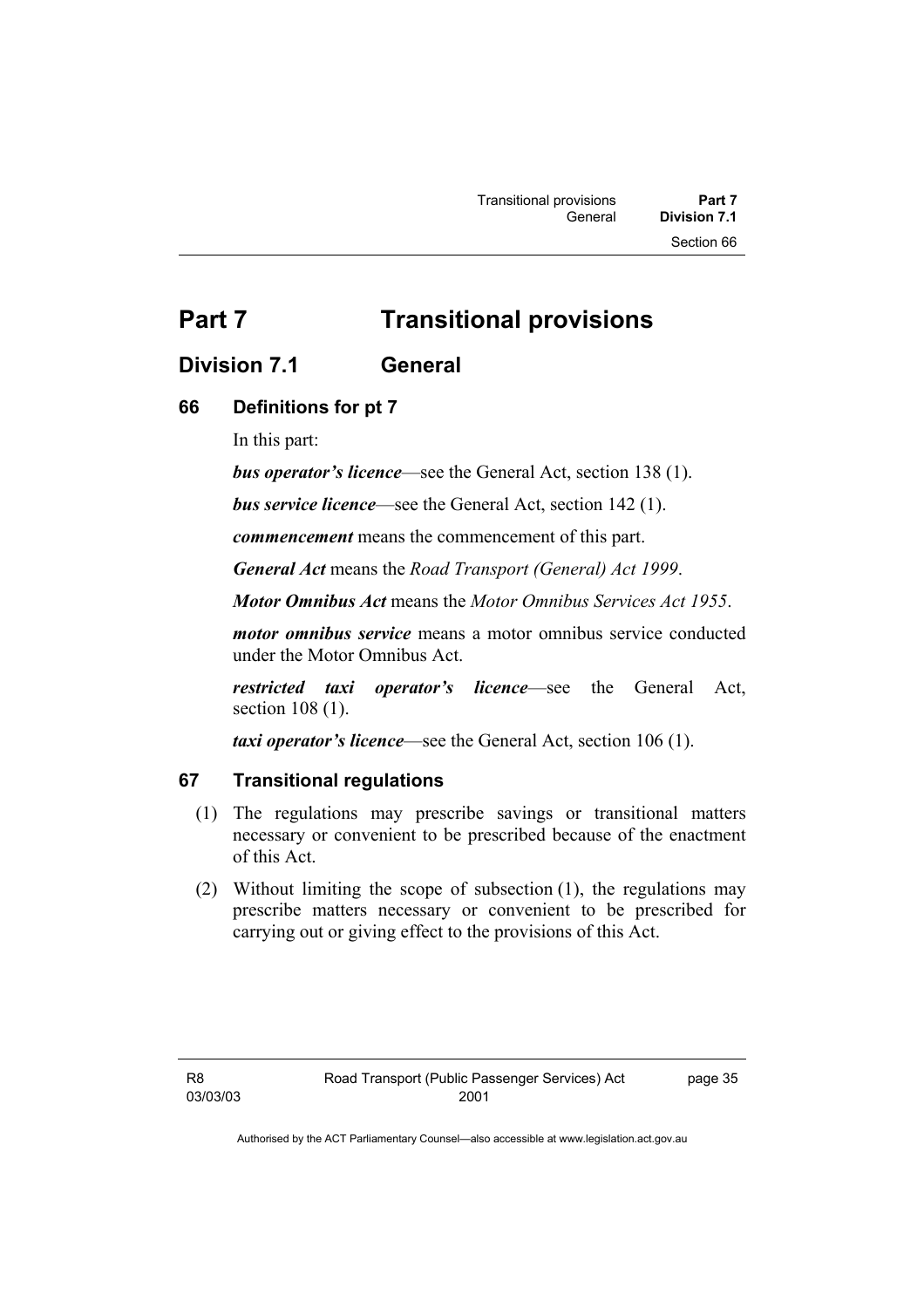# Part 7 Transitional provisions

## Division 7.1 General

### 66 Definitions for pt 7

In this part:

***bus operator's licence***—see the General Act, section 138 (1).

***bus service licence***—see the General Act, section 142 (1).

***commencement*** means the commencement of this part.

***General Act*** means the *Road Transport (General) Act 1999*.

***Motor Omnibus Act*** means the *Motor Omnibus Services Act 1955*.

***motor omnibus service*** means a motor omnibus service conducted under the Motor Omnibus Act.

***restricted taxi operator's licence***—see the General Act, section 108 (1).

***taxi operator's licence***—see the General Act, section 106 (1).

### 67 Transitional regulations

(1) The regulations may prescribe savings or transitional matters necessary or convenient to be prescribed because of the enactment of this Act.

(2) Without limiting the scope of subsection (1), the regulations may prescribe matters necessary or convenient to be prescribed for carrying out or giving effect to the provisions of this Act.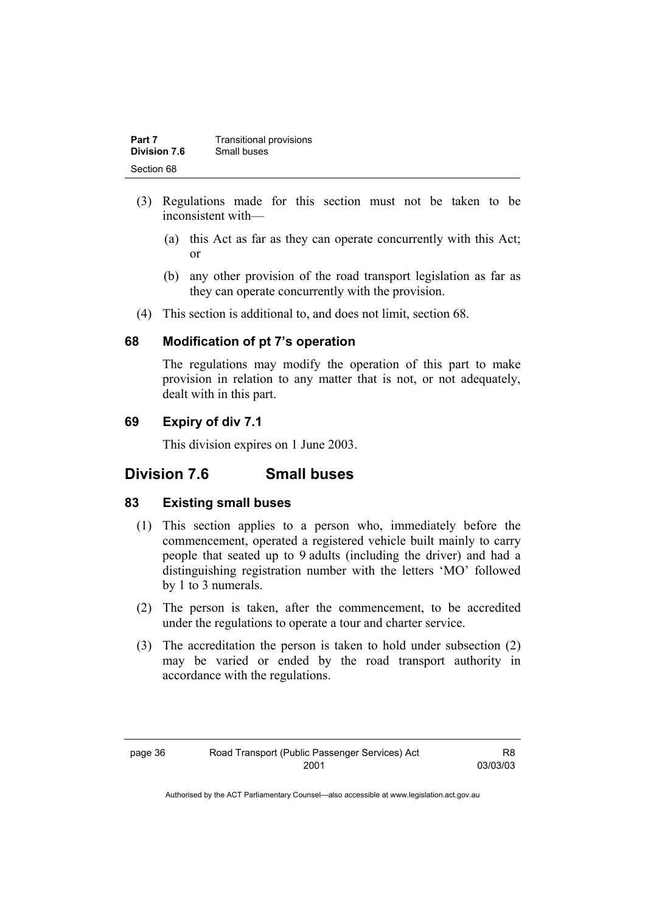(3) Regulations made for this section must not be taken to be inconsistent with—

  (a) this Act as far as they can operate concurrently with this Act; or

  (b) any other provision of the road transport legislation as far as they can operate concurrently with the provision.

(4) This section is additional to, and does not limit, section 68.

### 68 Modification of pt 7's operation

The regulations may modify the operation of this part to make provision in relation to any matter that is not, or not adequately, dealt with in this part.

### 69 Expiry of div 7.1

This division expires on 1 June 2003.

## Division 7.6 Small buses

### 83 Existing small buses

(1) This section applies to a person who, immediately before the commencement, operated a registered vehicle built mainly to carry people that seated up to 9 adults (including the driver) and had a distinguishing registration number with the letters 'MO' followed by 1 to 3 numerals.

(2) The person is taken, after the commencement, to be accredited under the regulations to operate a tour and charter service.

(3) The accreditation the person is taken to hold under subsection (2) may be varied or ended by the road transport authority in accordance with the regulations.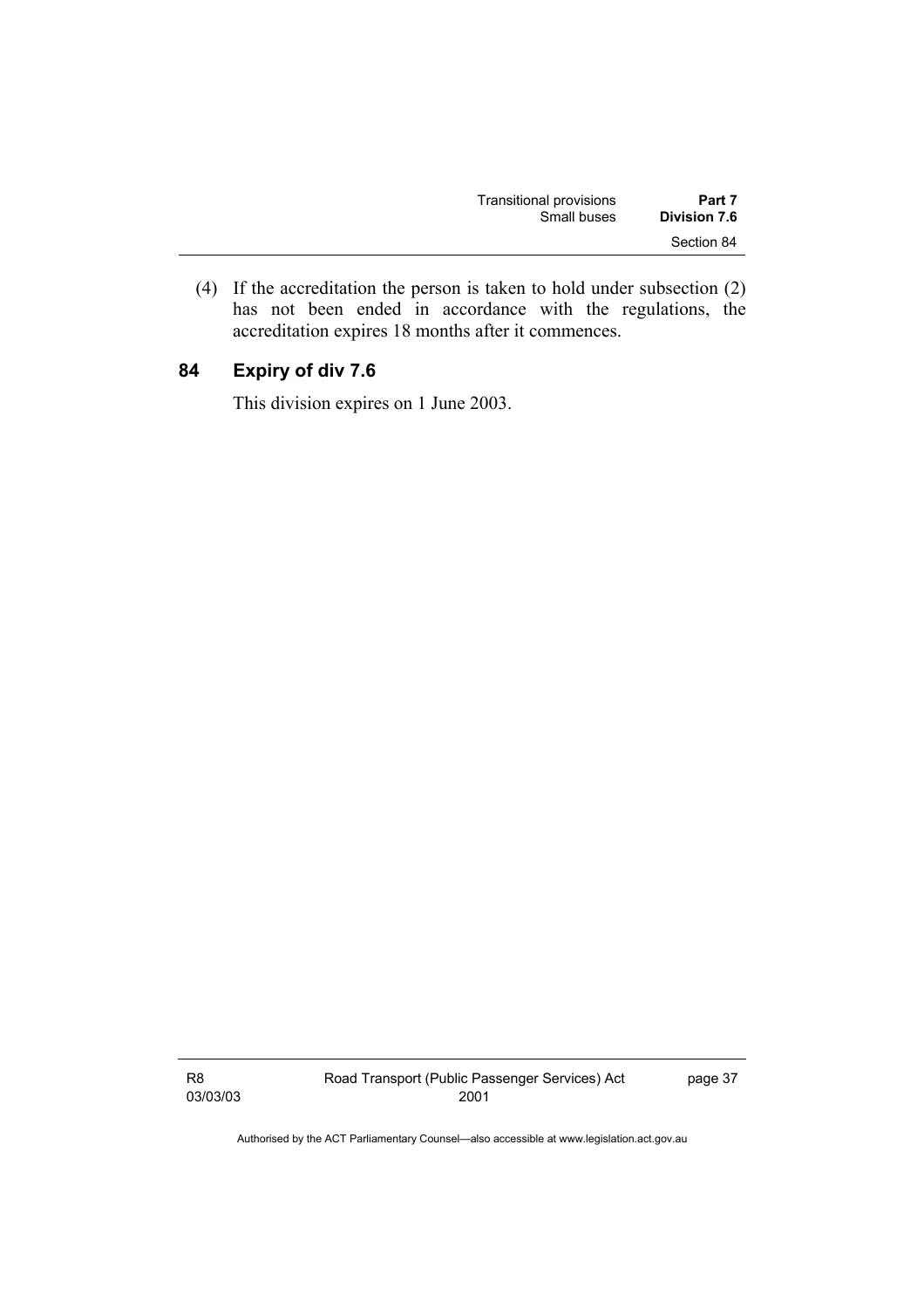(4) If the accreditation the person is taken to hold under subsection (2) has not been ended in accordance with the regulations, the accreditation expires 18 months after it commences.

## 84 Expiry of div 7.6

This division expires on 1 June 2003.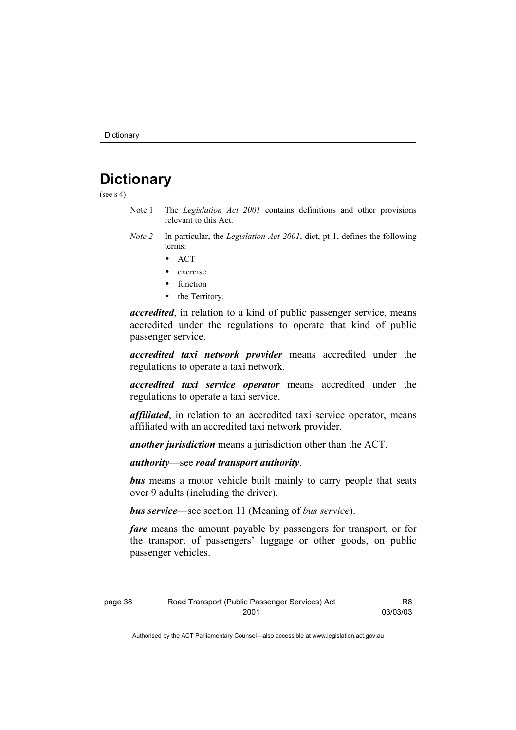# Dictionary

(see s 4)

Note 1 The *Legislation Act 2001* contains definitions and other provisions relevant to this Act.

*Note 2* In particular, the *Legislation Act 2001*, dict, pt 1, defines the following terms:

- ACT
- exercise
- function
- the Territory.

***accredited***, in relation to a kind of public passenger service, means accredited under the regulations to operate that kind of public passenger service.

***accredited taxi network provider*** means accredited under the regulations to operate a taxi network.

***accredited taxi service operator*** means accredited under the regulations to operate a taxi service.

***affiliated***, in relation to an accredited taxi service operator, means affiliated with an accredited taxi network provider.

***another jurisdiction*** means a jurisdiction other than the ACT.

***authority***—see ***road transport authority***.

***bus*** means a motor vehicle built mainly to carry people that seats over 9 adults (including the driver).

***bus service***—see section 11 (Meaning of *bus service*).

***fare*** means the amount payable by passengers for transport, or for the transport of passengers' luggage or other goods, on public passenger vehicles.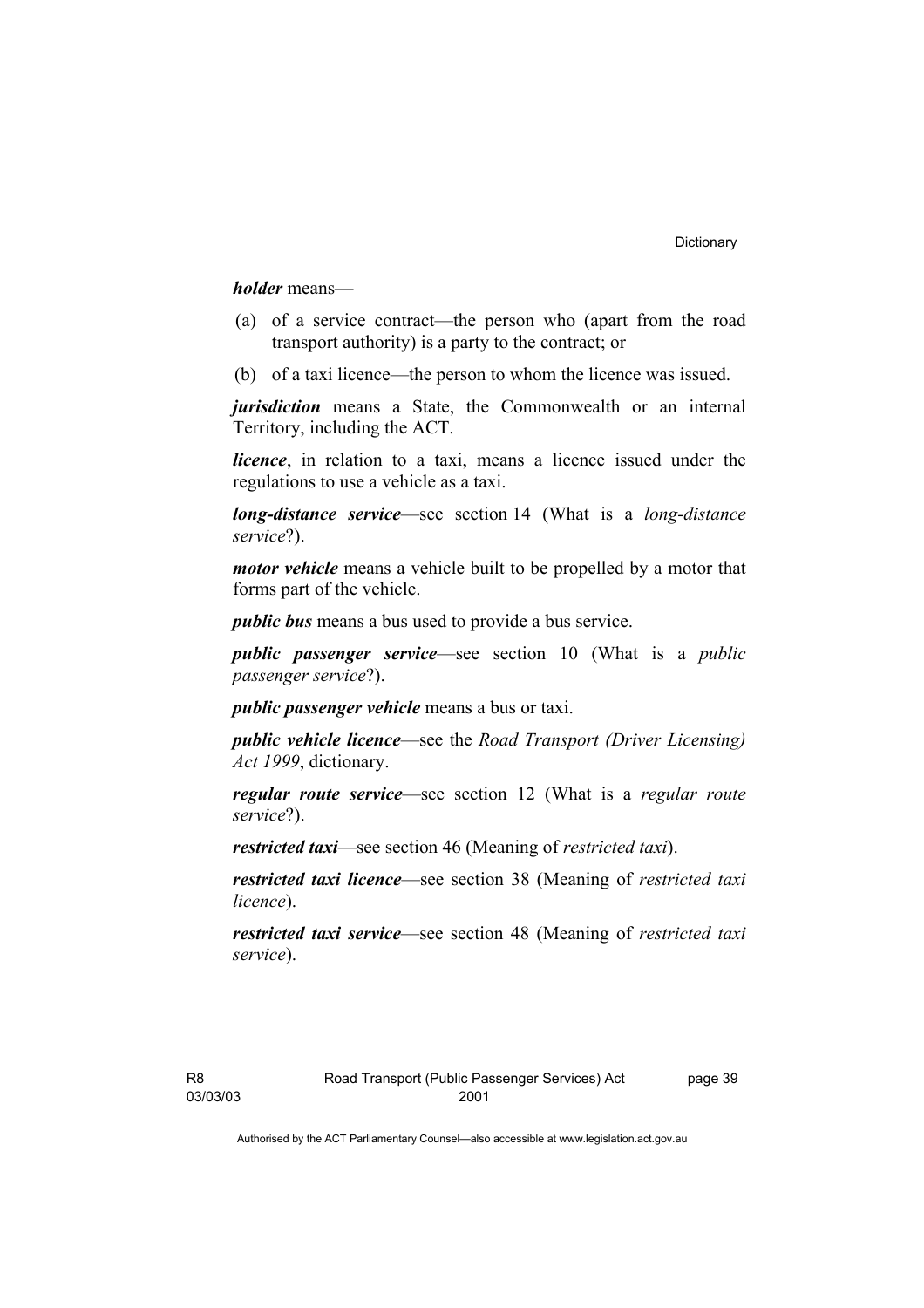***holder*** means—

(a) of a service contract—the person who (apart from the road transport authority) is a party to the contract; or

(b) of a taxi licence—the person to whom the licence was issued.

***jurisdiction*** means a State, the Commonwealth or an internal Territory, including the ACT.

***licence***, in relation to a taxi, means a licence issued under the regulations to use a vehicle as a taxi.

***long-distance service***—see section 14 (What is a *long-distance service*?).

***motor vehicle*** means a vehicle built to be propelled by a motor that forms part of the vehicle.

***public bus*** means a bus used to provide a bus service.

***public passenger service***—see section 10 (What is a *public passenger service*?).

***public passenger vehicle*** means a bus or taxi.

***public vehicle licence***—see the *Road Transport (Driver Licensing) Act 1999*, dictionary.

***regular route service***—see section 12 (What is a *regular route service*?).

***restricted taxi***—see section 46 (Meaning of *restricted taxi*).

***restricted taxi licence***—see section 38 (Meaning of *restricted taxi licence*).

***restricted taxi service***—see section 48 (Meaning of *restricted taxi service*).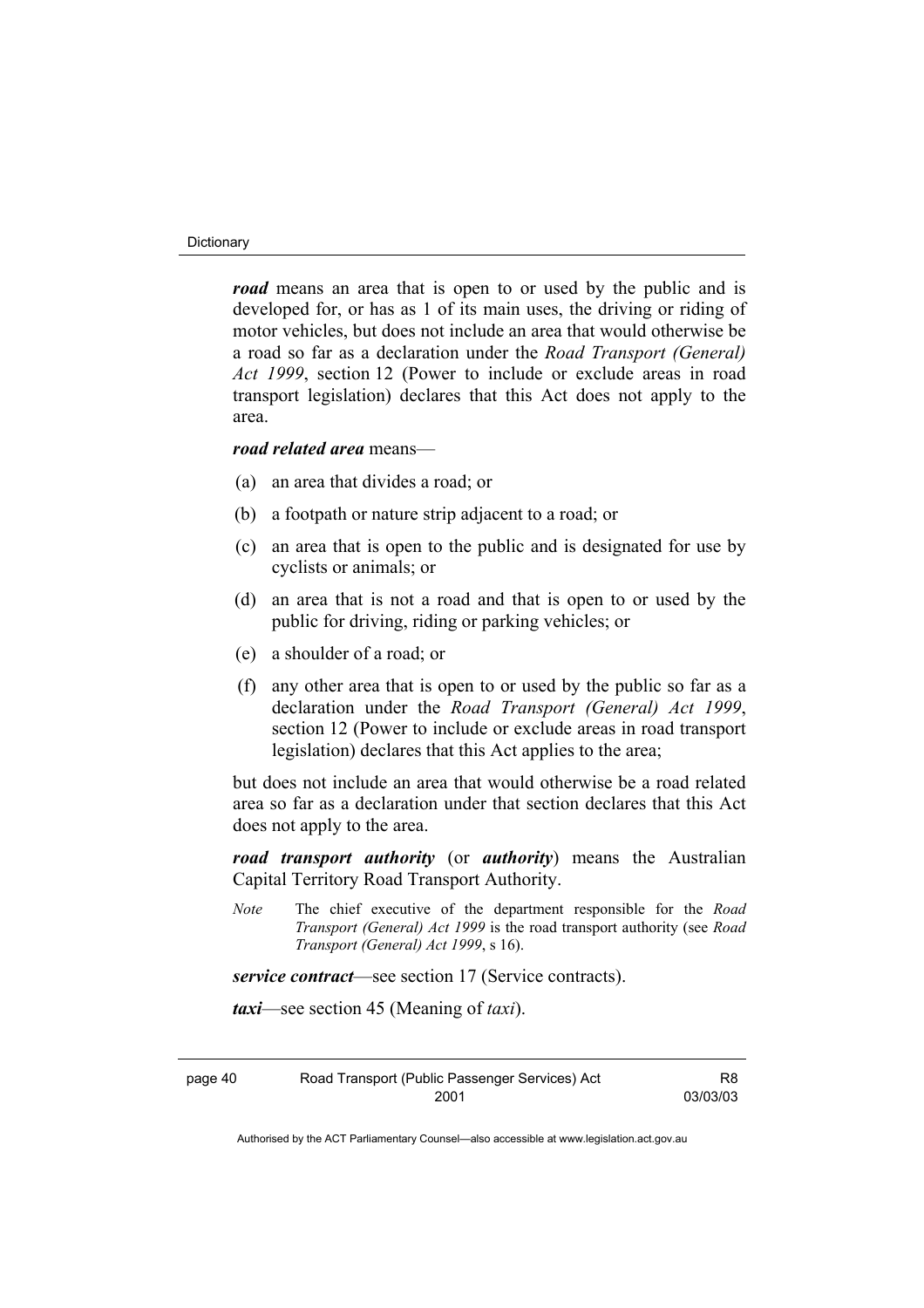***road*** means an area that is open to or used by the public and is developed for, or has as 1 of its main uses, the driving or riding of motor vehicles, but does not include an area that would otherwise be a road so far as a declaration under the *Road Transport (General) Act 1999*, section 12 (Power to include or exclude areas in road transport legislation) declares that this Act does not apply to the area.

***road related area*** means—

(a) an area that divides a road; or

(b) a footpath or nature strip adjacent to a road; or

(c) an area that is open to the public and is designated for use by cyclists or animals; or

(d) an area that is not a road and that is open to or used by the public for driving, riding or parking vehicles; or

(e) a shoulder of a road; or

(f) any other area that is open to or used by the public so far as a declaration under the *Road Transport (General) Act 1999*, section 12 (Power to include or exclude areas in road transport legislation) declares that this Act applies to the area;

but does not include an area that would otherwise be a road related area so far as a declaration under that section declares that this Act does not apply to the area.

***road transport authority*** (or ***authority***) means the Australian Capital Territory Road Transport Authority.

*Note* The chief executive of the department responsible for the *Road Transport (General) Act 1999* is the road transport authority (see *Road Transport (General) Act 1999*, s 16).

***service contract***—see section 17 (Service contracts).

***taxi***—see section 45 (Meaning of *taxi*).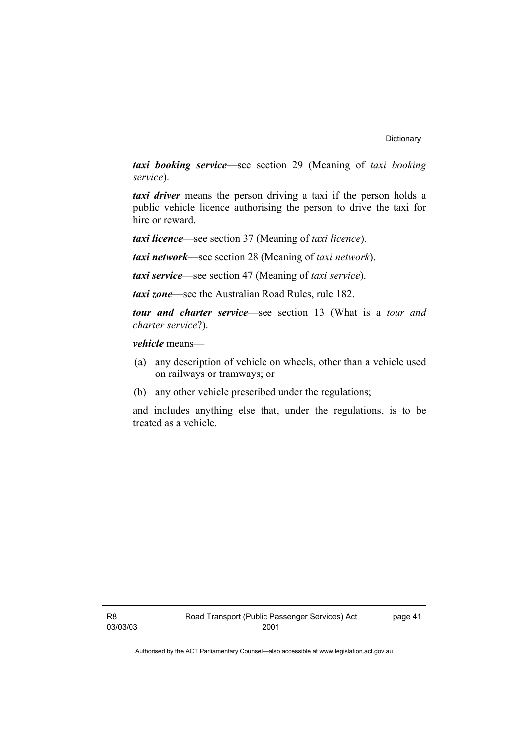***taxi booking service***—see section 29 (Meaning of *taxi booking service*).

***taxi driver*** means the person driving a taxi if the person holds a public vehicle licence authorising the person to drive the taxi for hire or reward.

***taxi licence***—see section 37 (Meaning of *taxi licence*).

***taxi network***—see section 28 (Meaning of *taxi network*).

***taxi service***—see section 47 (Meaning of *taxi service*).

***taxi zone***—see the Australian Road Rules, rule 182.

***tour and charter service***—see section 13 (What is a *tour and charter service*?).

***vehicle*** means—

(a) any description of vehicle on wheels, other than a vehicle used on railways or tramways; or

(b) any other vehicle prescribed under the regulations;

and includes anything else that, under the regulations, is to be treated as a vehicle.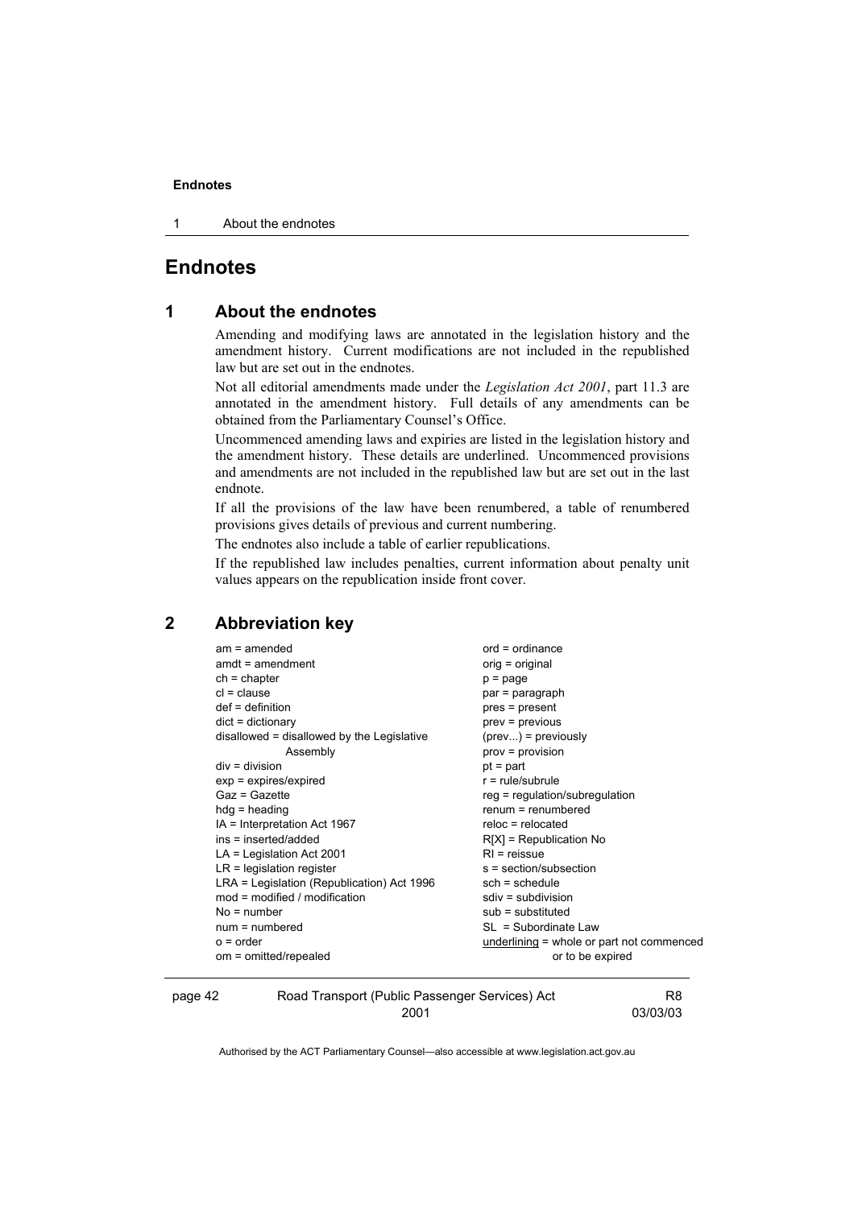# Endnotes

## 1 About the endnotes

Amending and modifying laws are annotated in the legislation history and the amendment history. Current modifications are not included in the republished law but are set out in the endnotes.

Not all editorial amendments made under the *Legislation Act 2001*, part 11.3 are annotated in the amendment history. Full details of any amendments can be obtained from the Parliamentary Counsel's Office.

Uncommenced amending laws and expiries are listed in the legislation history and the amendment history. These details are underlined. Uncommenced provisions and amendments are not included in the republished law but are set out in the last endnote.

If all the provisions of the law have been renumbered, a table of renumbered provisions gives details of previous and current numbering.

The endnotes also include a table of earlier republications.

If the republished law includes penalties, current information about penalty unit values appears on the republication inside front cover.

## 2 Abbreviation key

am = amended
amdt = amendment
ch = chapter
cl = clause
def = definition
dict = dictionary
disallowed = disallowed by the Legislative Assembly
div = division
exp = expires/expired
Gaz = Gazette
hdg = heading
IA = Interpretation Act 1967
ins = inserted/added
LA = Legislation Act 2001
LR = legislation register
LRA = Legislation (Republication) Act 1996
mod = modified / modification
No = number
num = numbered
o = order
om = omitted/repealed
ord = ordinance
orig = original
p = page
par = paragraph
pres = present
prev = previous
(prev...) = previously
prov = provision
pt = part
r = rule/subrule
reg = regulation/subregulation
renum = renumbered
reloc = relocated
R[X] = Republication No
RI = reissue
s = section/subsection
sch = schedule
sdiv = subdivision
sub = substituted
SL = Subordinate Law
underlining = whole or part not commenced or to be expired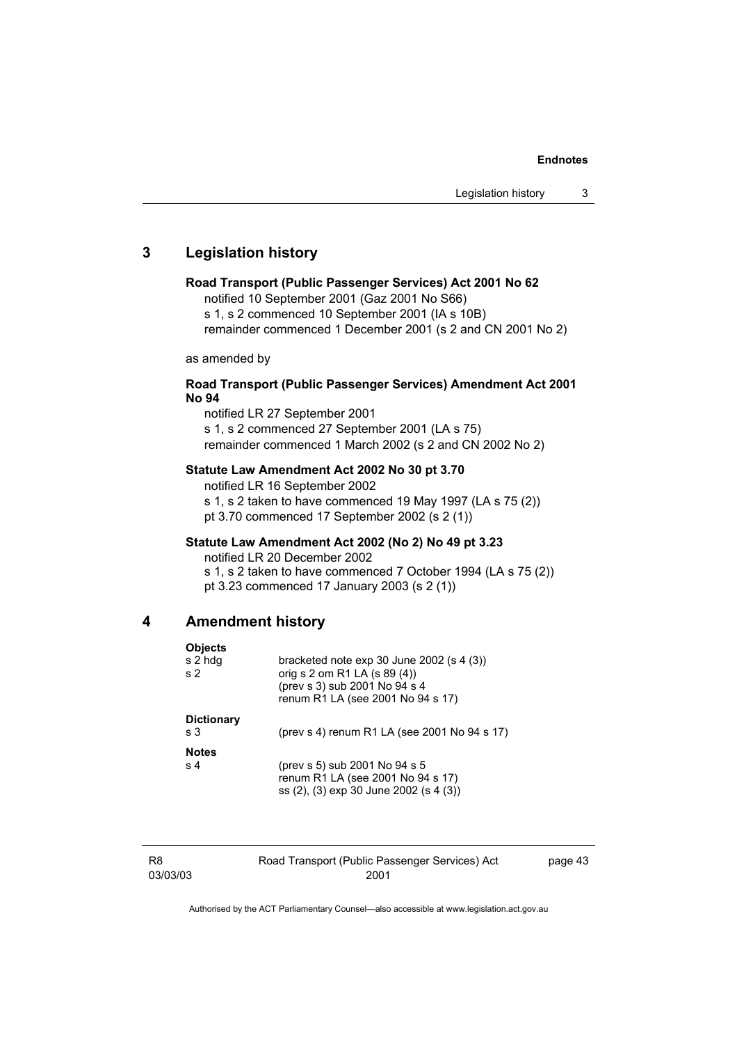## 3 Legislation history

**Road Transport (Public Passenger Services) Act 2001 No 62**

notified 10 September 2001 (Gaz 2001 No S66)
s 1, s 2 commenced 10 September 2001 (IA s 10B)
remainder commenced 1 December 2001 (s 2 and CN 2001 No 2)

as amended by

**Road Transport (Public Passenger Services) Amendment Act 2001 No 94**

notified LR 27 September 2001
s 1, s 2 commenced 27 September 2001 (LA s 75)
remainder commenced 1 March 2002 (s 2 and CN 2002 No 2)

**Statute Law Amendment Act 2002 No 30 pt 3.70**

notified LR 16 September 2002
s 1, s 2 taken to have commenced 19 May 1997 (LA s 75 (2))
pt 3.70 commenced 17 September 2002 (s 2 (1))

**Statute Law Amendment Act 2002 (No 2) No 49 pt 3.23**

notified LR 20 December 2002
s 1, s 2 taken to have commenced 7 October 1994 (LA s 75 (2))
pt 3.23 commenced 17 January 2003 (s 2 (1))

## 4 Amendment history

**Objects**

| | |
|---|---|
| s 2 hdg | bracketed note exp 30 June 2002 (s 4 (3)) |
| s 2 | orig s 2 om R1 LA (s 89 (4))<br>(prev s 3) sub 2001 No 94 s 4<br>renum R1 LA (see 2001 No 94 s 17) |

**Dictionary**

| | |
|---|---|
| s 3 | (prev s 4) renum R1 LA (see 2001 No 94 s 17) |

**Notes**

| | |
|---|---|
| s 4 | (prev s 5) sub 2001 No 94 s 5<br>renum R1 LA (see 2001 No 94 s 17)<br>ss (2), (3) exp 30 June 2002 (s 4 (3)) |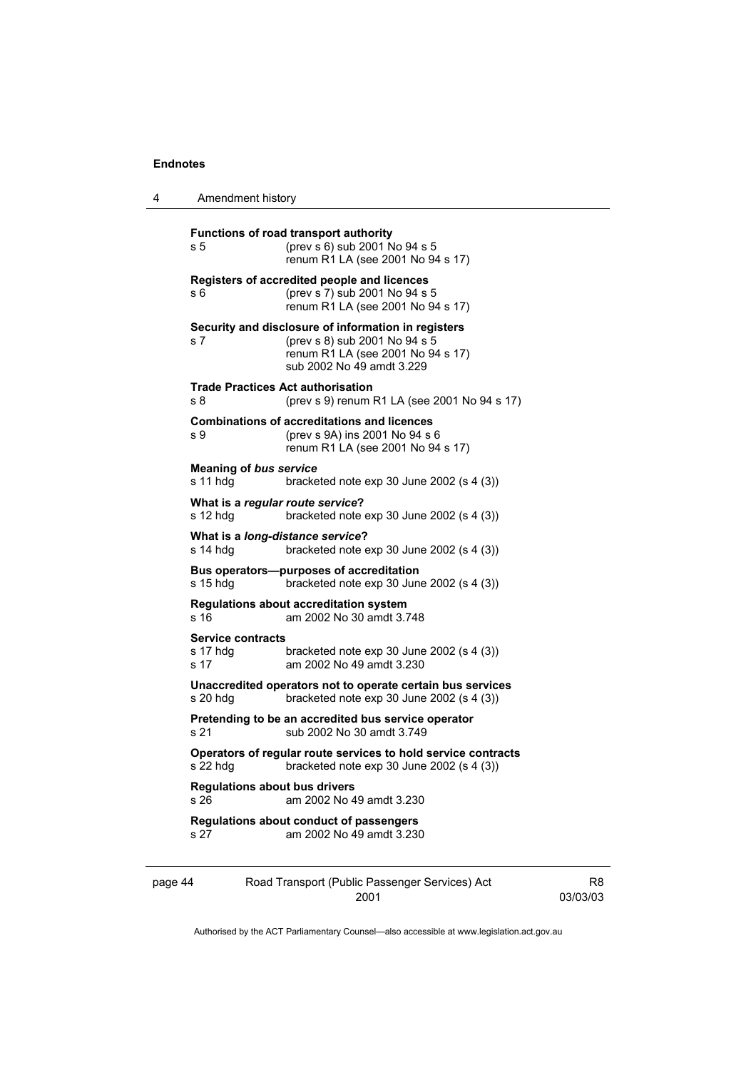**Functions of road transport authority**
s 5 (prev s 6) sub 2001 No 94 s 5
renum R1 LA (see 2001 No 94 s 17)

**Registers of accredited people and licences**
s 6 (prev s 7) sub 2001 No 94 s 5
renum R1 LA (see 2001 No 94 s 17)

**Security and disclosure of information in registers**
s 7 (prev s 8) sub 2001 No 94 s 5
renum R1 LA (see 2001 No 94 s 17)
sub 2002 No 49 amdt 3.229

**Trade Practices Act authorisation**
s 8 (prev s 9) renum R1 LA (see 2001 No 94 s 17)

**Combinations of accreditations and licences**
s 9 (prev s 9A) ins 2001 No 94 s 6
renum R1 LA (see 2001 No 94 s 17)

**Meaning of *bus service***
s 11 hdg bracketed note exp 30 June 2002 (s 4 (3))

**What is a *regular route service*?**
s 12 hdg bracketed note exp 30 June 2002 (s 4 (3))

**What is a *long-distance service*?**
s 14 hdg bracketed note exp 30 June 2002 (s 4 (3))

**Bus operators—purposes of accreditation**
s 15 hdg bracketed note exp 30 June 2002 (s 4 (3))

**Regulations about accreditation system**
s 16 am 2002 No 30 amdt 3.748

**Service contracts**
s 17 hdg bracketed note exp 30 June 2002 (s 4 (3))
s 17 am 2002 No 49 amdt 3.230

**Unaccredited operators not to operate certain bus services**
s 20 hdg bracketed note exp 30 June 2002 (s 4 (3))

**Pretending to be an accredited bus service operator**
s 21 sub 2002 No 30 amdt 3.749

**Operators of regular route services to hold service contracts**
s 22 hdg bracketed note exp 30 June 2002 (s 4 (3))

**Regulations about bus drivers**
s 26 am 2002 No 49 amdt 3.230

**Regulations about conduct of passengers**
s 27 am 2002 No 49 amdt 3.230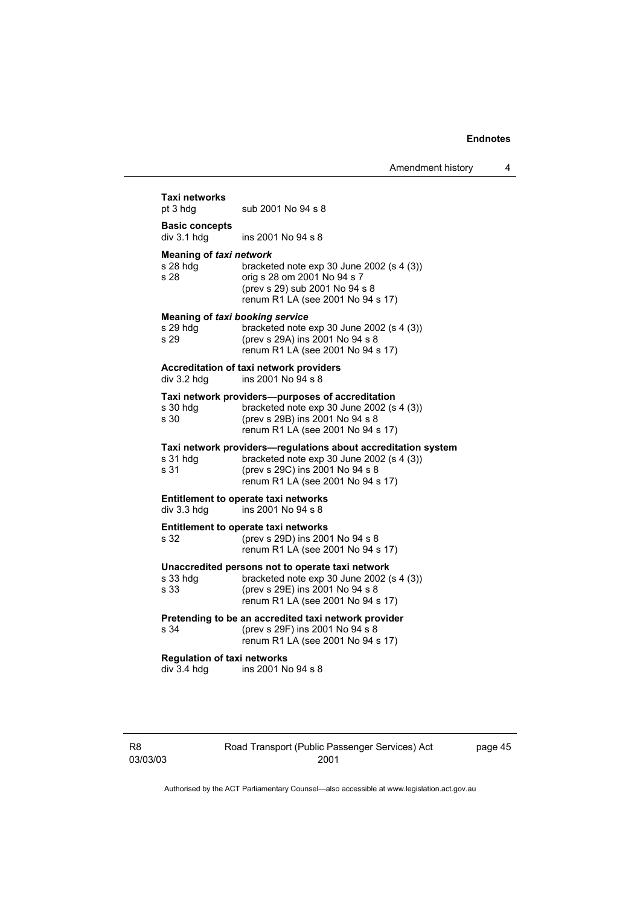**Taxi networks**

pt 3 hdg sub 2001 No 94 s 8

**Basic concepts**

div 3.1 hdg ins 2001 No 94 s 8

**Meaning of *taxi network***

s 28 hdg bracketed note exp 30 June 2002 (s 4 (3))

s 28 orig s 28 om 2001 No 94 s 7
(prev s 29) sub 2001 No 94 s 8
renum R1 LA (see 2001 No 94 s 17)

**Meaning of *taxi booking service***

s 29 hdg bracketed note exp 30 June 2002 (s 4 (3))

s 29 (prev s 29A) ins 2001 No 94 s 8
renum R1 LA (see 2001 No 94 s 17)

**Accreditation of taxi network providers**

div 3.2 hdg ins 2001 No 94 s 8

**Taxi network providers—purposes of accreditation**

s 30 hdg bracketed note exp 30 June 2002 (s 4 (3))

s 30 (prev s 29B) ins 2001 No 94 s 8
renum R1 LA (see 2001 No 94 s 17)

**Taxi network providers—regulations about accreditation system**

s 31 hdg bracketed note exp 30 June 2002 (s 4 (3))

s 31 (prev s 29C) ins 2001 No 94 s 8
renum R1 LA (see 2001 No 94 s 17)

**Entitlement to operate taxi networks**

div 3.3 hdg ins 2001 No 94 s 8

**Entitlement to operate taxi networks**

s 32 (prev s 29D) ins 2001 No 94 s 8
renum R1 LA (see 2001 No 94 s 17)

**Unaccredited persons not to operate taxi network**

s 33 hdg bracketed note exp 30 June 2002 (s 4 (3))

s 33 (prev s 29E) ins 2001 No 94 s 8
renum R1 LA (see 2001 No 94 s 17)

**Pretending to be an accredited taxi network provider**

s 34 (prev s 29F) ins 2001 No 94 s 8
renum R1 LA (see 2001 No 94 s 17)

**Regulation of taxi networks**

div 3.4 hdg ins 2001 No 94 s 8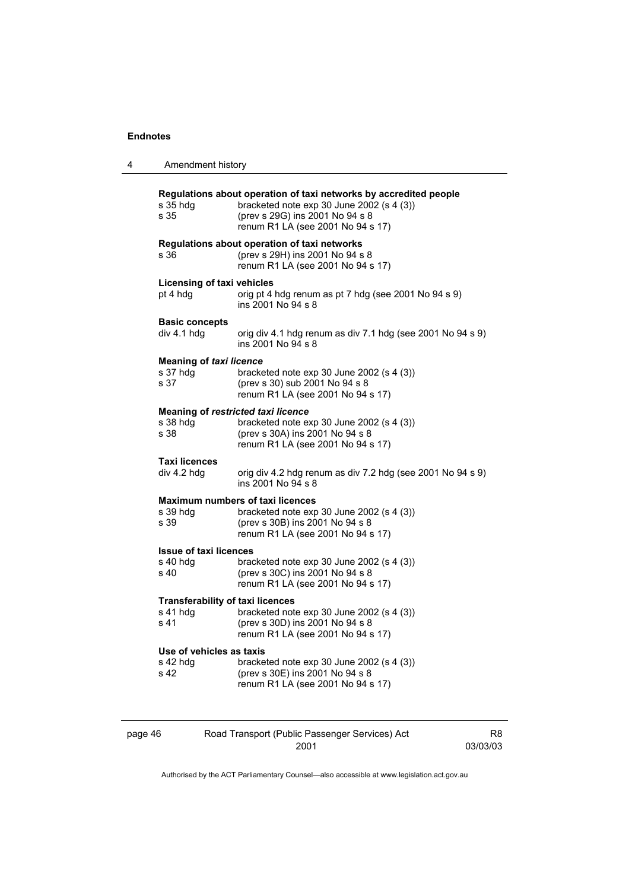**Regulations about operation of taxi networks by accredited people**

| | |
|---|---|
| s 35 hdg | bracketed note exp 30 June 2002 (s 4 (3)) |
| s 35 | (prev s 29G) ins 2001 No 94 s 8<br>renum R1 LA (see 2001 No 94 s 17) |

**Regulations about operation of taxi networks**

| | |
|---|---|
| s 36 | (prev s 29H) ins 2001 No 94 s 8<br>renum R1 LA (see 2001 No 94 s 17) |

**Licensing of taxi vehicles**

| | |
|---|---|
| pt 4 hdg | orig pt 4 hdg renum as pt 7 hdg (see 2001 No 94 s 9)<br>ins 2001 No 94 s 8 |

**Basic concepts**

| | |
|---|---|
| div 4.1 hdg | orig div 4.1 hdg renum as div 7.1 hdg (see 2001 No 94 s 9)<br>ins 2001 No 94 s 8 |

**Meaning of *taxi licence***

| | |
|---|---|
| s 37 hdg | bracketed note exp 30 June 2002 (s 4 (3)) |
| s 37 | (prev s 30) sub 2001 No 94 s 8<br>renum R1 LA (see 2001 No 94 s 17) |

**Meaning of *restricted taxi licence***

| | |
|---|---|
| s 38 hdg | bracketed note exp 30 June 2002 (s 4 (3)) |
| s 38 | (prev s 30A) ins 2001 No 94 s 8<br>renum R1 LA (see 2001 No 94 s 17) |

**Taxi licences**

| | |
|---|---|
| div 4.2 hdg | orig div 4.2 hdg renum as div 7.2 hdg (see 2001 No 94 s 9)<br>ins 2001 No 94 s 8 |

**Maximum numbers of taxi licences**

| | |
|---|---|
| s 39 hdg | bracketed note exp 30 June 2002 (s 4 (3)) |
| s 39 | (prev s 30B) ins 2001 No 94 s 8<br>renum R1 LA (see 2001 No 94 s 17) |

**Issue of taxi licences**

| | |
|---|---|
| s 40 hdg | bracketed note exp 30 June 2002 (s 4 (3)) |
| s 40 | (prev s 30C) ins 2001 No 94 s 8<br>renum R1 LA (see 2001 No 94 s 17) |

**Transferability of taxi licences**

| | |
|---|---|
| s 41 hdg | bracketed note exp 30 June 2002 (s 4 (3)) |
| s 41 | (prev s 30D) ins 2001 No 94 s 8<br>renum R1 LA (see 2001 No 94 s 17) |

**Use of vehicles as taxis**

| | |
|---|---|
| s 42 hdg | bracketed note exp 30 June 2002 (s 4 (3)) |
| s 42 | (prev s 30E) ins 2001 No 94 s 8<br>renum R1 LA (see 2001 No 94 s 17) |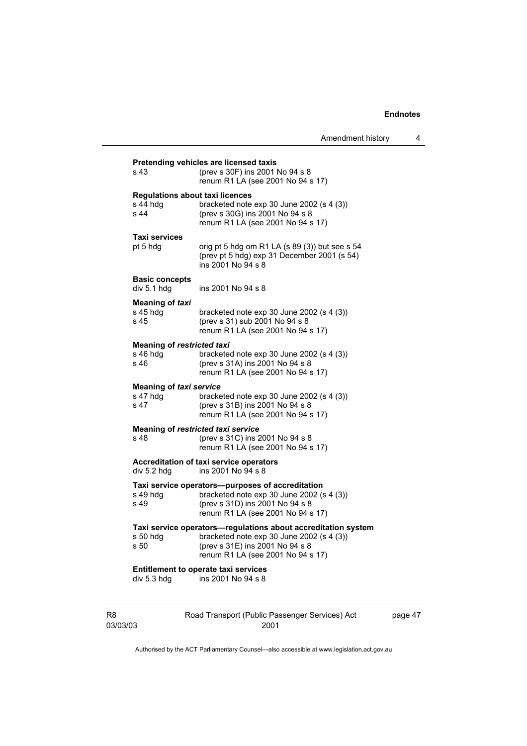**Pretending vehicles are licensed taxis**

s 43 (prev s 30F) ins 2001 No 94 s 8
renum R1 LA (see 2001 No 94 s 17)

**Regulations about taxi licences**

s 44 hdg bracketed note exp 30 June 2002 (s 4 (3))
s 44 (prev s 30G) ins 2001 No 94 s 8
renum R1 LA (see 2001 No 94 s 17)

**Taxi services**

pt 5 hdg orig pt 5 hdg om R1 LA (s 89 (3)) but see s 54
(prev pt 5 hdg) exp 31 December 2001 (s 54)
ins 2001 No 94 s 8

**Basic concepts**

div 5.1 hdg ins 2001 No 94 s 8

**Meaning of *taxi***

s 45 hdg bracketed note exp 30 June 2002 (s 4 (3))
s 45 (prev s 31) sub 2001 No 94 s 8
renum R1 LA (see 2001 No 94 s 17)

**Meaning of *restricted taxi***

s 46 hdg bracketed note exp 30 June 2002 (s 4 (3))
s 46 (prev s 31A) ins 2001 No 94 s 8
renum R1 LA (see 2001 No 94 s 17)

**Meaning of *taxi service***

s 47 hdg bracketed note exp 30 June 2002 (s 4 (3))
s 47 (prev s 31B) ins 2001 No 94 s 8
renum R1 LA (see 2001 No 94 s 17)

**Meaning of *restricted taxi service***

s 48 (prev s 31C) ins 2001 No 94 s 8
renum R1 LA (see 2001 No 94 s 17)

**Accreditation of taxi service operators**

div 5.2 hdg ins 2001 No 94 s 8

**Taxi service operators—purposes of accreditation**

s 49 hdg bracketed note exp 30 June 2002 (s 4 (3))
s 49 (prev s 31D) ins 2001 No 94 s 8
renum R1 LA (see 2001 No 94 s 17)

**Taxi service operators—regulations about accreditation system**

s 50 hdg bracketed note exp 30 June 2002 (s 4 (3))
s 50 (prev s 31E) ins 2001 No 94 s 8
renum R1 LA (see 2001 No 94 s 17)

**Entitlement to operate taxi services**

div 5.3 hdg ins 2001 No 94 s 8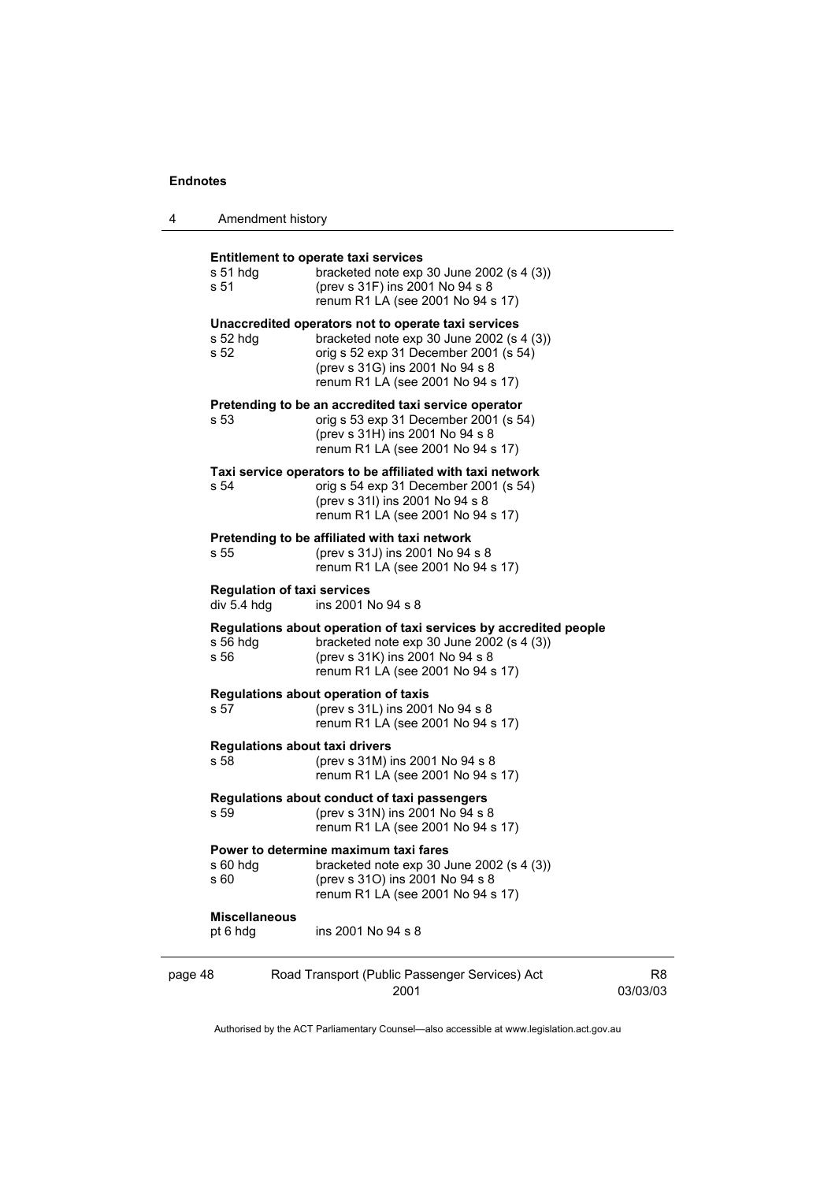**Entitlement to operate taxi services**

| | |
|---|---|
| s 51 hdg | bracketed note exp 30 June 2002 (s 4 (3)) |
| s 51 | (prev s 31F) ins 2001 No 94 s 8<br>renum R1 LA (see 2001 No 94 s 17) |

**Unaccredited operators not to operate taxi services**

| | |
|---|---|
| s 52 hdg | bracketed note exp 30 June 2002 (s 4 (3)) |
| s 52 | orig s 52 exp 31 December 2001 (s 54)<br>(prev s 31G) ins 2001 No 94 s 8<br>renum R1 LA (see 2001 No 94 s 17) |

**Pretending to be an accredited taxi service operator**

| | |
|---|---|
| s 53 | orig s 53 exp 31 December 2001 (s 54)<br>(prev s 31H) ins 2001 No 94 s 8<br>renum R1 LA (see 2001 No 94 s 17) |

**Taxi service operators to be affiliated with taxi network**

| | |
|---|---|
| s 54 | orig s 54 exp 31 December 2001 (s 54)<br>(prev s 31I) ins 2001 No 94 s 8<br>renum R1 LA (see 2001 No 94 s 17) |

**Pretending to be affiliated with taxi network**

| | |
|---|---|
| s 55 | (prev s 31J) ins 2001 No 94 s 8<br>renum R1 LA (see 2001 No 94 s 17) |

**Regulation of taxi services**

| | |
|---|---|
| div 5.4 hdg | ins 2001 No 94 s 8 |

**Regulations about operation of taxi services by accredited people**

| | |
|---|---|
| s 56 hdg | bracketed note exp 30 June 2002 (s 4 (3)) |
| s 56 | (prev s 31K) ins 2001 No 94 s 8<br>renum R1 LA (see 2001 No 94 s 17) |

**Regulations about operation of taxis**

| | |
|---|---|
| s 57 | (prev s 31L) ins 2001 No 94 s 8<br>renum R1 LA (see 2001 No 94 s 17) |

**Regulations about taxi drivers**

| | |
|---|---|
| s 58 | (prev s 31M) ins 2001 No 94 s 8<br>renum R1 LA (see 2001 No 94 s 17) |

**Regulations about conduct of taxi passengers**

| | |
|---|---|
| s 59 | (prev s 31N) ins 2001 No 94 s 8<br>renum R1 LA (see 2001 No 94 s 17) |

**Power to determine maximum taxi fares**

| | |
|---|---|
| s 60 hdg | bracketed note exp 30 June 2002 (s 4 (3)) |
| s 60 | (prev s 31O) ins 2001 No 94 s 8<br>renum R1 LA (see 2001 No 94 s 17) |

**Miscellaneous**

| | |
|---|---|
| pt 6 hdg | ins 2001 No 94 s 8 |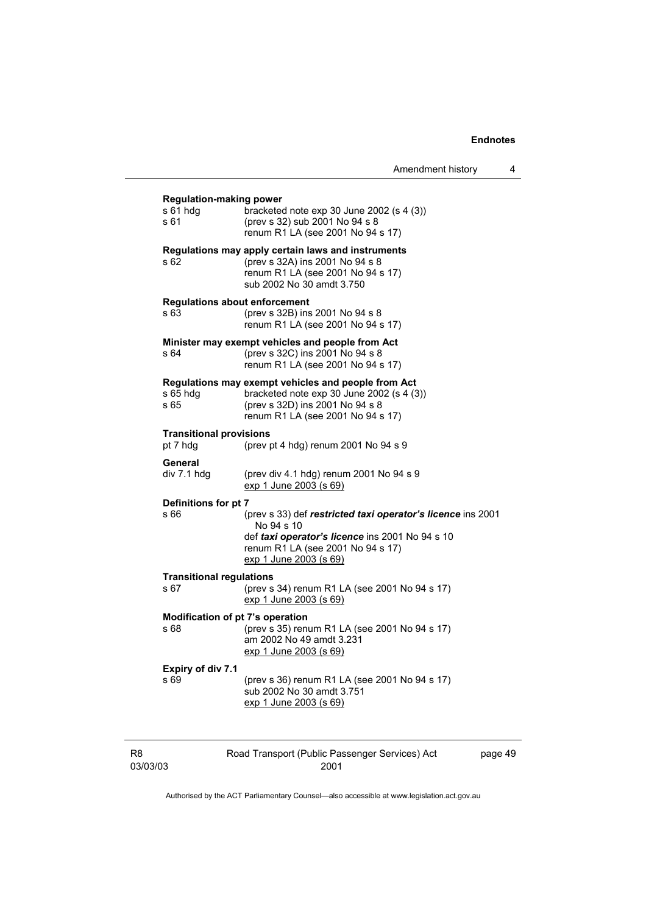**Regulation-making power**

| | |
|---|---|
| s 61 hdg | bracketed note exp 30 June 2002 (s 4 (3)) |
| s 61 | (prev s 32) sub 2001 No 94 s 8<br>renum R1 LA (see 2001 No 94 s 17) |

**Regulations may apply certain laws and instruments**

| | |
|---|---|
| s 62 | (prev s 32A) ins 2001 No 94 s 8<br>renum R1 LA (see 2001 No 94 s 17)<br>sub 2002 No 30 amdt 3.750 |

**Regulations about enforcement**

| | |
|---|---|
| s 63 | (prev s 32B) ins 2001 No 94 s 8<br>renum R1 LA (see 2001 No 94 s 17) |

**Minister may exempt vehicles and people from Act**

| | |
|---|---|
| s 64 | (prev s 32C) ins 2001 No 94 s 8<br>renum R1 LA (see 2001 No 94 s 17) |

**Regulations may exempt vehicles and people from Act**

| | |
|---|---|
| s 65 hdg | bracketed note exp 30 June 2002 (s 4 (3)) |
| s 65 | (prev s 32D) ins 2001 No 94 s 8<br>renum R1 LA (see 2001 No 94 s 17) |

**Transitional provisions**

| | |
|---|---|
| pt 7 hdg | (prev pt 4 hdg) renum 2001 No 94 s 9 |

**General**

| | |
|---|---|
| div 7.1 hdg | (prev div 4.1 hdg) renum 2001 No 94 s 9<br><u>exp 1 June 2003 (s 69)</u> |

**Definitions for pt 7**

| | |
|---|---|
| s 66 | (prev s 33) def ***restricted taxi operator's licence*** ins 2001 No 94 s 10<br>def ***taxi operator's licence*** ins 2001 No 94 s 10<br>renum R1 LA (see 2001 No 94 s 17)<br><u>exp 1 June 2003 (s 69)</u> |

**Transitional regulations**

| | |
|---|---|
| s 67 | (prev s 34) renum R1 LA (see 2001 No 94 s 17)<br><u>exp 1 June 2003 (s 69)</u> |

**Modification of pt 7's operation**

| | |
|---|---|
| s 68 | (prev s 35) renum R1 LA (see 2001 No 94 s 17)<br>am 2002 No 49 amdt 3.231<br><u>exp 1 June 2003 (s 69)</u> |

**Expiry of div 7.1**

| | |
|---|---|
| s 69 | (prev s 36) renum R1 LA (see 2001 No 94 s 17)<br>sub 2002 No 30 amdt 3.751<br><u>exp 1 June 2003 (s 69)</u> |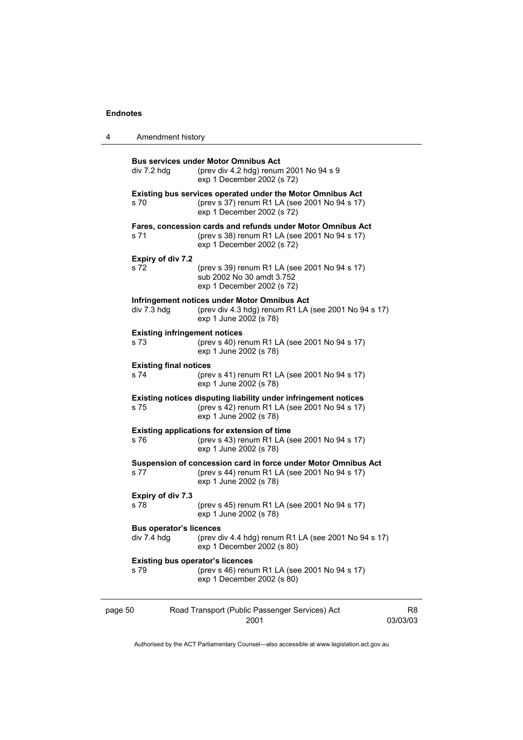**Bus services under Motor Omnibus Act**

div 7.2 hdg (prev div 4.2 hdg) renum 2001 No 94 s 9
exp 1 December 2002 (s 72)

**Existing bus services operated under the Motor Omnibus Act**

s 70 (prev s 37) renum R1 LA (see 2001 No 94 s 17)
exp 1 December 2002 (s 72)

**Fares, concession cards and refunds under Motor Omnibus Act**

s 71 (prev s 38) renum R1 LA (see 2001 No 94 s 17)
exp 1 December 2002 (s 72)

**Expiry of div 7.2**

s 72 (prev s 39) renum R1 LA (see 2001 No 94 s 17)
sub 2002 No 30 amdt 3.752
exp 1 December 2002 (s 72)

**Infringement notices under Motor Omnibus Act**

div 7.3 hdg (prev div 4.3 hdg) renum R1 LA (see 2001 No 94 s 17)
exp 1 June 2002 (s 78)

**Existing infringement notices**

s 73 (prev s 40) renum R1 LA (see 2001 No 94 s 17)
exp 1 June 2002 (s 78)

**Existing final notices**

s 74 (prev s 41) renum R1 LA (see 2001 No 94 s 17)
exp 1 June 2002 (s 78)

**Existing notices disputing liability under infringement notices**

s 75 (prev s 42) renum R1 LA (see 2001 No 94 s 17)
exp 1 June 2002 (s 78)

**Existing applications for extension of time**

s 76 (prev s 43) renum R1 LA (see 2001 No 94 s 17)
exp 1 June 2002 (s 78)

**Suspension of concession card in force under Motor Omnibus Act**

s 77 (prev s 44) renum R1 LA (see 2001 No 94 s 17)
exp 1 June 2002 (s 78)

**Expiry of div 7.3**

s 78 (prev s 45) renum R1 LA (see 2001 No 94 s 17)
exp 1 June 2002 (s 78)

**Bus operator's licences**

div 7.4 hdg (prev div 4.4 hdg) renum R1 LA (see 2001 No 94 s 17)
exp 1 December 2002 (s 80)

**Existing bus operator's licences**

s 79 (prev s 46) renum R1 LA (see 2001 No 94 s 17)
exp 1 December 2002 (s 80)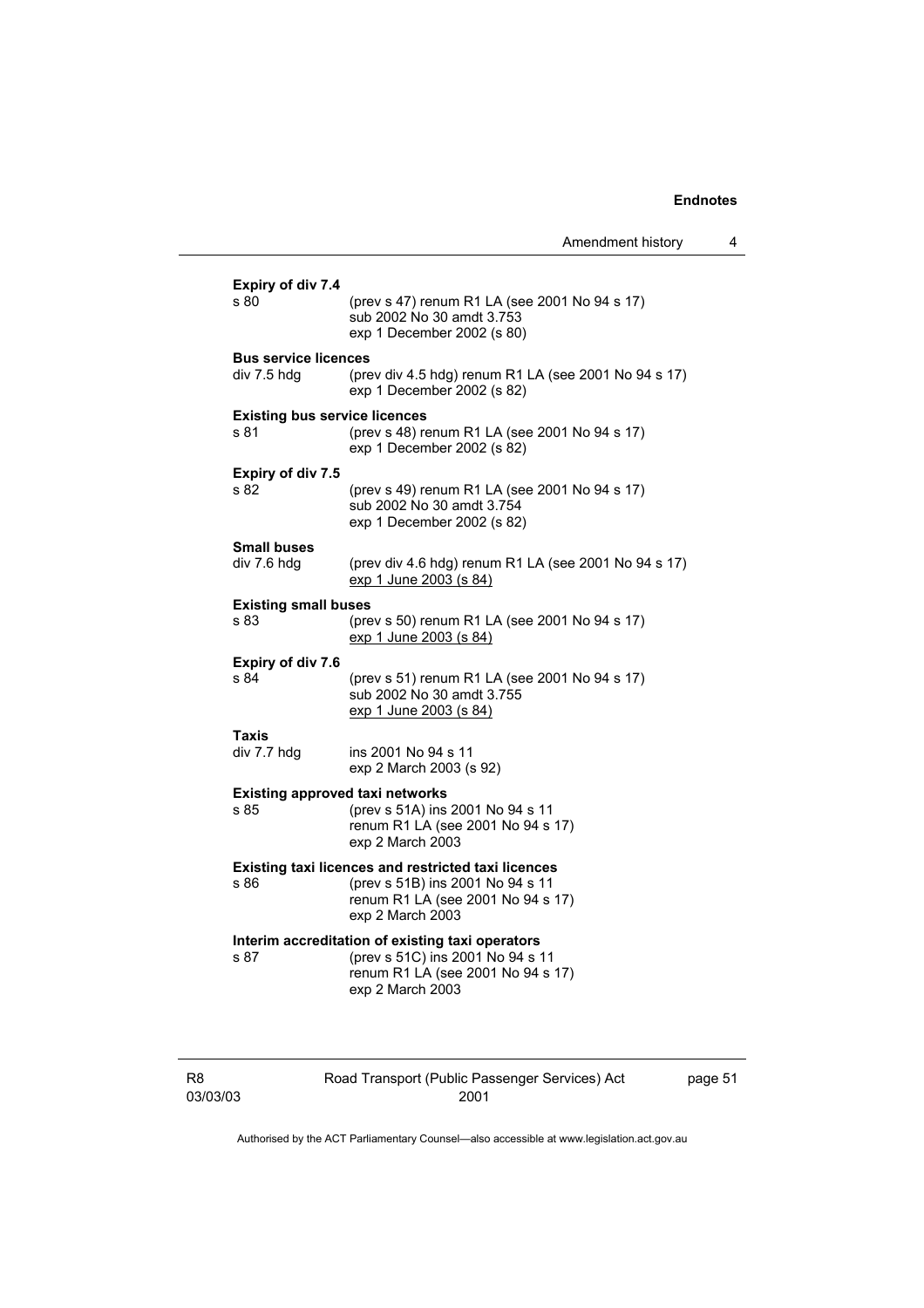**Expiry of div 7.4**

s 80 (prev s 47) renum R1 LA (see 2001 No 94 s 17)
sub 2002 No 30 amdt 3.753
exp 1 December 2002 (s 80)

**Bus service licences**

div 7.5 hdg (prev div 4.5 hdg) renum R1 LA (see 2001 No 94 s 17)
exp 1 December 2002 (s 82)

**Existing bus service licences**

s 81 (prev s 48) renum R1 LA (see 2001 No 94 s 17)
exp 1 December 2002 (s 82)

**Expiry of div 7.5**

s 82 (prev s 49) renum R1 LA (see 2001 No 94 s 17)
sub 2002 No 30 amdt 3.754
exp 1 December 2002 (s 82)

**Small buses**

div 7.6 hdg (prev div 4.6 hdg) renum R1 LA (see 2001 No 94 s 17)
exp 1 June 2003 (s 84)

**Existing small buses**

s 83 (prev s 50) renum R1 LA (see 2001 No 94 s 17)
exp 1 June 2003 (s 84)

**Expiry of div 7.6**

s 84 (prev s 51) renum R1 LA (see 2001 No 94 s 17)
sub 2002 No 30 amdt 3.755
exp 1 June 2003 (s 84)

**Taxis**

div 7.7 hdg ins 2001 No 94 s 11
exp 2 March 2003 (s 92)

**Existing approved taxi networks**

s 85 (prev s 51A) ins 2001 No 94 s 11
renum R1 LA (see 2001 No 94 s 17)
exp 2 March 2003

**Existing taxi licences and restricted taxi licences**

s 86 (prev s 51B) ins 2001 No 94 s 11
renum R1 LA (see 2001 No 94 s 17)
exp 2 March 2003

**Interim accreditation of existing taxi operators**

s 87 (prev s 51C) ins 2001 No 94 s 11
renum R1 LA (see 2001 No 94 s 17)
exp 2 March 2003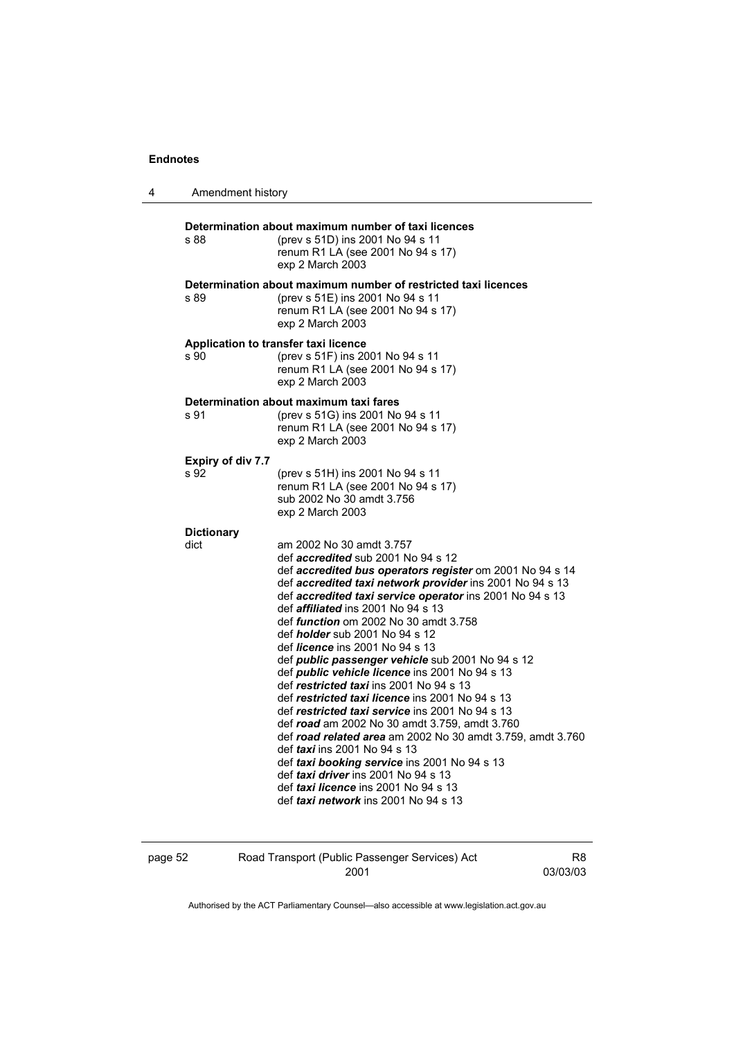**Determination about maximum number of taxi licences**

s 88 (prev s 51D) ins 2001 No 94 s 11
renum R1 LA (see 2001 No 94 s 17)
exp 2 March 2003

**Determination about maximum number of restricted taxi licences**

s 89 (prev s 51E) ins 2001 No 94 s 11
renum R1 LA (see 2001 No 94 s 17)
exp 2 March 2003

**Application to transfer taxi licence**

s 90 (prev s 51F) ins 2001 No 94 s 11
renum R1 LA (see 2001 No 94 s 17)
exp 2 March 2003

**Determination about maximum taxi fares**

s 91 (prev s 51G) ins 2001 No 94 s 11
renum R1 LA (see 2001 No 94 s 17)
exp 2 March 2003

**Expiry of div 7.7**

s 92 (prev s 51H) ins 2001 No 94 s 11
renum R1 LA (see 2001 No 94 s 17)
sub 2002 No 30 amdt 3.756
exp 2 March 2003

**Dictionary**

dict am 2002 No 30 amdt 3.757
def ***accredited*** sub 2001 No 94 s 12
def ***accredited bus operators register*** om 2001 No 94 s 14
def ***accredited taxi network provider*** ins 2001 No 94 s 13
def ***accredited taxi service operator*** ins 2001 No 94 s 13
def ***affiliated*** ins 2001 No 94 s 13
def ***function*** om 2002 No 30 amdt 3.758
def ***holder*** sub 2001 No 94 s 12
def ***licence*** ins 2001 No 94 s 13
def ***public passenger vehicle*** sub 2001 No 94 s 12
def ***public vehicle licence*** ins 2001 No 94 s 13
def ***restricted taxi*** ins 2001 No 94 s 13
def ***restricted taxi licence*** ins 2001 No 94 s 13
def ***restricted taxi service*** ins 2001 No 94 s 13
def ***road*** am 2002 No 30 amdt 3.759, amdt 3.760
def ***road related area*** am 2002 No 30 amdt 3.759, amdt 3.760
def ***taxi*** ins 2001 No 94 s 13
def ***taxi booking service*** ins 2001 No 94 s 13
def ***taxi driver*** ins 2001 No 94 s 13
def ***taxi licence*** ins 2001 No 94 s 13
def ***taxi network*** ins 2001 No 94 s 13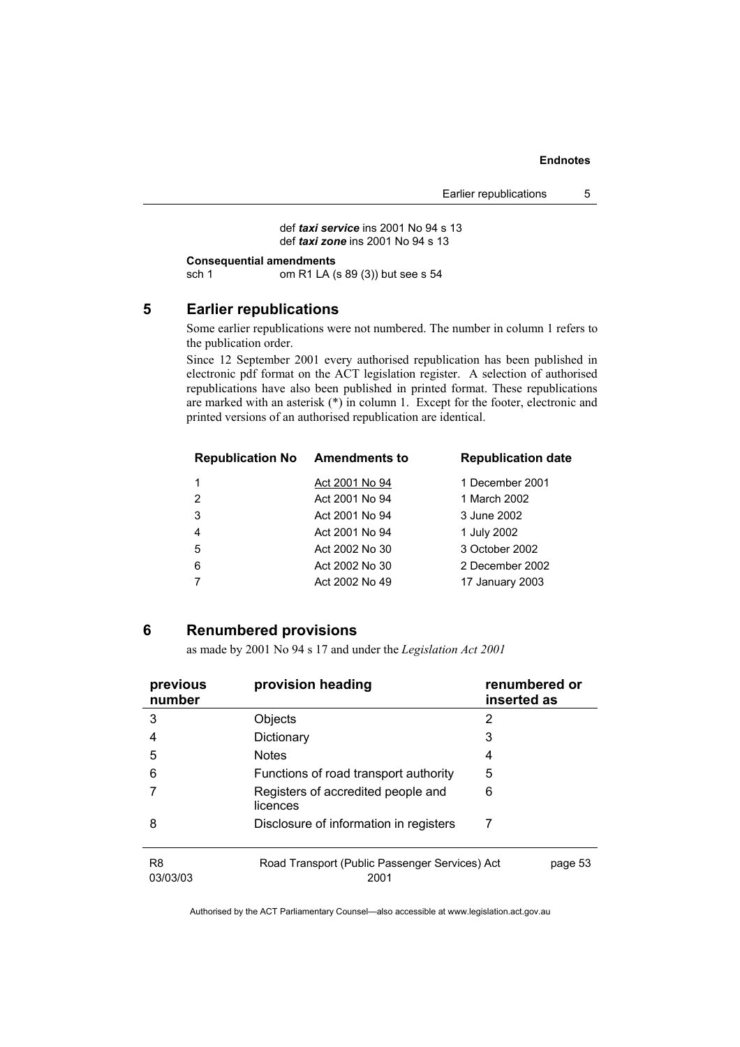def ***taxi service*** ins 2001 No 94 s 13
def ***taxi zone*** ins 2001 No 94 s 13

**Consequential amendments**
sch 1 om R1 LA (s 89 (3)) but see s 54

## 5 Earlier republications

Some earlier republications were not numbered. The number in column 1 refers to the publication order.

Since 12 September 2001 every authorised republication has been published in electronic pdf format on the ACT legislation register. A selection of authorised republications have also been published in printed format. These republications are marked with an asterisk (*) in column 1. Except for the footer, electronic and printed versions of an authorised republication are identical.

| Republication No | Amendments to | Republication date |
|---|---|---|
| 1 | Act 2001 No 94 | 1 December 2001 |
| 2 | Act 2001 No 94 | 1 March 2002 |
| 3 | Act 2001 No 94 | 3 June 2002 |
| 4 | Act 2001 No 94 | 1 July 2002 |
| 5 | Act 2002 No 30 | 3 October 2002 |
| 6 | Act 2002 No 30 | 2 December 2002 |
| 7 | Act 2002 No 49 | 17 January 2003 |

## 6 Renumbered provisions

as made by 2001 No 94 s 17 and under the *Legislation Act 2001*

| previous number | provision heading | renumbered or inserted as |
|---|---|---|
| 3 | Objects | 2 |
| 4 | Dictionary | 3 |
| 5 | Notes | 4 |
| 6 | Functions of road transport authority | 5 |
| 7 | Registers of accredited people and licences | 6 |
| 8 | Disclosure of information in registers | 7 |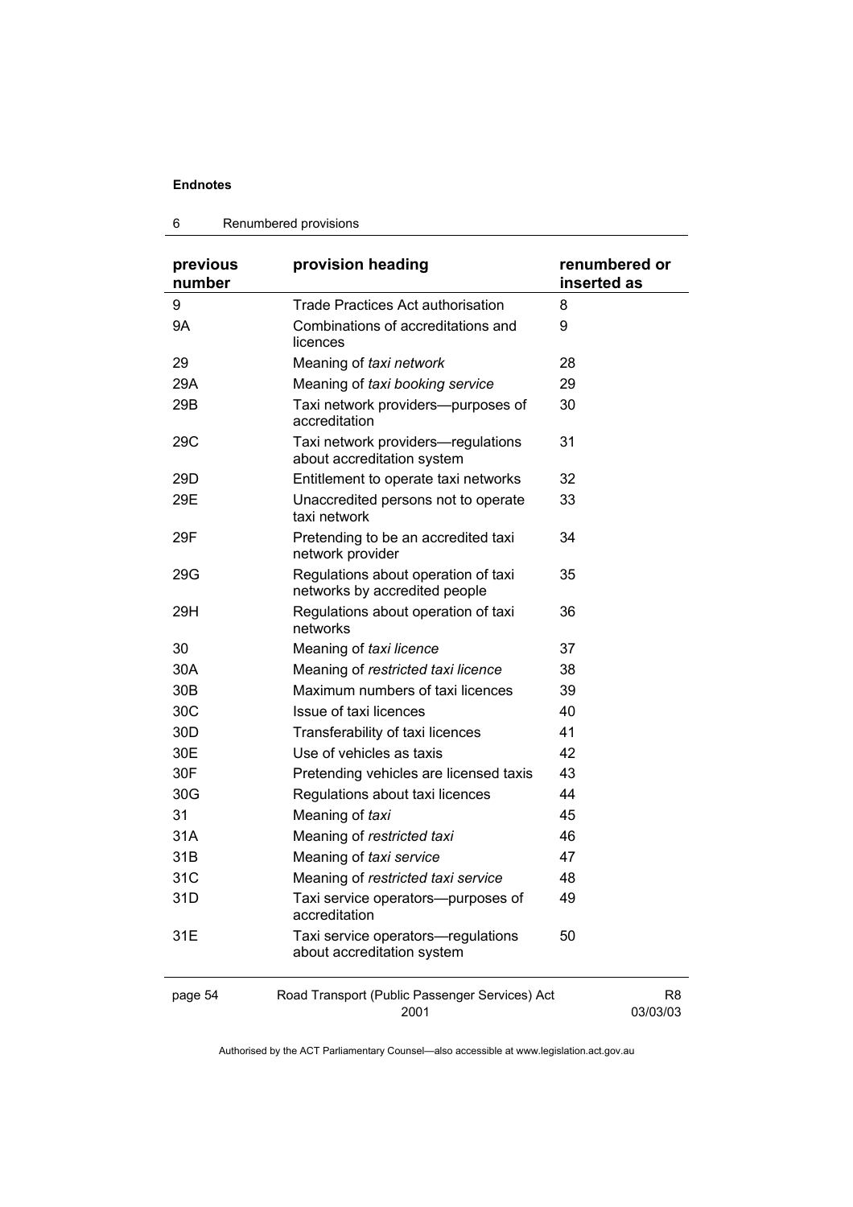## 6 Renumbered provisions

| previous number | provision heading | renumbered or inserted as |
|---|---|---|
| 9 | Trade Practices Act authorisation | 8 |
| 9A | Combinations of accreditations and licences | 9 |
| 29 | Meaning of *taxi network* | 28 |
| 29A | Meaning of *taxi booking service* | 29 |
| 29B | Taxi network providers—purposes of accreditation | 30 |
| 29C | Taxi network providers—regulations about accreditation system | 31 |
| 29D | Entitlement to operate taxi networks | 32 |
| 29E | Unaccredited persons not to operate taxi network | 33 |
| 29F | Pretending to be an accredited taxi network provider | 34 |
| 29G | Regulations about operation of taxi networks by accredited people | 35 |
| 29H | Regulations about operation of taxi networks | 36 |
| 30 | Meaning of *taxi licence* | 37 |
| 30A | Meaning of *restricted taxi licence* | 38 |
| 30B | Maximum numbers of taxi licences | 39 |
| 30C | Issue of taxi licences | 40 |
| 30D | Transferability of taxi licences | 41 |
| 30E | Use of vehicles as taxis | 42 |
| 30F | Pretending vehicles are licensed taxis | 43 |
| 30G | Regulations about taxi licences | 44 |
| 31 | Meaning of *taxi* | 45 |
| 31A | Meaning of *restricted taxi* | 46 |
| 31B | Meaning of *taxi service* | 47 |
| 31C | Meaning of *restricted taxi service* | 48 |
| 31D | Taxi service operators—purposes of accreditation | 49 |
| 31E | Taxi service operators—regulations about accreditation system | 50 |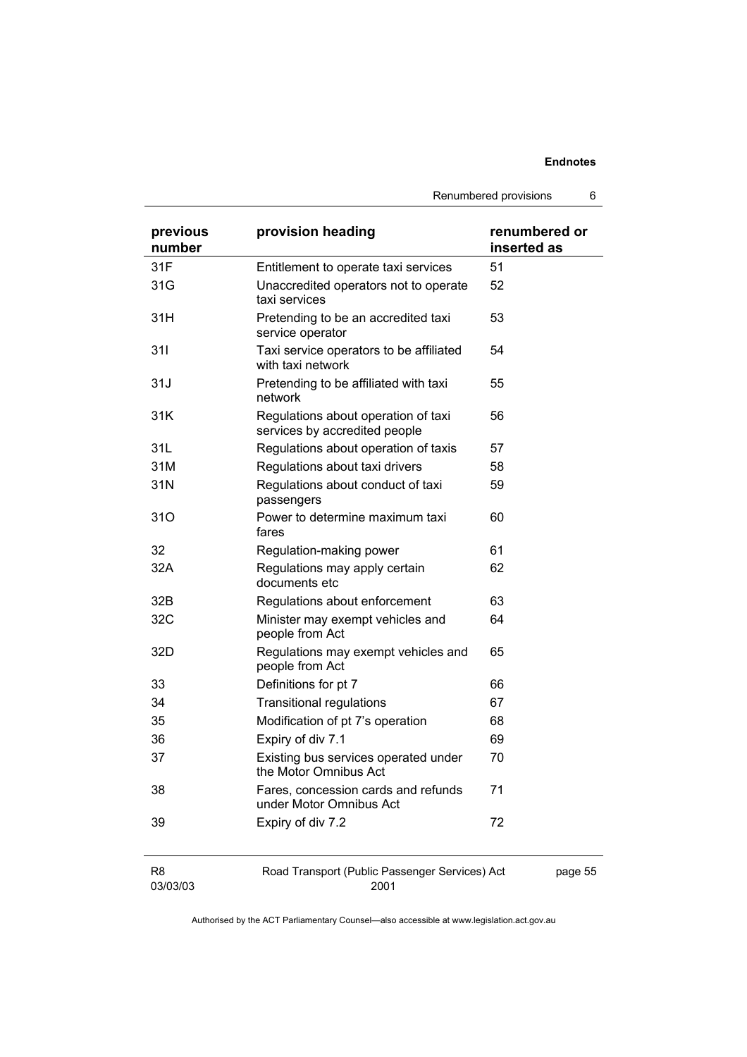| previous number | provision heading | renumbered or inserted as |
| --- | --- | --- |
| 31F | Entitlement to operate taxi services | 51 |
| 31G | Unaccredited operators not to operate taxi services | 52 |
| 31H | Pretending to be an accredited taxi service operator | 53 |
| 31I | Taxi service operators to be affiliated with taxi network | 54 |
| 31J | Pretending to be affiliated with taxi network | 55 |
| 31K | Regulations about operation of taxi services by accredited people | 56 |
| 31L | Regulations about operation of taxis | 57 |
| 31M | Regulations about taxi drivers | 58 |
| 31N | Regulations about conduct of taxi passengers | 59 |
| 31O | Power to determine maximum taxi fares | 60 |
| 32 | Regulation-making power | 61 |
| 32A | Regulations may apply certain documents etc | 62 |
| 32B | Regulations about enforcement | 63 |
| 32C | Minister may exempt vehicles and people from Act | 64 |
| 32D | Regulations may exempt vehicles and people from Act | 65 |
| 33 | Definitions for pt 7 | 66 |
| 34 | Transitional regulations | 67 |
| 35 | Modification of pt 7's operation | 68 |
| 36 | Expiry of div 7.1 | 69 |
| 37 | Existing bus services operated under the Motor Omnibus Act | 70 |
| 38 | Fares, concession cards and refunds under Motor Omnibus Act | 71 |
| 39 | Expiry of div 7.2 | 72 |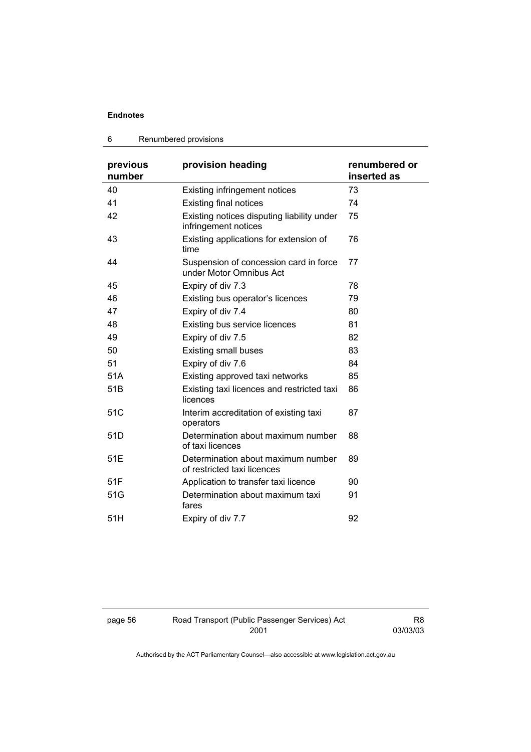## 6 Renumbered provisions

| previous number | provision heading | renumbered or inserted as |
|---|---|---|
| 40 | Existing infringement notices | 73 |
| 41 | Existing final notices | 74 |
| 42 | Existing notices disputing liability under infringement notices | 75 |
| 43 | Existing applications for extension of time | 76 |
| 44 | Suspension of concession card in force under Motor Omnibus Act | 77 |
| 45 | Expiry of div 7.3 | 78 |
| 46 | Existing bus operator's licences | 79 |
| 47 | Expiry of div 7.4 | 80 |
| 48 | Existing bus service licences | 81 |
| 49 | Expiry of div 7.5 | 82 |
| 50 | Existing small buses | 83 |
| 51 | Expiry of div 7.6 | 84 |
| 51A | Existing approved taxi networks | 85 |
| 51B | Existing taxi licences and restricted taxi licences | 86 |
| 51C | Interim accreditation of existing taxi operators | 87 |
| 51D | Determination about maximum number of taxi licences | 88 |
| 51E | Determination about maximum number of restricted taxi licences | 89 |
| 51F | Application to transfer taxi licence | 90 |
| 51G | Determination about maximum taxi fares | 91 |
| 51H | Expiry of div 7.7 | 92 |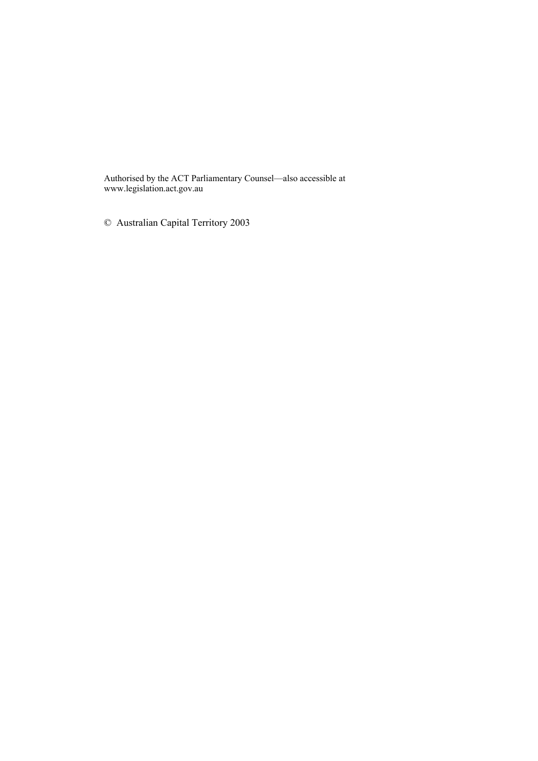Authorised by the ACT Parliamentary Counsel—also accessible at
www.legislation.act.gov.au

© Australian Capital Territory 2003